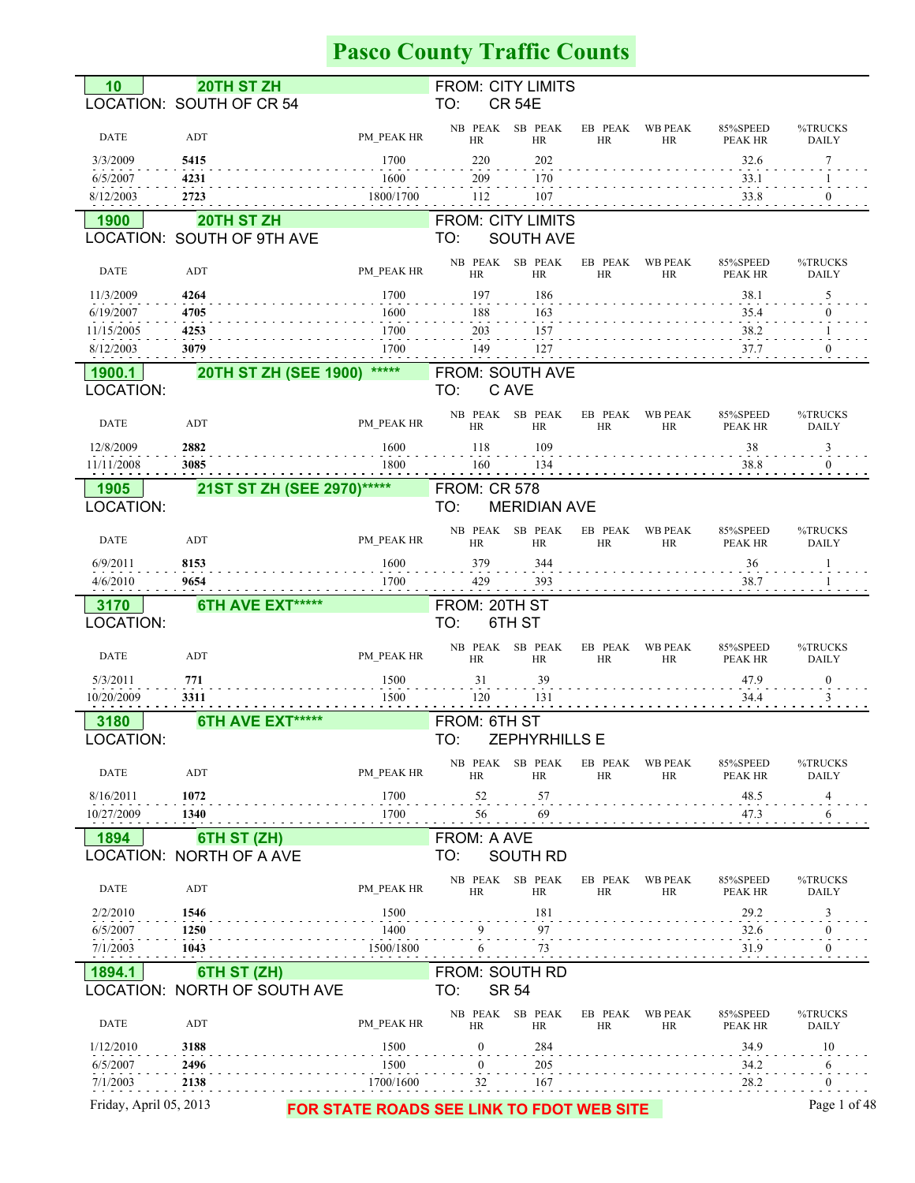# Pasco County Traffic Counts

**10** — **20TH ST ZH**
LOCATION: SOUTH OF CR 54
FROM: CITY LIMITS
TO: CR 54E

| DATE | ADT | PM_PEAK HR | NB PEAK HR | SB PEAK HR | EB PEAK HR | WB PEAK HR | 85%SPEED PEAK HR | %TRUCKS DAILY |
|---|---|---|---|---|---|---|---|---|
| 3/3/2009 | **5415** | 1700 | 220 | 202 | | | 32.6 | 7 |
| 6/5/2007 | **4231** | 1600 | 209 | 170 | | | 33.1 | 1 |
| 8/12/2003 | **2723** | 1800/1700 | 112 | 107 | | | 33.8 | 0 |

**1900** — **20TH ST ZH**
LOCATION: SOUTH OF 9TH AVE
FROM: CITY LIMITS
TO: SOUTH AVE

| DATE | ADT | PM_PEAK HR | NB PEAK HR | SB PEAK HR | EB PEAK HR | WB PEAK HR | 85%SPEED PEAK HR | %TRUCKS DAILY |
|---|---|---|---|---|---|---|---|---|
| 11/3/2009 | **4264** | 1700 | 197 | 186 | | | 38.1 | 5 |
| 6/19/2007 | **4705** | 1600 | 188 | 163 | | | 35.4 | 0 |
| 11/15/2005 | **4253** | 1700 | 203 | 157 | | | 38.2 | 1 |
| 8/12/2003 | **3079** | 1700 | 149 | 127 | | | 37.7 | 0 |

**1900.1** — **20TH ST ZH (SEE 1900) *****
LOCATION:
FROM: SOUTH AVE
TO: C AVE

| DATE | ADT | PM_PEAK HR | NB PEAK HR | SB PEAK HR | EB PEAK HR | WB PEAK HR | 85%SPEED PEAK HR | %TRUCKS DAILY |
|---|---|---|---|---|---|---|---|---|
| 12/8/2009 | **2882** | 1600 | 118 | 109 | | | 38 | 3 |
| 11/11/2008 | **3085** | 1800 | 160 | 134 | | | 38.8 | 0 |

**1905** — **21ST ST ZH (SEE 2970)*****
LOCATION:
FROM: CR 578
TO: MERIDIAN AVE

| DATE | ADT | PM_PEAK HR | NB PEAK HR | SB PEAK HR | EB PEAK HR | WB PEAK HR | 85%SPEED PEAK HR | %TRUCKS DAILY |
|---|---|---|---|---|---|---|---|---|
| 6/9/2011 | **8153** | 1600 | 379 | 344 | | | 36 | 1 |
| 4/6/2010 | **9654** | 1700 | 429 | 393 | | | 38.7 | 1 |

**3170** — **6TH AVE EXT*****
LOCATION:
FROM: 20TH ST
TO: 6TH ST

| DATE | ADT | PM_PEAK HR | NB PEAK HR | SB PEAK HR | EB PEAK HR | WB PEAK HR | 85%SPEED PEAK HR | %TRUCKS DAILY |
|---|---|---|---|---|---|---|---|---|
| 5/3/2011 | **771** | 1500 | 31 | 39 | | | 47.9 | 0 |
| 10/20/2009 | **3311** | 1500 | 120 | 131 | | | 34.4 | 3 |

**3180** — **6TH AVE EXT*****
LOCATION:
FROM: 6TH ST
TO: ZEPHYRHILLS E

| DATE | ADT | PM_PEAK HR | NB PEAK HR | SB PEAK HR | EB PEAK HR | WB PEAK HR | 85%SPEED PEAK HR | %TRUCKS DAILY |
|---|---|---|---|---|---|---|---|---|
| 8/16/2011 | **1072** | 1700 | 52 | 57 | | | 48.5 | 4 |
| 10/27/2009 | **1340** | 1700 | 56 | 69 | | | 47.3 | 6 |

**1894** — **6TH ST (ZH)**
LOCATION: NORTH OF A AVE
FROM: A AVE
TO: SOUTH RD

| DATE | ADT | PM_PEAK HR | NB PEAK HR | SB PEAK HR | EB PEAK HR | WB PEAK HR | 85%SPEED PEAK HR | %TRUCKS DAILY |
|---|---|---|---|---|---|---|---|---|
| 2/2/2010 | **1546** | 1500 | | 181 | | | 29.2 | 3 |
| 6/5/2007 | **1250** | 1400 | 9 | 97 | | | 32.6 | 0 |
| 7/1/2003 | **1043** | 1500/1800 | 6 | 73 | | | 31.9 | 0 |

**1894.1** — **6TH ST (ZH)**
LOCATION: NORTH OF SOUTH AVE
FROM: SOUTH RD
TO: SR 54

| DATE | ADT | PM_PEAK HR | NB PEAK HR | SB PEAK HR | EB PEAK HR | WB PEAK HR | 85%SPEED PEAK HR | %TRUCKS DAILY |
|---|---|---|---|---|---|---|---|---|
| 1/12/2010 | **3188** | 1500 | 0 | 284 | | | 34.9 | 10 |
| 6/5/2007 | **2496** | 1500 | 0 | 205 | | | 34.2 | 6 |
| 7/1/2003 | **2138** | 1700/1600 | 32 | 167 | | | 28.2 | 0 |

Friday, April 05, 2013

**FOR STATE ROADS SEE LINK TO FDOT WEB SITE**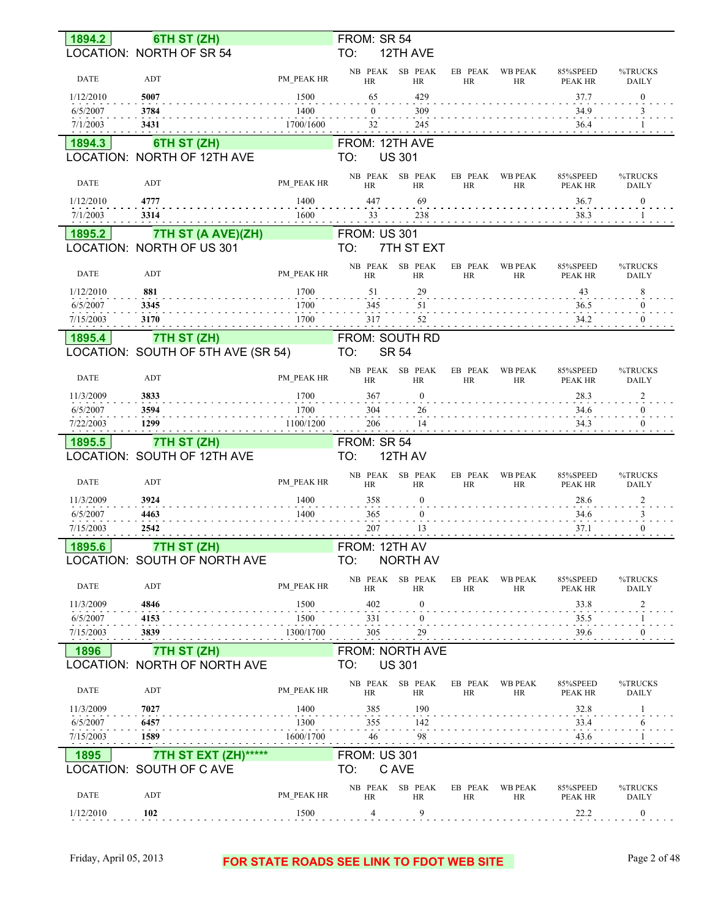## 1894.2 6TH ST (ZH)

LOCATION: NORTH OF SR 54 — FROM: SR 54 TO: 12TH AVE

| DATE | ADT | PM_PEAK HR | NB PEAK HR | SB PEAK HR | EB PEAK HR | WB PEAK HR | 85%SPEED PEAK HR | %TRUCKS DAILY |
|---|---|---|---|---|---|---|---|---|
| 1/12/2010 | **5007** | 1500 | 65 | 429 | | | 37.7 | 0 |
| 6/5/2007 | **3784** | 1400 | 0 | 309 | | | 34.9 | 3 |
| 7/1/2003 | **3431** | 1700/1600 | 32 | 245 | | | 36.4 | 1 |

## 1894.3 6TH ST (ZH)

LOCATION: NORTH OF 12TH AVE — FROM: 12TH AVE TO: US 301

| DATE | ADT | PM_PEAK HR | NB PEAK HR | SB PEAK HR | EB PEAK HR | WB PEAK HR | 85%SPEED PEAK HR | %TRUCKS DAILY |
|---|---|---|---|---|---|---|---|---|
| 1/12/2010 | **4777** | 1400 | 447 | 69 | | | 36.7 | 0 |
| 7/1/2003 | **3314** | 1600 | 33 | 238 | | | 38.3 | 1 |

## 1895.2 7TH ST (A AVE)(ZH)

LOCATION: NORTH OF US 301 — FROM: US 301 TO: 7TH ST EXT

| DATE | ADT | PM_PEAK HR | NB PEAK HR | SB PEAK HR | EB PEAK HR | WB PEAK HR | 85%SPEED PEAK HR | %TRUCKS DAILY |
|---|---|---|---|---|---|---|---|---|
| 1/12/2010 | **881** | 1700 | 51 | 29 | | | 43 | 8 |
| 6/5/2007 | **3345** | 1700 | 345 | 51 | | | 36.5 | 0 |
| 7/15/2003 | **3170** | 1700 | 317 | 52 | | | 34.2 | 0 |

## 1895.4 7TH ST (ZH)

LOCATION: SOUTH OF 5TH AVE (SR 54) — FROM: SOUTH RD TO: SR 54

| DATE | ADT | PM_PEAK HR | NB PEAK HR | SB PEAK HR | EB PEAK HR | WB PEAK HR | 85%SPEED PEAK HR | %TRUCKS DAILY |
|---|---|---|---|---|---|---|---|---|
| 11/3/2009 | **3833** | 1700 | 367 | 0 | | | 28.3 | 2 |
| 6/5/2007 | **3594** | 1700 | 304 | 26 | | | 34.6 | 0 |
| 7/22/2003 | **1299** | 1100/1200 | 206 | 14 | | | 34.3 | 0 |

## 1895.5 7TH ST (ZH)

LOCATION: SOUTH OF 12TH AVE — FROM: SR 54 TO: 12TH AV

| DATE | ADT | PM_PEAK HR | NB PEAK HR | SB PEAK HR | EB PEAK HR | WB PEAK HR | 85%SPEED PEAK HR | %TRUCKS DAILY |
|---|---|---|---|---|---|---|---|---|
| 11/3/2009 | **3924** | 1400 | 358 | 0 | | | 28.6 | 2 |
| 6/5/2007 | **4463** | 1400 | 365 | 0 | | | 34.6 | 3 |
| 7/15/2003 | **2542** | | 207 | 13 | | | 37.1 | 0 |

## 1895.6 7TH ST (ZH)

LOCATION: SOUTH OF NORTH AVE — FROM: 12TH AV TO: NORTH AV

| DATE | ADT | PM_PEAK HR | NB PEAK HR | SB PEAK HR | EB PEAK HR | WB PEAK HR | 85%SPEED PEAK HR | %TRUCKS DAILY |
|---|---|---|---|---|---|---|---|---|
| 11/3/2009 | **4846** | 1500 | 402 | 0 | | | 33.8 | 2 |
| 6/5/2007 | **4153** | 1500 | 331 | 0 | | | 35.5 | 1 |
| 7/15/2003 | **3839** | 1300/1700 | 305 | 29 | | | 39.6 | 0 |

## 1896 7TH ST (ZH)

LOCATION: NORTH OF NORTH AVE — FROM: NORTH AVE TO: US 301

| DATE | ADT | PM_PEAK HR | NB PEAK HR | SB PEAK HR | EB PEAK HR | WB PEAK HR | 85%SPEED PEAK HR | %TRUCKS DAILY |
|---|---|---|---|---|---|---|---|---|
| 11/3/2009 | **7027** | 1400 | 385 | 190 | | | 32.8 | 1 |
| 6/5/2007 | **6457** | 1300 | 355 | 142 | | | 33.4 | 6 |
| 7/15/2003 | **1589** | 1600/1700 | 46 | 98 | | | 43.6 | 1 |

## 1895 7TH ST EXT (ZH)*****

LOCATION: SOUTH OF C AVE — FROM: US 301 TO: C AVE

| DATE | ADT | PM_PEAK HR | NB PEAK HR | SB PEAK HR | EB PEAK HR | WB PEAK HR | 85%SPEED PEAK HR | %TRUCKS DAILY |
|---|---|---|---|---|---|---|---|---|
| 1/12/2010 | **102** | 1500 | 4 | 9 | | | 22.2 | 0 |

Friday, April 05, 2013

**FOR STATE ROADS SEE LINK TO FDOT WEB SITE**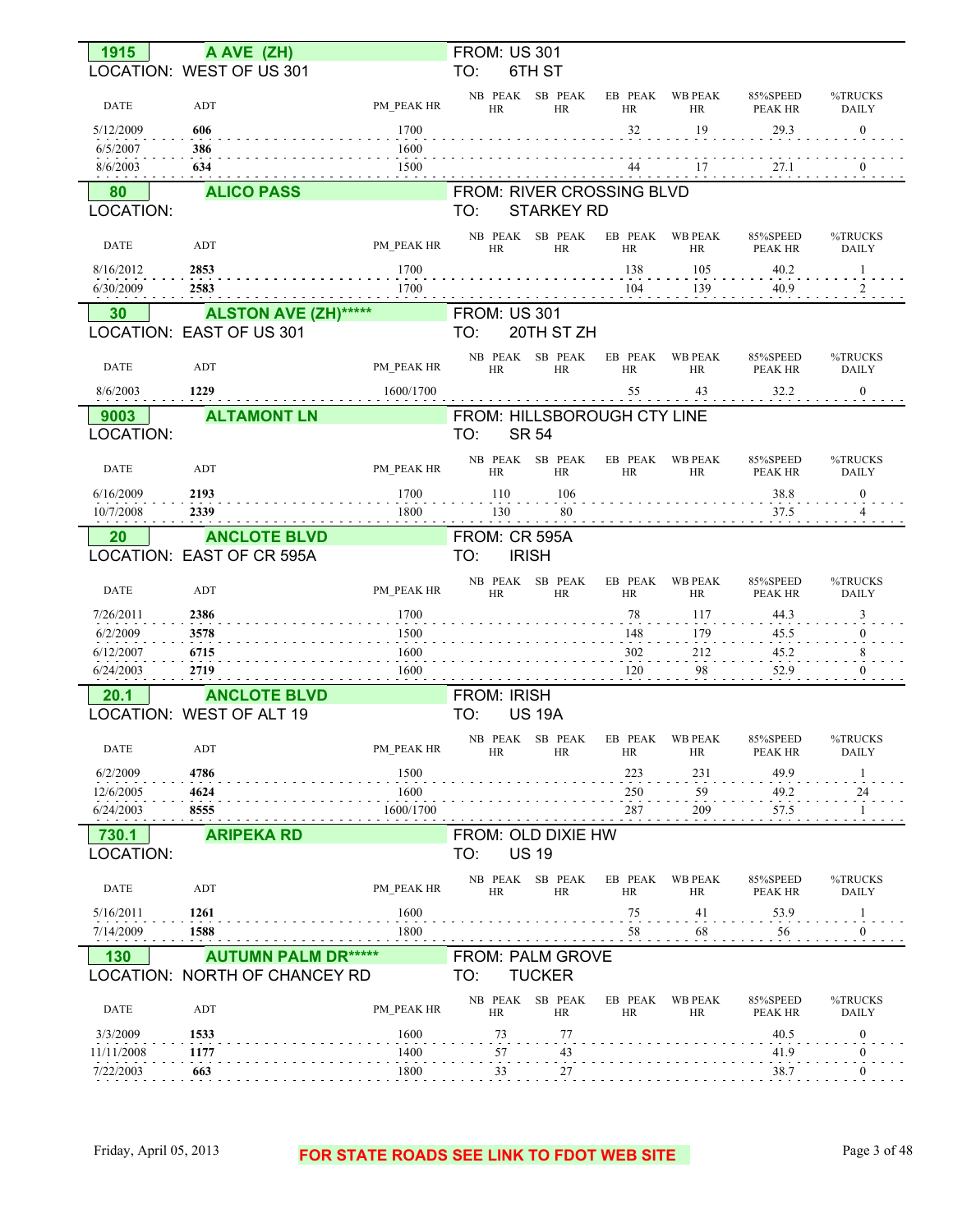## 1915 A AVE (ZH)

LOCATION: WEST OF US 301

FROM: US 301
TO: 6TH ST

| DATE | ADT | PM_PEAK HR | NB PEAK HR | SB PEAK HR | EB PEAK HR | WB PEAK HR | 85%SPEED PEAK HR | %TRUCKS DAILY |
|---|---|---|---|---|---|---|---|---|
| 5/12/2009 | **606** | 1700 | | | 32 | 19 | 29.3 | 0 |
| 6/5/2007 | **386** | 1600 | | | | | | |
| 8/6/2003 | **634** | 1500 | | | 44 | 17 | 27.1 | 0 |

## 80 ALICO PASS

LOCATION:

FROM: RIVER CROSSING BLVD
TO: STARKEY RD

| DATE | ADT | PM_PEAK HR | NB PEAK HR | SB PEAK HR | EB PEAK HR | WB PEAK HR | 85%SPEED PEAK HR | %TRUCKS DAILY |
|---|---|---|---|---|---|---|---|---|
| 8/16/2012 | **2853** | 1700 | | | 138 | 105 | 40.2 | 1 |
| 6/30/2009 | **2583** | 1700 | | | 104 | 139 | 40.9 | 2 |

## 30 ALSTON AVE (ZH)*****

LOCATION: EAST OF US 301

FROM: US 301
TO: 20TH ST ZH

| DATE | ADT | PM_PEAK HR | NB PEAK HR | SB PEAK HR | EB PEAK HR | WB PEAK HR | 85%SPEED PEAK HR | %TRUCKS DAILY |
|---|---|---|---|---|---|---|---|---|
| 8/6/2003 | **1229** | 1600/1700 | | | 55 | 43 | 32.2 | 0 |

## 9003 ALTAMONT LN

LOCATION:

FROM: HILLSBOROUGH CTY LINE
TO: SR 54

| DATE | ADT | PM_PEAK HR | NB PEAK HR | SB PEAK HR | EB PEAK HR | WB PEAK HR | 85%SPEED PEAK HR | %TRUCKS DAILY |
|---|---|---|---|---|---|---|---|---|
| 6/16/2009 | **2193** | 1700 | 110 | 106 | | | 38.8 | 0 |
| 10/7/2008 | **2339** | 1800 | 130 | 80 | | | 37.5 | 4 |

## 20 ANCLOTE BLVD

LOCATION: EAST OF CR 595A

FROM: CR 595A
TO: IRISH

| DATE | ADT | PM_PEAK HR | NB PEAK HR | SB PEAK HR | EB PEAK HR | WB PEAK HR | 85%SPEED PEAK HR | %TRUCKS DAILY |
|---|---|---|---|---|---|---|---|---|
| 7/26/2011 | **2386** | 1700 | | | 78 | 117 | 44.3 | 3 |
| 6/2/2009 | **3578** | 1500 | | | 148 | 179 | 45.5 | 0 |
| 6/12/2007 | **6715** | 1600 | | | 302 | 212 | 45.2 | 8 |
| 6/24/2003 | **2719** | 1600 | | | 120 | 98 | 52.9 | 0 |

## 20.1 ANCLOTE BLVD

LOCATION: WEST OF ALT 19

FROM: IRISH
TO: US 19A

| DATE | ADT | PM_PEAK HR | NB PEAK HR | SB PEAK HR | EB PEAK HR | WB PEAK HR | 85%SPEED PEAK HR | %TRUCKS DAILY |
|---|---|---|---|---|---|---|---|---|
| 6/2/2009 | **4786** | 1500 | | | 223 | 231 | 49.9 | 1 |
| 12/6/2005 | **4624** | 1600 | | | 250 | 59 | 49.2 | 24 |
| 6/24/2003 | **8555** | 1600/1700 | | | 287 | 209 | 57.5 | 1 |

## 730.1 ARIPEKA RD

LOCATION:

FROM: OLD DIXIE HW
TO: US 19

| DATE | ADT | PM_PEAK HR | NB PEAK HR | SB PEAK HR | EB PEAK HR | WB PEAK HR | 85%SPEED PEAK HR | %TRUCKS DAILY |
|---|---|---|---|---|---|---|---|---|
| 5/16/2011 | **1261** | 1600 | | | 75 | 41 | 53.9 | 1 |
| 7/14/2009 | **1588** | 1800 | | | 58 | 68 | 56 | 0 |

## 130 AUTUMN PALM DR*****

LOCATION: NORTH OF CHANCEY RD

FROM: PALM GROVE
TO: TUCKER

| DATE | ADT | PM_PEAK HR | NB PEAK HR | SB PEAK HR | EB PEAK HR | WB PEAK HR | 85%SPEED PEAK HR | %TRUCKS DAILY |
|---|---|---|---|---|---|---|---|---|
| 3/3/2009 | **1533** | 1600 | 73 | 77 | | | 40.5 | 0 |
| 11/11/2008 | **1177** | 1400 | 57 | 43 | | | 41.9 | 0 |
| 7/22/2003 | **663** | 1800 | 33 | 27 | | | 38.7 | 0 |

Friday, April 05, 2013

**FOR STATE ROADS SEE LINK TO FDOT WEB SITE**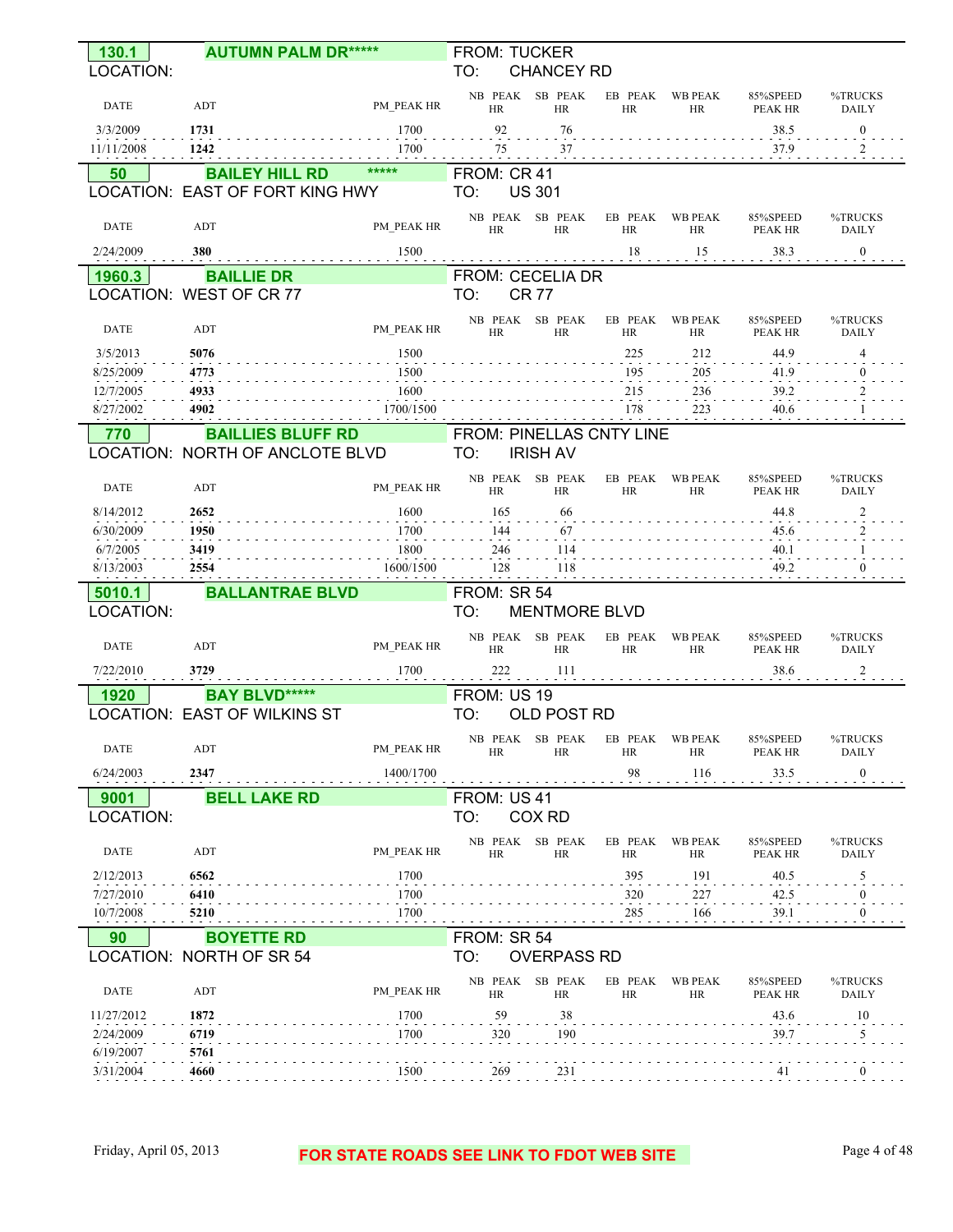## 130.1 AUTUMN PALM DR*****

LOCATION: 

FROM: TUCKER
TO: CHANCEY RD

| DATE | ADT | PM_PEAK HR | NB PEAK HR | SB PEAK HR | EB PEAK HR | WB PEAK HR | 85%SPEED PEAK HR | %TRUCKS DAILY |
|---|---|---|---|---|---|---|---|---|
| 3/3/2009 | **1731** | 1700 | 92 | 76 | | | 38.5 | 0 |
| 11/11/2008 | **1242** | 1700 | 75 | 37 | | | 37.9 | 2 |

## 50 BAILEY HILL RD *****

LOCATION: EAST OF FORT KING HWY

FROM: CR 41
TO: US 301

| DATE | ADT | PM_PEAK HR | NB PEAK HR | SB PEAK HR | EB PEAK HR | WB PEAK HR | 85%SPEED PEAK HR | %TRUCKS DAILY |
|---|---|---|---|---|---|---|---|---|
| 2/24/2009 | **380** | 1500 | | | 18 | 15 | 38.3 | 0 |

## 1960.3 BAILLIE DR

LOCATION: WEST OF CR 77

FROM: CECELIA DR
TO: CR 77

| DATE | ADT | PM_PEAK HR | NB PEAK HR | SB PEAK HR | EB PEAK HR | WB PEAK HR | 85%SPEED PEAK HR | %TRUCKS DAILY |
|---|---|---|---|---|---|---|---|---|
| 3/5/2013 | **5076** | 1500 | | | 225 | 212 | 44.9 | 4 |
| 8/25/2009 | **4773** | 1500 | | | 195 | 205 | 41.9 | 0 |
| 12/7/2005 | **4933** | 1600 | | | 215 | 236 | 39.2 | 2 |
| 8/27/2002 | **4902** | 1700/1500 | | | 178 | 223 | 40.6 | 1 |

## 770 BAILLIES BLUFF RD

LOCATION: NORTH OF ANCLOTE BLVD

FROM: PINELLAS CNTY LINE
TO: IRISH AV

| DATE | ADT | PM_PEAK HR | NB PEAK HR | SB PEAK HR | EB PEAK HR | WB PEAK HR | 85%SPEED PEAK HR | %TRUCKS DAILY |
|---|---|---|---|---|---|---|---|---|
| 8/14/2012 | **2652** | 1600 | 165 | 66 | | | 44.8 | 2 |
| 6/30/2009 | **1950** | 1700 | 144 | 67 | | | 45.6 | 2 |
| 6/7/2005 | **3419** | 1800 | 246 | 114 | | | 40.1 | 1 |
| 8/13/2003 | **2554** | 1600/1500 | 128 | 118 | | | 49.2 | 0 |

## 5010.1 BALLANTRAE BLVD

LOCATION: 

FROM: SR 54
TO: MENTMORE BLVD

| DATE | ADT | PM_PEAK HR | NB PEAK HR | SB PEAK HR | EB PEAK HR | WB PEAK HR | 85%SPEED PEAK HR | %TRUCKS DAILY |
|---|---|---|---|---|---|---|---|---|
| 7/22/2010 | **3729** | 1700 | 222 | 111 | | | 38.6 | 2 |

## 1920 BAY BLVD*****

LOCATION: EAST OF WILKINS ST

FROM: US 19
TO: OLD POST RD

| DATE | ADT | PM_PEAK HR | NB PEAK HR | SB PEAK HR | EB PEAK HR | WB PEAK HR | 85%SPEED PEAK HR | %TRUCKS DAILY |
|---|---|---|---|---|---|---|---|---|
| 6/24/2003 | **2347** | 1400/1700 | | | 98 | 116 | 33.5 | 0 |

## 9001 BELL LAKE RD

LOCATION: 

FROM: US 41
TO: COX RD

| DATE | ADT | PM_PEAK HR | NB PEAK HR | SB PEAK HR | EB PEAK HR | WB PEAK HR | 85%SPEED PEAK HR | %TRUCKS DAILY |
|---|---|---|---|---|---|---|---|---|
| 2/12/2013 | **6562** | 1700 | | | 395 | 191 | 40.5 | 5 |
| 7/27/2010 | **6410** | 1700 | | | 320 | 227 | 42.5 | 0 |
| 10/7/2008 | **5210** | 1700 | | | 285 | 166 | 39.1 | 0 |

## 90 BOYETTE RD

LOCATION: NORTH OF SR 54

FROM: SR 54
TO: OVERPASS RD

| DATE | ADT | PM_PEAK HR | NB PEAK HR | SB PEAK HR | EB PEAK HR | WB PEAK HR | 85%SPEED PEAK HR | %TRUCKS DAILY |
|---|---|---|---|---|---|---|---|---|
| 11/27/2012 | **1872** | 1700 | 59 | 38 | | | 43.6 | 10 |
| 2/24/2009 | **6719** | 1700 | 320 | 190 | | | 39.7 | 5 |
| 6/19/2007 | **5761** | | | | | | | |
| 3/31/2004 | **4660** | 1500 | 269 | 231 | | | 41 | 0 |

FOR STATE ROADS SEE LINK TO FDOT WEB SITE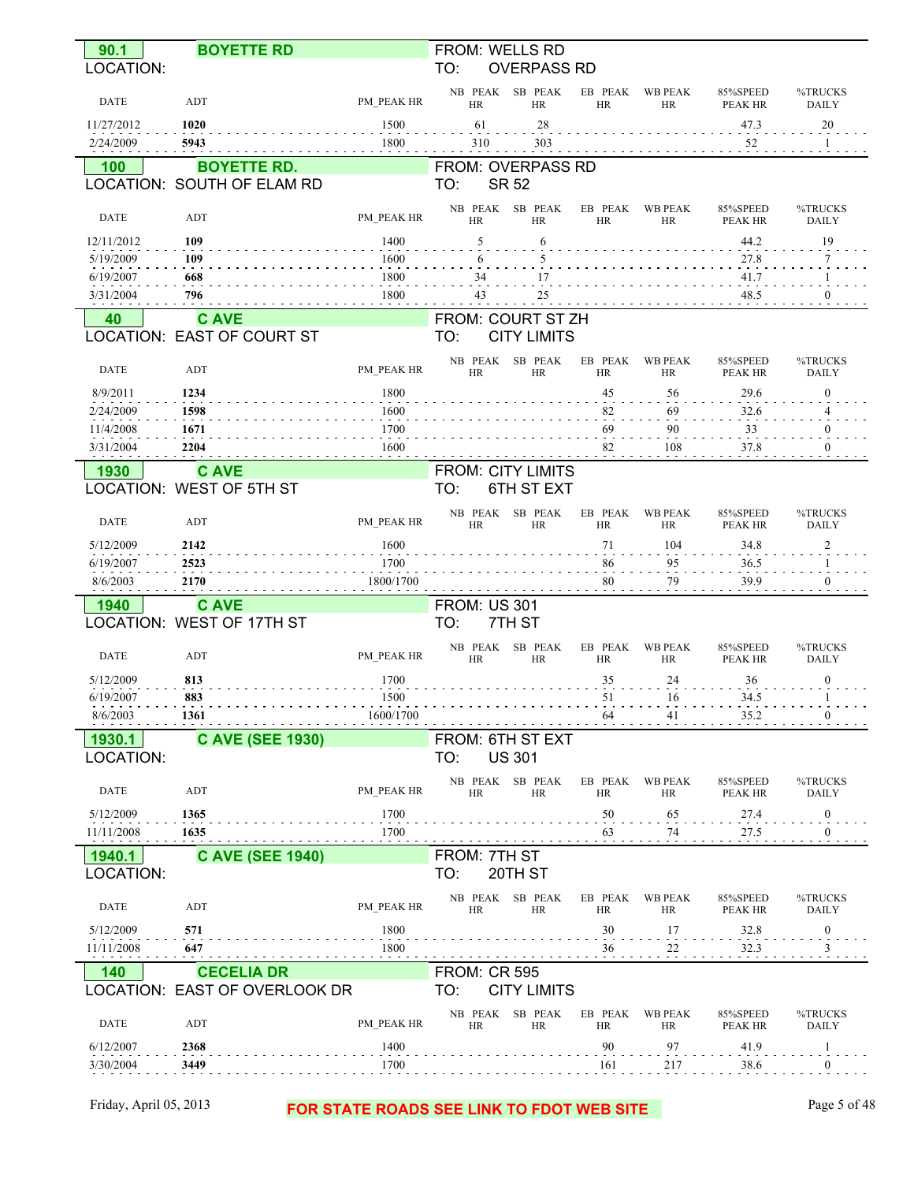## 90.1 BOYETTE RD

LOCATION:

FROM: WELLS RD
TO: OVERPASS RD

| DATE | ADT | PM_PEAK HR | NB PEAK HR | SB PEAK HR | EB PEAK HR | WB PEAK HR | 85%SPEED PEAK HR | %TRUCKS DAILY |
|---|---|---|---|---|---|---|---|---|
| 11/27/2012 | **1020** | 1500 | 61 | 28 | | | 47.3 | 20 |
| 2/24/2009 | **5943** | 1800 | 310 | 303 | | | 52 | 1 |

## 100 BOYETTE RD.

LOCATION: SOUTH OF ELAM RD

FROM: OVERPASS RD
TO: SR 52

| DATE | ADT | PM_PEAK HR | NB PEAK HR | SB PEAK HR | EB PEAK HR | WB PEAK HR | 85%SPEED PEAK HR | %TRUCKS DAILY |
|---|---|---|---|---|---|---|---|---|
| 12/11/2012 | **109** | 1400 | 5 | 6 | | | 44.2 | 19 |
| 5/19/2009 | **109** | 1600 | 6 | 5 | | | 27.8 | 7 |
| 6/19/2007 | **668** | 1800 | 34 | 17 | | | 41.7 | 1 |
| 3/31/2004 | **796** | 1800 | 43 | 25 | | | 48.5 | 0 |

## 40 C AVE

LOCATION: EAST OF COURT ST

FROM: COURT ST ZH
TO: CITY LIMITS

| DATE | ADT | PM_PEAK HR | NB PEAK HR | SB PEAK HR | EB PEAK HR | WB PEAK HR | 85%SPEED PEAK HR | %TRUCKS DAILY |
|---|---|---|---|---|---|---|---|---|
| 8/9/2011 | **1234** | 1800 | | | 45 | 56 | 29.6 | 0 |
| 2/24/2009 | **1598** | 1600 | | | 82 | 69 | 32.6 | 4 |
| 11/4/2008 | **1671** | 1700 | | | 69 | 90 | 33 | 0 |
| 3/31/2004 | **2204** | 1600 | | | 82 | 108 | 37.8 | 0 |

## 1930 C AVE

LOCATION: WEST OF 5TH ST

FROM: CITY LIMITS
TO: 6TH ST EXT

| DATE | ADT | PM_PEAK HR | NB PEAK HR | SB PEAK HR | EB PEAK HR | WB PEAK HR | 85%SPEED PEAK HR | %TRUCKS DAILY |
|---|---|---|---|---|---|---|---|---|
| 5/12/2009 | **2142** | 1600 | | | 71 | 104 | 34.8 | 2 |
| 6/19/2007 | **2523** | 1700 | | | 86 | 95 | 36.5 | 1 |
| 8/6/2003 | **2170** | 1800/1700 | | | 80 | 79 | 39.9 | 0 |

## 1940 C AVE

LOCATION: WEST OF 17TH ST

FROM: US 301
TO: 7TH ST

| DATE | ADT | PM_PEAK HR | NB PEAK HR | SB PEAK HR | EB PEAK HR | WB PEAK HR | 85%SPEED PEAK HR | %TRUCKS DAILY |
|---|---|---|---|---|---|---|---|---|
| 5/12/2009 | **813** | 1700 | | | 35 | 24 | 36 | 0 |
| 6/19/2007 | **883** | 1500 | | | 51 | 16 | 34.5 | 1 |
| 8/6/2003 | **1361** | 1600/1700 | | | 64 | 41 | 35.2 | 0 |

## 1930.1 C AVE (SEE 1930)

LOCATION:

FROM: 6TH ST EXT
TO: US 301

| DATE | ADT | PM_PEAK HR | NB PEAK HR | SB PEAK HR | EB PEAK HR | WB PEAK HR | 85%SPEED PEAK HR | %TRUCKS DAILY |
|---|---|---|---|---|---|---|---|---|
| 5/12/2009 | **1365** | 1700 | | | 50 | 65 | 27.4 | 0 |
| 11/11/2008 | **1635** | 1700 | | | 63 | 74 | 27.5 | 0 |

## 1940.1 C AVE (SEE 1940)

LOCATION:

FROM: 7TH ST
TO: 20TH ST

| DATE | ADT | PM_PEAK HR | NB PEAK HR | SB PEAK HR | EB PEAK HR | WB PEAK HR | 85%SPEED PEAK HR | %TRUCKS DAILY |
|---|---|---|---|---|---|---|---|---|
| 5/12/2009 | **571** | 1800 | | | 30 | 17 | 32.8 | 0 |
| 11/11/2008 | **647** | 1800 | | | 36 | 22 | 32.3 | 3 |

## 140 CECELIA DR

LOCATION: EAST OF OVERLOOK DR

FROM: CR 595
TO: CITY LIMITS

| DATE | ADT | PM_PEAK HR | NB PEAK HR | SB PEAK HR | EB PEAK HR | WB PEAK HR | 85%SPEED PEAK HR | %TRUCKS DAILY |
|---|---|---|---|---|---|---|---|---|
| 6/12/2007 | **2368** | 1400 | | | 90 | 97 | 41.9 | 1 |
| 3/30/2004 | **3449** | 1700 | | | 161 | 217 | 38.6 | 0 |

Friday, April 05, 2013

**FOR STATE ROADS SEE LINK TO FDOT WEB SITE**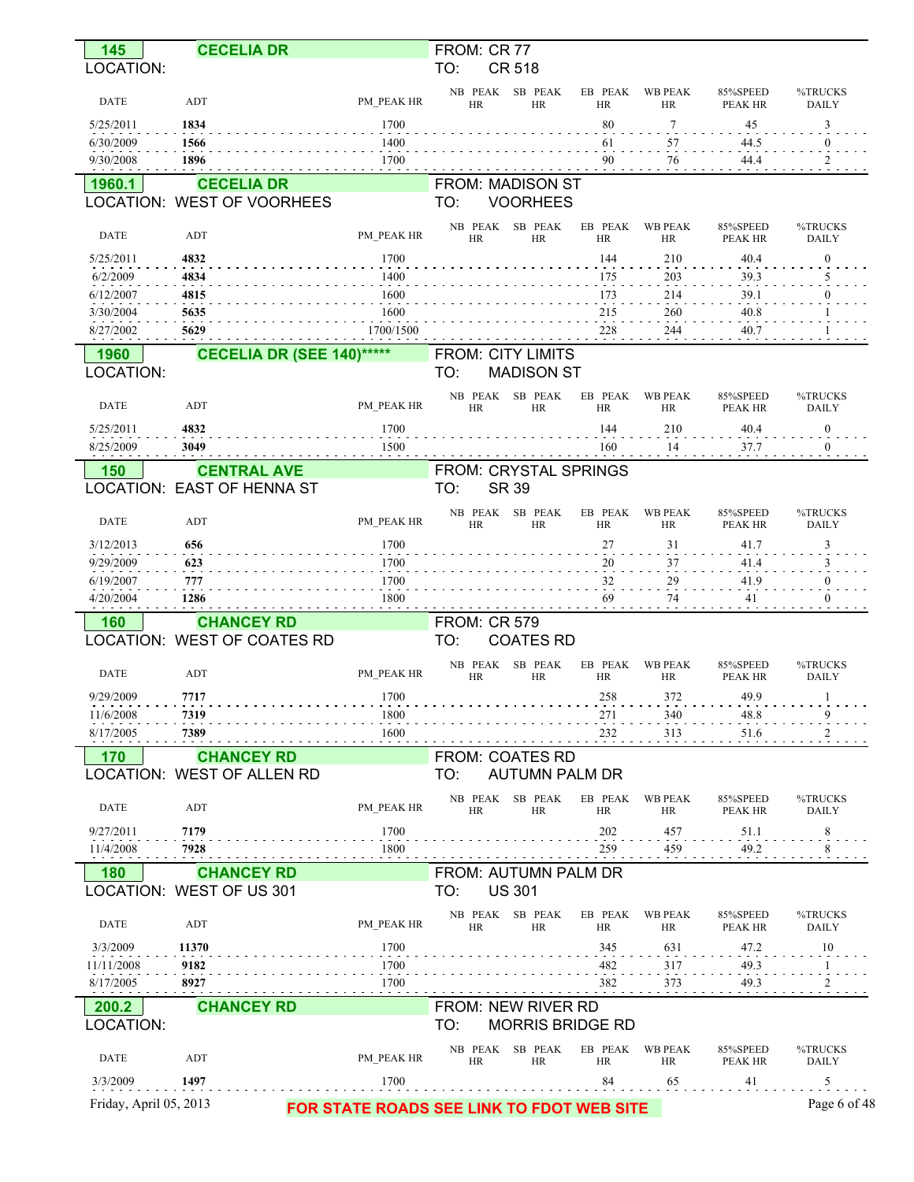## 145 CECELIA DR

LOCATION:

FROM: CR 77
TO: CR 518

| DATE | ADT | PM_PEAK HR | NB PEAK HR | SB PEAK HR | EB PEAK HR | WB PEAK HR | 85%SPEED PEAK HR | %TRUCKS DAILY |
|---|---|---|---|---|---|---|---|---|
| 5/25/2011 | **1834** | 1700 | | | 80 | 7 | 45 | 3 |
| 6/30/2009 | **1566** | 1400 | | | 61 | 57 | 44.5 | 0 |
| 9/30/2008 | **1896** | 1700 | | | 90 | 76 | 44.4 | 2 |

## 1960.1 CECELIA DR

LOCATION: WEST OF VOORHEES

FROM: MADISON ST
TO: VOORHEES

| DATE | ADT | PM_PEAK HR | NB PEAK HR | SB PEAK HR | EB PEAK HR | WB PEAK HR | 85%SPEED PEAK HR | %TRUCKS DAILY |
|---|---|---|---|---|---|---|---|---|
| 5/25/2011 | **4832** | 1700 | | | 144 | 210 | 40.4 | 0 |
| 6/2/2009 | **4834** | 1400 | | | 175 | 203 | 39.3 | 5 |
| 6/12/2007 | **4815** | 1600 | | | 173 | 214 | 39.1 | 0 |
| 3/30/2004 | **5635** | 1600 | | | 215 | 260 | 40.8 | 1 |
| 8/27/2002 | **5629** | 1700/1500 | | | 228 | 244 | 40.7 | 1 |

## 1960 CECELIA DR (SEE 140)*****

LOCATION:

FROM: CITY LIMITS
TO: MADISON ST

| DATE | ADT | PM_PEAK HR | NB PEAK HR | SB PEAK HR | EB PEAK HR | WB PEAK HR | 85%SPEED PEAK HR | %TRUCKS DAILY |
|---|---|---|---|---|---|---|---|---|
| 5/25/2011 | **4832** | 1700 | | | 144 | 210 | 40.4 | 0 |
| 8/25/2009 | **3049** | 1500 | | | 160 | 14 | 37.7 | 0 |

## 150 CENTRAL AVE

LOCATION: EAST OF HENNA ST

FROM: CRYSTAL SPRINGS
TO: SR 39

| DATE | ADT | PM_PEAK HR | NB PEAK HR | SB PEAK HR | EB PEAK HR | WB PEAK HR | 85%SPEED PEAK HR | %TRUCKS DAILY |
|---|---|---|---|---|---|---|---|---|
| 3/12/2013 | **656** | 1700 | | | 27 | 31 | 41.7 | 3 |
| 9/29/2009 | **623** | 1700 | | | 20 | 37 | 41.4 | 3 |
| 6/19/2007 | **777** | 1700 | | | 32 | 29 | 41.9 | 0 |
| 4/20/2004 | **1286** | 1800 | | | 69 | 74 | 41 | 0 |

## 160 CHANCEY RD

LOCATION: WEST OF COATES RD

FROM: CR 579
TO: COATES RD

| DATE | ADT | PM_PEAK HR | NB PEAK HR | SB PEAK HR | EB PEAK HR | WB PEAK HR | 85%SPEED PEAK HR | %TRUCKS DAILY |
|---|---|---|---|---|---|---|---|---|
| 9/29/2009 | **7717** | 1700 | | | 258 | 372 | 49.9 | 1 |
| 11/6/2008 | **7319** | 1800 | | | 271 | 340 | 48.8 | 9 |
| 8/17/2005 | **7389** | 1600 | | | 232 | 313 | 51.6 | 2 |

## 170 CHANCEY RD

LOCATION: WEST OF ALLEN RD

FROM: COATES RD
TO: AUTUMN PALM DR

| DATE | ADT | PM_PEAK HR | NB PEAK HR | SB PEAK HR | EB PEAK HR | WB PEAK HR | 85%SPEED PEAK HR | %TRUCKS DAILY |
|---|---|---|---|---|---|---|---|---|
| 9/27/2011 | **7179** | 1700 | | | 202 | 457 | 51.1 | 8 |
| 11/4/2008 | **7928** | 1800 | | | 259 | 459 | 49.2 | 8 |

## 180 CHANCEY RD

LOCATION: WEST OF US 301

FROM: AUTUMN PALM DR
TO: US 301

| DATE | ADT | PM_PEAK HR | NB PEAK HR | SB PEAK HR | EB PEAK HR | WB PEAK HR | 85%SPEED PEAK HR | %TRUCKS DAILY |
|---|---|---|---|---|---|---|---|---|
| 3/3/2009 | **11370** | 1700 | | | 345 | 631 | 47.2 | 10 |
| 11/11/2008 | **9182** | 1700 | | | 482 | 317 | 49.3 | 1 |
| 8/17/2005 | **8927** | 1700 | | | 382 | 373 | 49.3 | 2 |

## 200.2 CHANCEY RD

LOCATION:

FROM: NEW RIVER RD
TO: MORRIS BRIDGE RD

| DATE | ADT | PM_PEAK HR | NB PEAK HR | SB PEAK HR | EB PEAK HR | WB PEAK HR | 85%SPEED PEAK HR | %TRUCKS DAILY |
|---|---|---|---|---|---|---|---|---|
| 3/3/2009 | **1497** | 1700 | | | 84 | 65 | 41 | 5 |

Friday, April 05, 2013

FOR STATE ROADS SEE LINK TO FDOT WEB SITE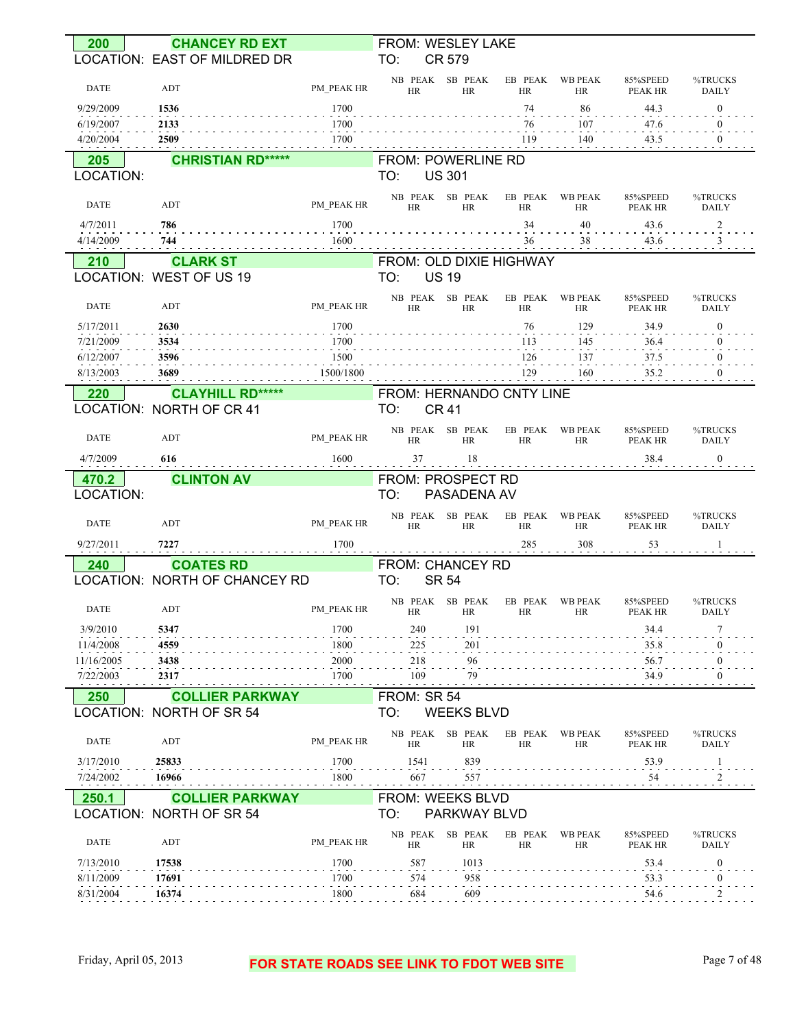## 200 CHANCEY RD EXT

LOCATION: EAST OF MILDRED DR

FROM: WESLEY LAKE
TO: CR 579

| DATE | ADT | PM_PEAK HR | NB PEAK HR | SB PEAK HR | EB PEAK HR | WB PEAK HR | 85%SPEED PEAK HR | %TRUCKS DAILY |
|---|---|---|---|---|---|---|---|---|
| 9/29/2009 | **1536** | 1700 | | | 74 | 86 | 44.3 | 0 |
| 6/19/2007 | **2133** | 1700 | | | 76 | 107 | 47.6 | 0 |
| 4/20/2004 | **2509** | 1700 | | | 119 | 140 | 43.5 | 0 |

## 205 CHRISTIAN RD*****

LOCATION:

FROM: POWERLINE RD
TO: US 301

| DATE | ADT | PM_PEAK HR | NB PEAK HR | SB PEAK HR | EB PEAK HR | WB PEAK HR | 85%SPEED PEAK HR | %TRUCKS DAILY |
|---|---|---|---|---|---|---|---|---|
| 4/7/2011 | **786** | 1700 | | | 34 | 40 | 43.6 | 2 |
| 4/14/2009 | **744** | 1600 | | | 36 | 38 | 43.6 | 3 |

## 210 CLARK ST

LOCATION: WEST OF US 19

FROM: OLD DIXIE HIGHWAY
TO: US 19

| DATE | ADT | PM_PEAK HR | NB PEAK HR | SB PEAK HR | EB PEAK HR | WB PEAK HR | 85%SPEED PEAK HR | %TRUCKS DAILY |
|---|---|---|---|---|---|---|---|---|
| 5/17/2011 | **2630** | 1700 | | | 76 | 129 | 34.9 | 0 |
| 7/21/2009 | **3534** | 1700 | | | 113 | 145 | 36.4 | 0 |
| 6/12/2007 | **3596** | 1500 | | | 126 | 137 | 37.5 | 0 |
| 8/13/2003 | **3689** | 1500/1800 | | | 129 | 160 | 35.2 | 0 |

## 220 CLAYHILL RD*****

LOCATION: NORTH OF CR 41

FROM: HERNANDO CNTY LINE
TO: CR 41

| DATE | ADT | PM_PEAK HR | NB PEAK HR | SB PEAK HR | EB PEAK HR | WB PEAK HR | 85%SPEED PEAK HR | %TRUCKS DAILY |
|---|---|---|---|---|---|---|---|---|
| 4/7/2009 | **616** | 1600 | 37 | 18 | | | 38.4 | 0 |

## 470.2 CLINTON AV

LOCATION:

FROM: PROSPECT RD
TO: PASADENA AV

| DATE | ADT | PM_PEAK HR | NB PEAK HR | SB PEAK HR | EB PEAK HR | WB PEAK HR | 85%SPEED PEAK HR | %TRUCKS DAILY |
|---|---|---|---|---|---|---|---|---|
| 9/27/2011 | **7227** | 1700 | | | 285 | 308 | 53 | 1 |

## 240 COATES RD

LOCATION: NORTH OF CHANCEY RD

FROM: CHANCEY RD
TO: SR 54

| DATE | ADT | PM_PEAK HR | NB PEAK HR | SB PEAK HR | EB PEAK HR | WB PEAK HR | 85%SPEED PEAK HR | %TRUCKS DAILY |
|---|---|---|---|---|---|---|---|---|
| 3/9/2010 | **5347** | 1700 | 240 | 191 | | | 34.4 | 7 |
| 11/4/2008 | **4559** | 1800 | 225 | 201 | | | 35.8 | 0 |
| 11/16/2005 | **3438** | 2000 | 218 | 96 | | | 56.7 | 0 |
| 7/22/2003 | **2317** | 1700 | 109 | 79 | | | 34.9 | 0 |

## 250 COLLIER PARKWAY

LOCATION: NORTH OF SR 54

FROM: SR 54
TO: WEEKS BLVD

| DATE | ADT | PM_PEAK HR | NB PEAK HR | SB PEAK HR | EB PEAK HR | WB PEAK HR | 85%SPEED PEAK HR | %TRUCKS DAILY |
|---|---|---|---|---|---|---|---|---|
| 3/17/2010 | **25833** | 1700 | 1541 | 839 | | | 53.9 | 1 |
| 7/24/2002 | **16966** | 1800 | 667 | 557 | | | 54 | 2 |

## 250.1 COLLIER PARKWAY

LOCATION: NORTH OF SR 54

FROM: WEEKS BLVD
TO: PARKWAY BLVD

| DATE | ADT | PM_PEAK HR | NB PEAK HR | SB PEAK HR | EB PEAK HR | WB PEAK HR | 85%SPEED PEAK HR | %TRUCKS DAILY |
|---|---|---|---|---|---|---|---|---|
| 7/13/2010 | **17538** | 1700 | 587 | 1013 | | | 53.4 | 0 |
| 8/11/2009 | **17691** | 1700 | 574 | 958 | | | 53.3 | 0 |
| 8/31/2004 | **16374** | 1800 | 684 | 609 | | | 54.6 | 2 |

Friday, April 05, 2013

FOR STATE ROADS SEE LINK TO FDOT WEB SITE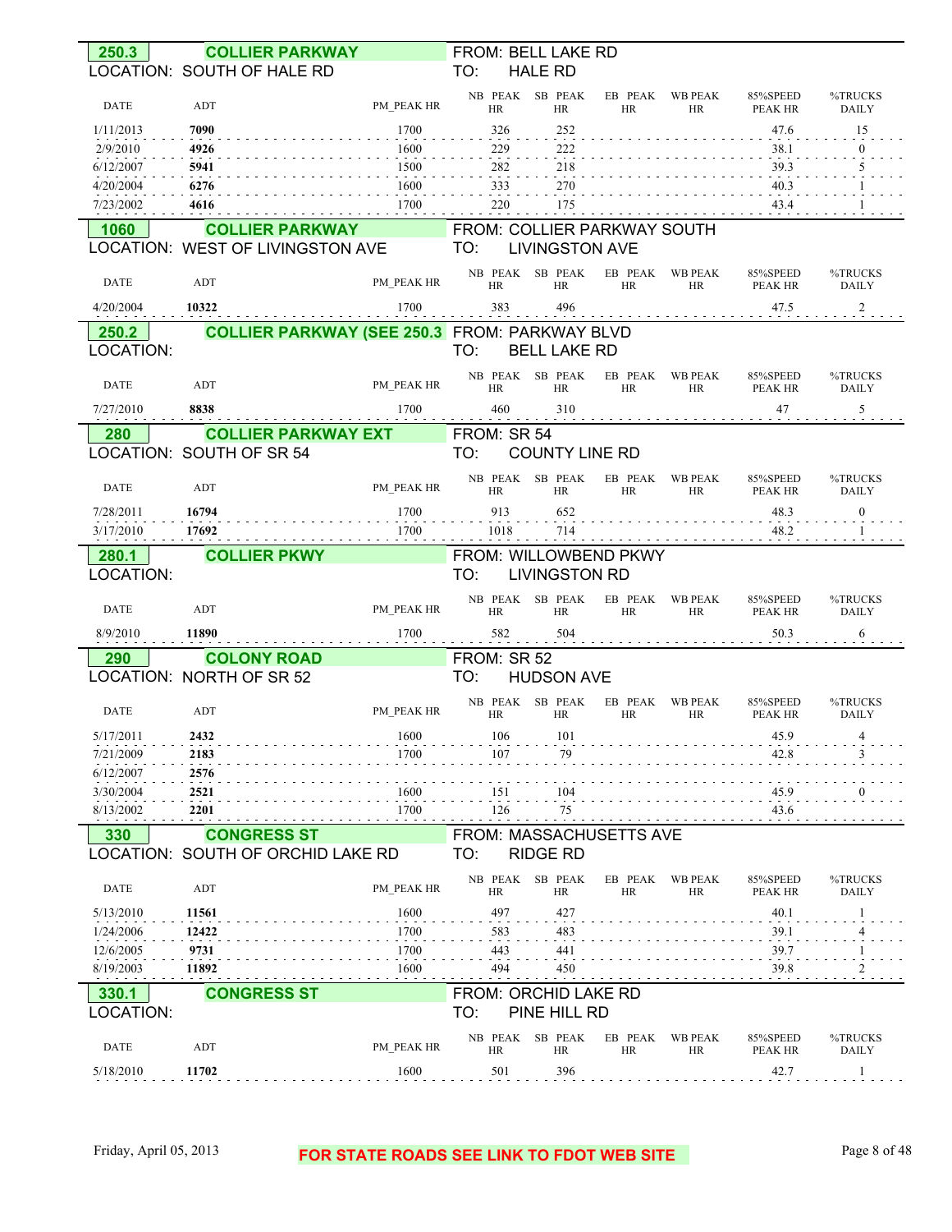**250.3** **COLLIER PARKWAY** FROM: BELL LAKE RD
LOCATION: SOUTH OF HALE RD TO: HALE RD

| DATE | ADT | PM_PEAK HR | NB PEAK HR | SB PEAK HR | EB PEAK HR | WB PEAK HR | 85%SPEED PEAK HR | %TRUCKS DAILY |
|---|---|---|---|---|---|---|---|---|
| 1/11/2013 | 7090 | 1700 | 326 | 252 | | | 47.6 | 15 |
| 2/9/2010 | 4926 | 1600 | 229 | 222 | | | 38.1 | 0 |
| 6/12/2007 | 5941 | 1500 | 282 | 218 | | | 39.3 | 5 |
| 4/20/2004 | 6276 | 1600 | 333 | 270 | | | 40.3 | 1 |
| 7/23/2002 | 4616 | 1700 | 220 | 175 | | | 43.4 | 1 |

**1060** **COLLIER PARKWAY** FROM: COLLIER PARKWAY SOUTH
LOCATION: WEST OF LIVINGSTON AVE TO: LIVINGSTON AVE

| DATE | ADT | PM_PEAK HR | NB PEAK HR | SB PEAK HR | EB PEAK HR | WB PEAK HR | 85%SPEED PEAK HR | %TRUCKS DAILY |
|---|---|---|---|---|---|---|---|---|
| 4/20/2004 | 10322 | 1700 | 383 | 496 | | | 47.5 | 2 |

**250.2** **COLLIER PARKWAY (SEE 250.3** FROM: PARKWAY BLVD
LOCATION: TO: BELL LAKE RD

| DATE | ADT | PM_PEAK HR | NB PEAK HR | SB PEAK HR | EB PEAK HR | WB PEAK HR | 85%SPEED PEAK HR | %TRUCKS DAILY |
|---|---|---|---|---|---|---|---|---|
| 7/27/2010 | 8838 | 1700 | 460 | 310 | | | 47 | 5 |

**280** **COLLIER PARKWAY EXT** FROM: SR 54
LOCATION: SOUTH OF SR 54 TO: COUNTY LINE RD

| DATE | ADT | PM_PEAK HR | NB PEAK HR | SB PEAK HR | EB PEAK HR | WB PEAK HR | 85%SPEED PEAK HR | %TRUCKS DAILY |
|---|---|---|---|---|---|---|---|---|
| 7/28/2011 | 16794 | 1700 | 913 | 652 | | | 48.3 | 0 |
| 3/17/2010 | 17692 | 1700 | 1018 | 714 | | | 48.2 | 1 |

**280.1** **COLLIER PKWY** FROM: WILLOWBEND PKWY
LOCATION: TO: LIVINGSTON RD

| DATE | ADT | PM_PEAK HR | NB PEAK HR | SB PEAK HR | EB PEAK HR | WB PEAK HR | 85%SPEED PEAK HR | %TRUCKS DAILY |
|---|---|---|---|---|---|---|---|---|
| 8/9/2010 | 11890 | 1700 | 582 | 504 | | | 50.3 | 6 |

**290** **COLONY ROAD** FROM: SR 52
LOCATION: NORTH OF SR 52 TO: HUDSON AVE

| DATE | ADT | PM_PEAK HR | NB PEAK HR | SB PEAK HR | EB PEAK HR | WB PEAK HR | 85%SPEED PEAK HR | %TRUCKS DAILY |
|---|---|---|---|---|---|---|---|---|
| 5/17/2011 | 2432 | 1600 | 106 | 101 | | | 45.9 | 4 |
| 7/21/2009 | 2183 | 1700 | 107 | 79 | | | 42.8 | 3 |
| 6/12/2007 | 2576 | | | | | | | |
| 3/30/2004 | 2521 | 1600 | 151 | 104 | | | 45.9 | 0 |
| 8/13/2002 | 2201 | 1700 | 126 | 75 | | | 43.6 | |

**330** **CONGRESS ST** FROM: MASSACHUSETTS AVE
LOCATION: SOUTH OF ORCHID LAKE RD TO: RIDGE RD

| DATE | ADT | PM_PEAK HR | NB PEAK HR | SB PEAK HR | EB PEAK HR | WB PEAK HR | 85%SPEED PEAK HR | %TRUCKS DAILY |
|---|---|---|---|---|---|---|---|---|
| 5/13/2010 | 11561 | 1600 | 497 | 427 | | | 40.1 | 1 |
| 1/24/2006 | 12422 | 1700 | 583 | 483 | | | 39.1 | 4 |
| 12/6/2005 | 9731 | 1700 | 443 | 441 | | | 39.7 | 1 |
| 8/19/2003 | 11892 | 1600 | 494 | 450 | | | 39.8 | 2 |

**330.1** **CONGRESS ST** FROM: ORCHID LAKE RD
LOCATION: TO: PINE HILL RD

| DATE | ADT | PM_PEAK HR | NB PEAK HR | SB PEAK HR | EB PEAK HR | WB PEAK HR | 85%SPEED PEAK HR | %TRUCKS DAILY |
|---|---|---|---|---|---|---|---|---|
| 5/18/2010 | 11702 | 1600 | 501 | 396 | | | 42.7 | 1 |

Friday, April 05, 2013

**FOR STATE ROADS SEE LINK TO FDOT WEB SITE**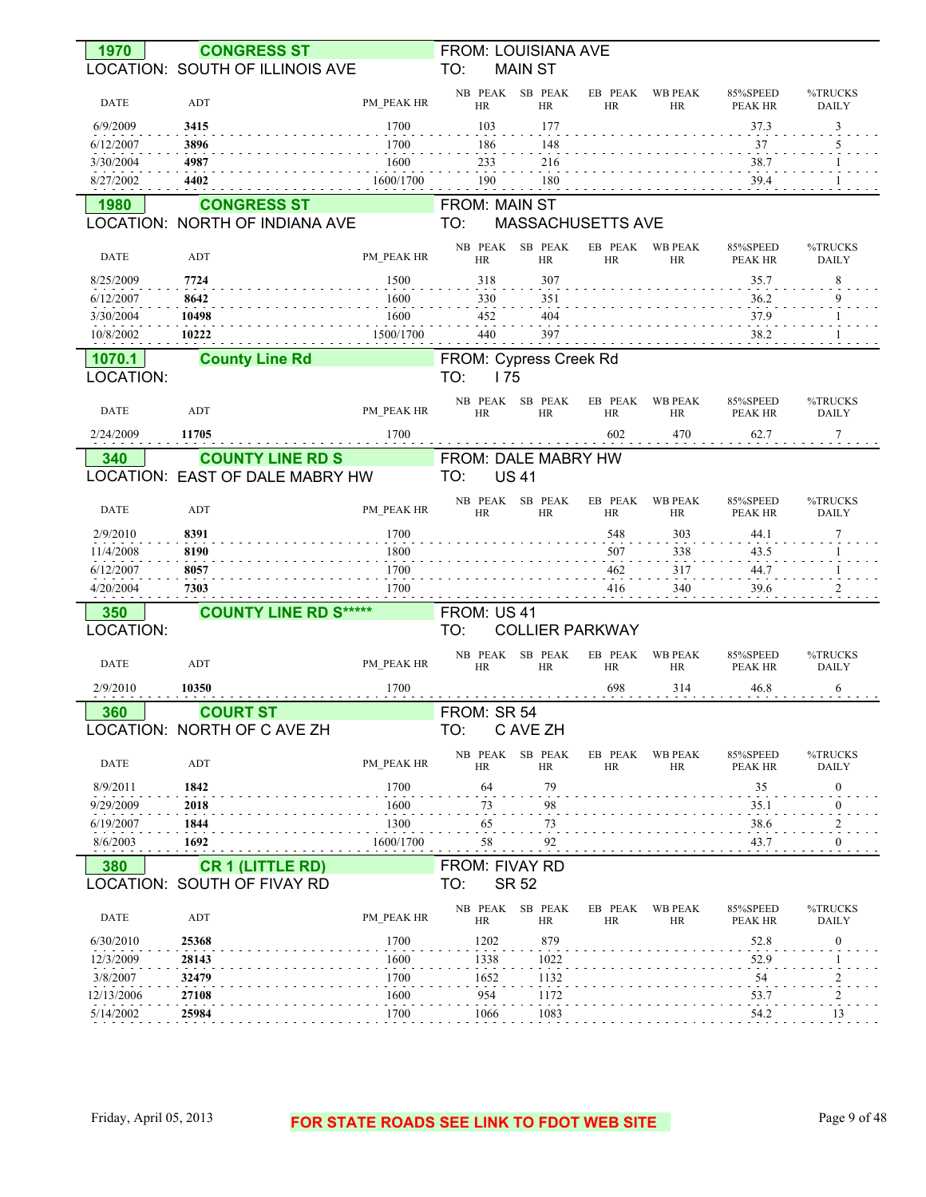**1970** **CONGRESS ST**
LOCATION: SOUTH OF ILLINOIS AVE
FROM: LOUISIANA AVE
TO: MAIN ST

| DATE | ADT | PM_PEAK HR | NB PEAK HR | SB PEAK HR | EB PEAK HR | WB PEAK HR | 85%SPEED PEAK HR | %TRUCKS DAILY |
|---|---|---|---|---|---|---|---|---|
| 6/9/2009 | **3415** | 1700 | 103 | 177 | | | 37.3 | 3 |
| 6/12/2007 | **3896** | 1700 | 186 | 148 | | | 37 | 5 |
| 3/30/2004 | **4987** | 1600 | 233 | 216 | | | 38.7 | 1 |
| 8/27/2002 | **4402** | 1600/1700 | 190 | 180 | | | 39.4 | 1 |

**1980** **CONGRESS ST**
LOCATION: NORTH OF INDIANA AVE
FROM: MAIN ST
TO: MASSACHUSETTS AVE

| DATE | ADT | PM_PEAK HR | NB PEAK HR | SB PEAK HR | EB PEAK HR | WB PEAK HR | 85%SPEED PEAK HR | %TRUCKS DAILY |
|---|---|---|---|---|---|---|---|---|
| 8/25/2009 | **7724** | 1500 | 318 | 307 | | | 35.7 | 8 |
| 6/12/2007 | **8642** | 1600 | 330 | 351 | | | 36.2 | 9 |
| 3/30/2004 | **10498** | 1600 | 452 | 404 | | | 37.9 | 1 |
| 10/8/2002 | **10222** | 1500/1700 | 440 | 397 | | | 38.2 | 1 |

**1070.1** **County Line Rd**
LOCATION:
FROM: Cypress Creek Rd
TO: I 75

| DATE | ADT | PM_PEAK HR | NB PEAK HR | SB PEAK HR | EB PEAK HR | WB PEAK HR | 85%SPEED PEAK HR | %TRUCKS DAILY |
|---|---|---|---|---|---|---|---|---|
| 2/24/2009 | **11705** | 1700 | | | 602 | 470 | 62.7 | 7 |

**340** **COUNTY LINE RD S**
LOCATION: EAST OF DALE MABRY HW
FROM: DALE MABRY HW
TO: US 41

| DATE | ADT | PM_PEAK HR | NB PEAK HR | SB PEAK HR | EB PEAK HR | WB PEAK HR | 85%SPEED PEAK HR | %TRUCKS DAILY |
|---|---|---|---|---|---|---|---|---|
| 2/9/2010 | **8391** | 1700 | | | 548 | 303 | 44.1 | 7 |
| 11/4/2008 | **8190** | 1800 | | | 507 | 338 | 43.5 | 1 |
| 6/12/2007 | **8057** | 1700 | | | 462 | 317 | 44.7 | 1 |
| 4/20/2004 | **7303** | 1700 | | | 416 | 340 | 39.6 | 2 |

**350** **COUNTY LINE RD S*****
LOCATION:
FROM: US 41
TO: COLLIER PARKWAY

| DATE | ADT | PM_PEAK HR | NB PEAK HR | SB PEAK HR | EB PEAK HR | WB PEAK HR | 85%SPEED PEAK HR | %TRUCKS DAILY |
|---|---|---|---|---|---|---|---|---|
| 2/9/2010 | **10350** | 1700 | | | 698 | 314 | 46.8 | 6 |

**360** **COURT ST**
LOCATION: NORTH OF C AVE ZH
FROM: SR 54
TO: C AVE ZH

| DATE | ADT | PM_PEAK HR | NB PEAK HR | SB PEAK HR | EB PEAK HR | WB PEAK HR | 85%SPEED PEAK HR | %TRUCKS DAILY |
|---|---|---|---|---|---|---|---|---|
| 8/9/2011 | **1842** | 1700 | 64 | 79 | | | 35 | 0 |
| 9/29/2009 | **2018** | 1600 | 73 | 98 | | | 35.1 | 0 |
| 6/19/2007 | **1844** | 1300 | 65 | 73 | | | 38.6 | 2 |
| 8/6/2003 | **1692** | 1600/1700 | 58 | 92 | | | 43.7 | 0 |

**380** **CR 1 (LITTLE RD)**
LOCATION: SOUTH OF FIVAY RD
FROM: FIVAY RD
TO: SR 52

| DATE | ADT | PM_PEAK HR | NB PEAK HR | SB PEAK HR | EB PEAK HR | WB PEAK HR | 85%SPEED PEAK HR | %TRUCKS DAILY |
|---|---|---|---|---|---|---|---|---|
| 6/30/2010 | **25368** | 1700 | 1202 | 879 | | | 52.8 | 0 |
| 12/3/2009 | **28143** | 1600 | 1338 | 1022 | | | 52.9 | 1 |
| 3/8/2007 | **32479** | 1700 | 1652 | 1132 | | | 54 | 2 |
| 12/13/2006 | **27108** | 1600 | 954 | 1172 | | | 53.7 | 2 |
| 5/14/2002 | **25984** | 1700 | 1066 | 1083 | | | 54.2 | 13 |

**FOR STATE ROADS SEE LINK TO FDOT WEB SITE**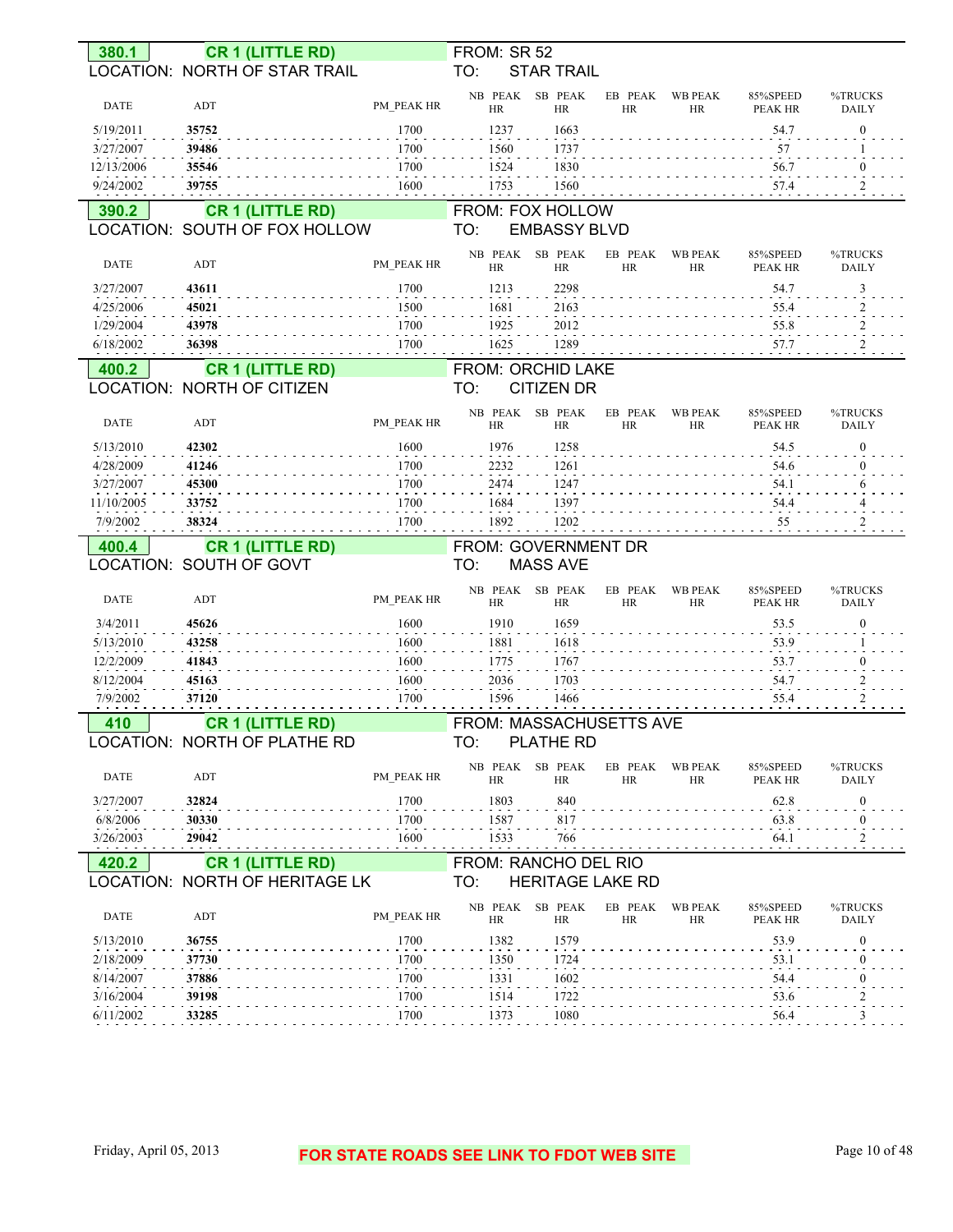**380.1** **CR 1 (LITTLE RD)** FROM: SR 52
LOCATION: NORTH OF STAR TRAIL TO: STAR TRAIL

| DATE | ADT | PM_PEAK HR | NB PEAK HR | SB PEAK HR | EB PEAK HR | WB PEAK HR | 85%SPEED PEAK HR | %TRUCKS DAILY |
|---|---|---|---|---|---|---|---|---|
| 5/19/2011 | **35752** | 1700 | 1237 | 1663 | | | 54.7 | 0 |
| 3/27/2007 | **39486** | 1700 | 1560 | 1737 | | | 57 | 1 |
| 12/13/2006 | **35546** | 1700 | 1524 | 1830 | | | 56.7 | 0 |
| 9/24/2002 | **39755** | 1600 | 1753 | 1560 | | | 57.4 | 2 |

**390.2** **CR 1 (LITTLE RD)** FROM: FOX HOLLOW
LOCATION: SOUTH OF FOX HOLLOW TO: EMBASSY BLVD

| DATE | ADT | PM_PEAK HR | NB PEAK HR | SB PEAK HR | EB PEAK HR | WB PEAK HR | 85%SPEED PEAK HR | %TRUCKS DAILY |
|---|---|---|---|---|---|---|---|---|
| 3/27/2007 | **43611** | 1700 | 1213 | 2298 | | | 54.7 | 3 |
| 4/25/2006 | **45021** | 1500 | 1681 | 2163 | | | 55.4 | 2 |
| 1/29/2004 | **43978** | 1700 | 1925 | 2012 | | | 55.8 | 2 |
| 6/18/2002 | **36398** | 1700 | 1625 | 1289 | | | 57.7 | 2 |

**400.2** **CR 1 (LITTLE RD)** FROM: ORCHID LAKE
LOCATION: NORTH OF CITIZEN TO: CITIZEN DR

| DATE | ADT | PM_PEAK HR | NB PEAK HR | SB PEAK HR | EB PEAK HR | WB PEAK HR | 85%SPEED PEAK HR | %TRUCKS DAILY |
|---|---|---|---|---|---|---|---|---|
| 5/13/2010 | **42302** | 1600 | 1976 | 1258 | | | 54.5 | 0 |
| 4/28/2009 | **41246** | 1700 | 2232 | 1261 | | | 54.6 | 0 |
| 3/27/2007 | **45300** | 1700 | 2474 | 1247 | | | 54.1 | 6 |
| 11/10/2005 | **33752** | 1700 | 1684 | 1397 | | | 54.4 | 4 |
| 7/9/2002 | **38324** | 1700 | 1892 | 1202 | | | 55 | 2 |

**400.4** **CR 1 (LITTLE RD)** FROM: GOVERNMENT DR
LOCATION: SOUTH OF GOVT TO: MASS AVE

| DATE | ADT | PM_PEAK HR | NB PEAK HR | SB PEAK HR | EB PEAK HR | WB PEAK HR | 85%SPEED PEAK HR | %TRUCKS DAILY |
|---|---|---|---|---|---|---|---|---|
| 3/4/2011 | **45626** | 1600 | 1910 | 1659 | | | 53.5 | 0 |
| 5/13/2010 | **43258** | 1600 | 1881 | 1618 | | | 53.9 | 1 |
| 12/2/2009 | **41843** | 1600 | 1775 | 1767 | | | 53.7 | 0 |
| 8/12/2004 | **45163** | 1600 | 2036 | 1703 | | | 54.7 | 2 |
| 7/9/2002 | **37120** | 1700 | 1596 | 1466 | | | 55.4 | 2 |

**410** **CR 1 (LITTLE RD)** FROM: MASSACHUSETTS AVE
LOCATION: NORTH OF PLATHE RD TO: PLATHE RD

| DATE | ADT | PM_PEAK HR | NB PEAK HR | SB PEAK HR | EB PEAK HR | WB PEAK HR | 85%SPEED PEAK HR | %TRUCKS DAILY |
|---|---|---|---|---|---|---|---|---|
| 3/27/2007 | **32824** | 1700 | 1803 | 840 | | | 62.8 | 0 |
| 6/8/2006 | **30330** | 1700 | 1587 | 817 | | | 63.8 | 0 |
| 3/26/2003 | **29042** | 1600 | 1533 | 766 | | | 64.1 | 2 |

**420.2** **CR 1 (LITTLE RD)** FROM: RANCHO DEL RIO
LOCATION: NORTH OF HERITAGE LK TO: HERITAGE LAKE RD

| DATE | ADT | PM_PEAK HR | NB PEAK HR | SB PEAK HR | EB PEAK HR | WB PEAK HR | 85%SPEED PEAK HR | %TRUCKS DAILY |
|---|---|---|---|---|---|---|---|---|
| 5/13/2010 | **36755** | 1700 | 1382 | 1579 | | | 53.9 | 0 |
| 2/18/2009 | **37730** | 1700 | 1350 | 1724 | | | 53.1 | 0 |
| 8/14/2007 | **37886** | 1700 | 1331 | 1602 | | | 54.4 | 0 |
| 3/16/2004 | **39198** | 1700 | 1514 | 1722 | | | 53.6 | 2 |
| 6/11/2002 | **33285** | 1700 | 1373 | 1080 | | | 56.4 | 3 |

Friday, April 05, 2013 **FOR STATE ROADS SEE LINK TO FDOT WEB SITE**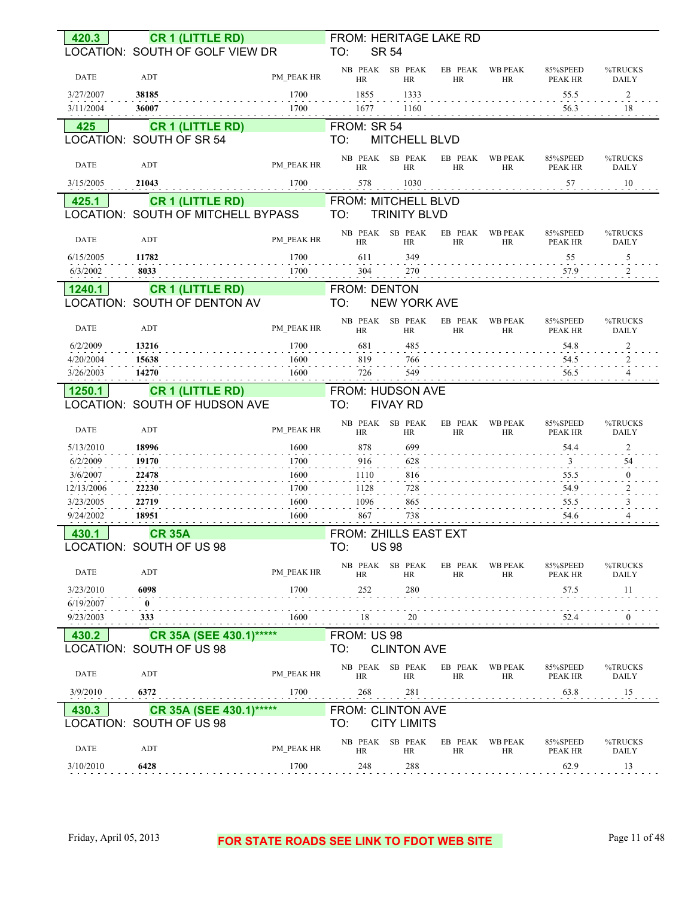## 420.3 CR 1 (LITTLE RD)

LOCATION: SOUTH OF GOLF VIEW DR

FROM: HERITAGE LAKE RD
TO: SR 54

| DATE | ADT | PM_PEAK HR | NB PEAK HR | SB PEAK HR | EB PEAK HR | WB PEAK HR | 85%SPEED PEAK HR | %TRUCKS DAILY |
|---|---|---|---|---|---|---|---|---|
| 3/27/2007 | **38185** | 1700 | 1855 | 1333 | | | 55.5 | 2 |
| 3/11/2004 | **36007** | 1700 | 1677 | 1160 | | | 56.3 | 18 |

## 425 CR 1 (LITTLE RD)

LOCATION: SOUTH OF SR 54

FROM: SR 54
TO: MITCHELL BLVD

| DATE | ADT | PM_PEAK HR | NB PEAK HR | SB PEAK HR | EB PEAK HR | WB PEAK HR | 85%SPEED PEAK HR | %TRUCKS DAILY |
|---|---|---|---|---|---|---|---|---|
| 3/15/2005 | **21043** | 1700 | 578 | 1030 | | | 57 | 10 |

## 425.1 CR 1 (LITTLE RD)

LOCATION: SOUTH OF MITCHELL BYPASS

FROM: MITCHELL BLVD
TO: TRINITY BLVD

| DATE | ADT | PM_PEAK HR | NB PEAK HR | SB PEAK HR | EB PEAK HR | WB PEAK HR | 85%SPEED PEAK HR | %TRUCKS DAILY |
|---|---|---|---|---|---|---|---|---|
| 6/15/2005 | **11782** | 1700 | 611 | 349 | | | 55 | 5 |
| 6/3/2002 | **8033** | 1700 | 304 | 270 | | | 57.9 | 2 |

## 1240.1 CR 1 (LITTLE RD)

LOCATION: SOUTH OF DENTON AV

FROM: DENTON
TO: NEW YORK AVE

| DATE | ADT | PM_PEAK HR | NB PEAK HR | SB PEAK HR | EB PEAK HR | WB PEAK HR | 85%SPEED PEAK HR | %TRUCKS DAILY |
|---|---|---|---|---|---|---|---|---|
| 6/2/2009 | **13216** | 1700 | 681 | 485 | | | 54.8 | 2 |
| 4/20/2004 | **15638** | 1600 | 819 | 766 | | | 54.5 | 2 |
| 3/26/2003 | **14270** | 1600 | 726 | 549 | | | 56.5 | 4 |

## 1250.1 CR 1 (LITTLE RD)

LOCATION: SOUTH OF HUDSON AVE

FROM: HUDSON AVE
TO: FIVAY RD

| DATE | ADT | PM_PEAK HR | NB PEAK HR | SB PEAK HR | EB PEAK HR | WB PEAK HR | 85%SPEED PEAK HR | %TRUCKS DAILY |
|---|---|---|---|---|---|---|---|---|
| 5/13/2010 | **18996** | 1600 | 878 | 699 | | | 54.4 | 2 |
| 6/2/2009 | **19170** | 1700 | 916 | 628 | | | 3 | 54 |
| 3/6/2007 | **22478** | 1600 | 1110 | 816 | | | 55.5 | 0 |
| 12/13/2006 | **22230** | 1700 | 1128 | 728 | | | 54.9 | 2 |
| 3/23/2005 | **22719** | 1600 | 1096 | 865 | | | 55.5 | 3 |
| 9/24/2002 | **18951** | 1600 | 867 | 738 | | | 54.6 | 4 |

## 430.1 CR 35A

LOCATION: SOUTH OF US 98

FROM: ZHILLS EAST EXT
TO: US 98

| DATE | ADT | PM_PEAK HR | NB PEAK HR | SB PEAK HR | EB PEAK HR | WB PEAK HR | 85%SPEED PEAK HR | %TRUCKS DAILY |
|---|---|---|---|---|---|---|---|---|
| 3/23/2010 | **6098** | 1700 | 252 | 280 | | | 57.5 | 11 |
| 6/19/2007 | **0** | | | | | | | |
| 9/23/2003 | **333** | 1600 | 18 | 20 | | | 52.4 | 0 |

## 430.2 CR 35A (SEE 430.1)*****

LOCATION: SOUTH OF US 98

FROM: US 98
TO: CLINTON AVE

| DATE | ADT | PM_PEAK HR | NB PEAK HR | SB PEAK HR | EB PEAK HR | WB PEAK HR | 85%SPEED PEAK HR | %TRUCKS DAILY |
|---|---|---|---|---|---|---|---|---|
| 3/9/2010 | **6372** | 1700 | 268 | 281 | | | 63.8 | 15 |

## 430.3 CR 35A (SEE 430.1)*****

LOCATION: SOUTH OF US 98

FROM: CLINTON AVE
TO: CITY LIMITS

| DATE | ADT | PM_PEAK HR | NB PEAK HR | SB PEAK HR | EB PEAK HR | WB PEAK HR | 85%SPEED PEAK HR | %TRUCKS DAILY |
|---|---|---|---|---|---|---|---|---|
| 3/10/2010 | **6428** | 1700 | 248 | 288 | | | 62.9 | 13 |

Friday, April 05, 2013

**FOR STATE ROADS SEE LINK TO FDOT WEB SITE**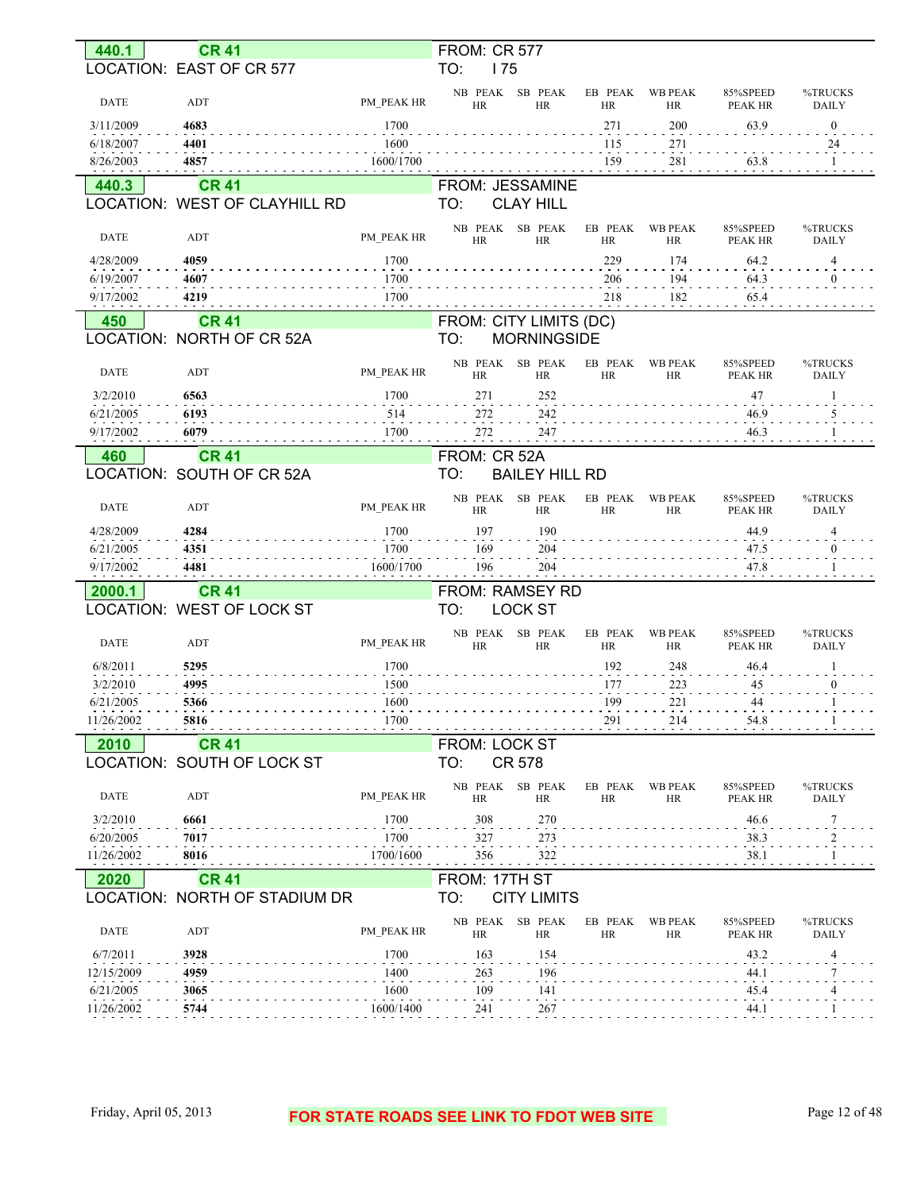## 440.1 CR 41

LOCATION: EAST OF CR 577 — FROM: CR 577 TO: I 75

| DATE | ADT | PM_PEAK HR | NB PEAK HR | SB PEAK HR | EB PEAK HR | WB PEAK HR | 85%SPEED PEAK HR | %TRUCKS DAILY |
|---|---|---|---|---|---|---|---|---|
| 3/11/2009 | **4683** | 1700 | | | 271 | 200 | 63.9 | 0 |
| 6/18/2007 | **4401** | 1600 | | | 115 | 271 | | 24 |
| 8/26/2003 | **4857** | 1600/1700 | | | 159 | 281 | 63.8 | 1 |

## 440.3 CR 41

LOCATION: WEST OF CLAYHILL RD — FROM: JESSAMINE TO: CLAY HILL

| DATE | ADT | PM_PEAK HR | NB PEAK HR | SB PEAK HR | EB PEAK HR | WB PEAK HR | 85%SPEED PEAK HR | %TRUCKS DAILY |
|---|---|---|---|---|---|---|---|---|
| 4/28/2009 | **4059** | 1700 | | | 229 | 174 | 64.2 | 4 |
| 6/19/2007 | **4607** | 1700 | | | 206 | 194 | 64.3 | 0 |
| 9/17/2002 | **4219** | 1700 | | | 218 | 182 | 65.4 | |

## 450 CR 41

LOCATION: NORTH OF CR 52A — FROM: CITY LIMITS (DC) TO: MORNINGSIDE

| DATE | ADT | PM_PEAK HR | NB PEAK HR | SB PEAK HR | EB PEAK HR | WB PEAK HR | 85%SPEED PEAK HR | %TRUCKS DAILY |
|---|---|---|---|---|---|---|---|---|
| 3/2/2010 | **6563** | 1700 | 271 | 252 | | | 47 | 1 |
| 6/21/2005 | **6193** | 514 | 272 | 242 | | | 46.9 | 5 |
| 9/17/2002 | **6079** | 1700 | 272 | 247 | | | 46.3 | 1 |

## 460 CR 41

LOCATION: SOUTH OF CR 52A — FROM: CR 52A TO: BAILEY HILL RD

| DATE | ADT | PM_PEAK HR | NB PEAK HR | SB PEAK HR | EB PEAK HR | WB PEAK HR | 85%SPEED PEAK HR | %TRUCKS DAILY |
|---|---|---|---|---|---|---|---|---|
| 4/28/2009 | **4284** | 1700 | 197 | 190 | | | 44.9 | 4 |
| 6/21/2005 | **4351** | 1700 | 169 | 204 | | | 47.5 | 0 |
| 9/17/2002 | **4481** | 1600/1700 | 196 | 204 | | | 47.8 | 1 |

## 2000.1 CR 41

LOCATION: WEST OF LOCK ST — FROM: RAMSEY RD TO: LOCK ST

| DATE | ADT | PM_PEAK HR | NB PEAK HR | SB PEAK HR | EB PEAK HR | WB PEAK HR | 85%SPEED PEAK HR | %TRUCKS DAILY |
|---|---|---|---|---|---|---|---|---|
| 6/8/2011 | **5295** | 1700 | | | 192 | 248 | 46.4 | 1 |
| 3/2/2010 | **4995** | 1500 | | | 177 | 223 | 45 | 0 |
| 6/21/2005 | **5366** | 1600 | | | 199 | 221 | 44 | 1 |
| 11/26/2002 | **5816** | 1700 | | | 291 | 214 | 54.8 | 1 |

## 2010 CR 41

LOCATION: SOUTH OF LOCK ST — FROM: LOCK ST TO: CR 578

| DATE | ADT | PM_PEAK HR | NB PEAK HR | SB PEAK HR | EB PEAK HR | WB PEAK HR | 85%SPEED PEAK HR | %TRUCKS DAILY |
|---|---|---|---|---|---|---|---|---|
| 3/2/2010 | **6661** | 1700 | 308 | 270 | | | 46.6 | 7 |
| 6/20/2005 | **7017** | 1700 | 327 | 273 | | | 38.3 | 2 |
| 11/26/2002 | **8016** | 1700/1600 | 356 | 322 | | | 38.1 | 1 |

## 2020 CR 41

LOCATION: NORTH OF STADIUM DR — FROM: 17TH ST TO: CITY LIMITS

| DATE | ADT | PM_PEAK HR | NB PEAK HR | SB PEAK HR | EB PEAK HR | WB PEAK HR | 85%SPEED PEAK HR | %TRUCKS DAILY |
|---|---|---|---|---|---|---|---|---|
| 6/7/2011 | **3928** | 1700 | 163 | 154 | | | 43.2 | 4 |
| 12/15/2009 | **4959** | 1400 | 263 | 196 | | | 44.1 | 7 |
| 6/21/2005 | **3065** | 1600 | 109 | 141 | | | 45.4 | 4 |
| 11/26/2002 | **5744** | 1600/1400 | 241 | 267 | | | 44.1 | 1 |

FOR STATE ROADS SEE LINK TO FDOT WEB SITE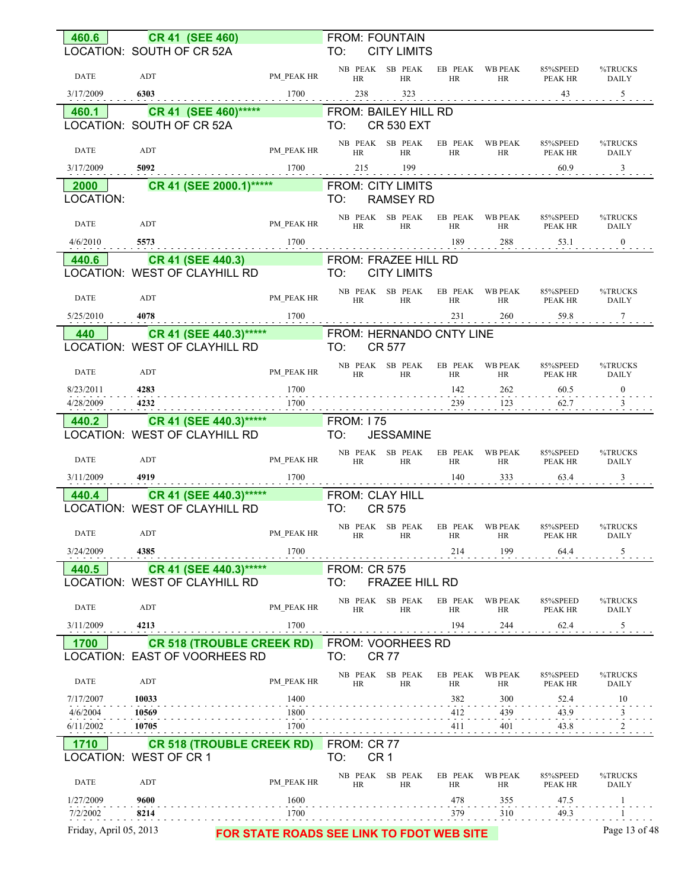## 460.6 — CR 41 (SEE 460)

LOCATION: SOUTH OF CR 52A

FROM: FOUNTAIN
TO: CITY LIMITS

| DATE | ADT | PM_PEAK HR | NB PEAK HR | SB PEAK HR | EB PEAK HR | WB PEAK HR | 85%SPEED PEAK HR | %TRUCKS DAILY |
|---|---|---|---|---|---|---|---|---|
| 3/17/2009 | **6303** | 1700 | 238 | 323 | | | 43 | 5 |

## 460.1 — CR 41 (SEE 460)*****

LOCATION: SOUTH OF CR 52A

FROM: BAILEY HILL RD
TO: CR 530 EXT

| DATE | ADT | PM_PEAK HR | NB PEAK HR | SB PEAK HR | EB PEAK HR | WB PEAK HR | 85%SPEED PEAK HR | %TRUCKS DAILY |
|---|---|---|---|---|---|---|---|---|
| 3/17/2009 | **5092** | 1700 | 215 | 199 | | | 60.9 | 3 |

## 2000 — CR 41 (SEE 2000.1)*****

LOCATION:

FROM: CITY LIMITS
TO: RAMSEY RD

| DATE | ADT | PM_PEAK HR | NB PEAK HR | SB PEAK HR | EB PEAK HR | WB PEAK HR | 85%SPEED PEAK HR | %TRUCKS DAILY |
|---|---|---|---|---|---|---|---|---|
| 4/6/2010 | **5573** | 1700 | | | 189 | 288 | 53.1 | 0 |

## 440.6 — CR 41 (SEE 440.3)

LOCATION: WEST OF CLAYHILL RD

FROM: FRAZEE HILL RD
TO: CITY LIMITS

| DATE | ADT | PM_PEAK HR | NB PEAK HR | SB PEAK HR | EB PEAK HR | WB PEAK HR | 85%SPEED PEAK HR | %TRUCKS DAILY |
|---|---|---|---|---|---|---|---|---|
| 5/25/2010 | **4078** | 1700 | | | 231 | 260 | 59.8 | 7 |

## 440 — CR 41 (SEE 440.3)*****

LOCATION: WEST OF CLAYHILL RD

FROM: HERNANDO CNTY LINE
TO: CR 577

| DATE | ADT | PM_PEAK HR | NB PEAK HR | SB PEAK HR | EB PEAK HR | WB PEAK HR | 85%SPEED PEAK HR | %TRUCKS DAILY |
|---|---|---|---|---|---|---|---|---|
| 8/23/2011 | **4283** | 1700 | | | 142 | 262 | 60.5 | 0 |
| 4/28/2009 | **4232** | 1700 | | | 239 | 123 | 62.7 | 3 |

## 440.2 — CR 41 (SEE 440.3)*****

LOCATION: WEST OF CLAYHILL RD

FROM: I 75
TO: JESSAMINE

| DATE | ADT | PM_PEAK HR | NB PEAK HR | SB PEAK HR | EB PEAK HR | WB PEAK HR | 85%SPEED PEAK HR | %TRUCKS DAILY |
|---|---|---|---|---|---|---|---|---|
| 3/11/2009 | **4919** | 1700 | | | 140 | 333 | 63.4 | 3 |

## 440.4 — CR 41 (SEE 440.3)*****

LOCATION: WEST OF CLAYHILL RD

FROM: CLAY HILL
TO: CR 575

| DATE | ADT | PM_PEAK HR | NB PEAK HR | SB PEAK HR | EB PEAK HR | WB PEAK HR | 85%SPEED PEAK HR | %TRUCKS DAILY |
|---|---|---|---|---|---|---|---|---|
| 3/24/2009 | **4385** | 1700 | | | 214 | 199 | 64.4 | 5 |

## 440.5 — CR 41 (SEE 440.3)*****

LOCATION: WEST OF CLAYHILL RD

FROM: CR 575
TO: FRAZEE HILL RD

| DATE | ADT | PM_PEAK HR | NB PEAK HR | SB PEAK HR | EB PEAK HR | WB PEAK HR | 85%SPEED PEAK HR | %TRUCKS DAILY |
|---|---|---|---|---|---|---|---|---|
| 3/11/2009 | **4213** | 1700 | | | 194 | 244 | 62.4 | 5 |

## 1700 — CR 518 (TROUBLE CREEK RD)

LOCATION: EAST OF VOORHEES RD

FROM: VOORHEES RD
TO: CR 77

| DATE | ADT | PM_PEAK HR | NB PEAK HR | SB PEAK HR | EB PEAK HR | WB PEAK HR | 85%SPEED PEAK HR | %TRUCKS DAILY |
|---|---|---|---|---|---|---|---|---|
| 7/17/2007 | **10033** | 1400 | | | 382 | 300 | 52.4 | 10 |
| 4/6/2004 | **10569** | 1800 | | | 412 | 439 | 43.9 | 3 |
| 6/11/2002 | **10705** | 1700 | | | 411 | 401 | 43.8 | 2 |

## 1710 — CR 518 (TROUBLE CREEK RD)

LOCATION: WEST OF CR 1

FROM: CR 77
TO: CR 1

| DATE | ADT | PM_PEAK HR | NB PEAK HR | SB PEAK HR | EB PEAK HR | WB PEAK HR | 85%SPEED PEAK HR | %TRUCKS DAILY |
|---|---|---|---|---|---|---|---|---|
| 1/27/2009 | **9600** | 1600 | | | 478 | 355 | 47.5 | 1 |
| 7/2/2002 | **8214** | 1700 | | | 379 | 310 | 49.3 | 1 |

FOR STATE ROADS SEE LINK TO FDOT WEB SITE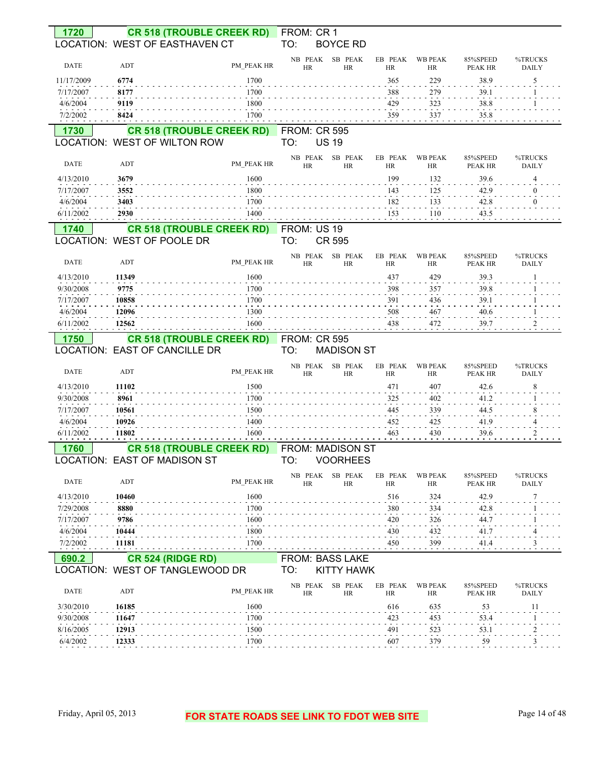**1720** **CR 518 (TROUBLE CREEK RD)** FROM: CR 1
LOCATION: WEST OF EASTHAVEN CT TO: BOYCE RD

| DATE | ADT | PM_PEAK HR | NB PEAK HR | SB PEAK HR | EB PEAK HR | WB PEAK HR | 85%SPEED PEAK HR | %TRUCKS DAILY |
|---|---|---|---|---|---|---|---|---|
| 11/17/2009 | **6774** | 1700 | | | 365 | 229 | 38.9 | 5 |
| 7/17/2007 | **8177** | 1700 | | | 388 | 279 | 39.1 | 1 |
| 4/6/2004 | **9119** | 1800 | | | 429 | 323 | 38.8 | 1 |
| 7/2/2002 | **8424** | 1700 | | | 359 | 337 | 35.8 | |

**1730** **CR 518 (TROUBLE CREEK RD)** FROM: CR 595
LOCATION: WEST OF WILTON ROW TO: US 19

| DATE | ADT | PM_PEAK HR | NB PEAK HR | SB PEAK HR | EB PEAK HR | WB PEAK HR | 85%SPEED PEAK HR | %TRUCKS DAILY |
|---|---|---|---|---|---|---|---|---|
| 4/13/2010 | **3679** | 1600 | | | 199 | 132 | 39.6 | 4 |
| 7/17/2007 | **3552** | 1800 | | | 143 | 125 | 42.9 | 0 |
| 4/6/2004 | **3403** | 1700 | | | 182 | 133 | 42.8 | 0 |
| 6/11/2002 | **2930** | 1400 | | | 153 | 110 | 43.5 | |

**1740** **CR 518 (TROUBLE CREEK RD)** FROM: US 19
LOCATION: WEST OF POOLE DR TO: CR 595

| DATE | ADT | PM_PEAK HR | NB PEAK HR | SB PEAK HR | EB PEAK HR | WB PEAK HR | 85%SPEED PEAK HR | %TRUCKS DAILY |
|---|---|---|---|---|---|---|---|---|
| 4/13/2010 | **11349** | 1600 | | | 437 | 429 | 39.3 | 1 |
| 9/30/2008 | **9775** | 1700 | | | 398 | 357 | 39.8 | 1 |
| 7/17/2007 | **10858** | 1700 | | | 391 | 436 | 39.1 | 1 |
| 4/6/2004 | **12096** | 1300 | | | 508 | 467 | 40.6 | 1 |
| 6/11/2002 | **12562** | 1600 | | | 438 | 472 | 39.7 | 2 |

**1750** **CR 518 (TROUBLE CREEK RD)** FROM: CR 595
LOCATION: EAST OF CANCILLE DR TO: MADISON ST

| DATE | ADT | PM_PEAK HR | NB PEAK HR | SB PEAK HR | EB PEAK HR | WB PEAK HR | 85%SPEED PEAK HR | %TRUCKS DAILY |
|---|---|---|---|---|---|---|---|---|
| 4/13/2010 | **11102** | 1500 | | | 471 | 407 | 42.6 | 8 |
| 9/30/2008 | **8961** | 1700 | | | 325 | 402 | 41.2 | 1 |
| 7/17/2007 | **10561** | 1500 | | | 445 | 339 | 44.5 | 8 |
| 4/6/2004 | **10926** | 1400 | | | 452 | 425 | 41.9 | 4 |
| 6/11/2002 | **11802** | 1600 | | | 463 | 430 | 39.6 | 2 |

**1760** **CR 518 (TROUBLE CREEK RD)** FROM: MADISON ST
LOCATION: EAST OF MADISON ST TO: VOORHEES

| DATE | ADT | PM_PEAK HR | NB PEAK HR | SB PEAK HR | EB PEAK HR | WB PEAK HR | 85%SPEED PEAK HR | %TRUCKS DAILY |
|---|---|---|---|---|---|---|---|---|
| 4/13/2010 | **10460** | 1600 | | | 516 | 324 | 42.9 | 7 |
| 7/29/2008 | **8880** | 1700 | | | 380 | 334 | 42.8 | 1 |
| 7/17/2007 | **9786** | 1600 | | | 420 | 326 | 44.7 | 1 |
| 4/6/2004 | **10444** | 1800 | | | 430 | 432 | 41.7 | 4 |
| 7/2/2002 | **11181** | 1700 | | | 450 | 399 | 41.4 | 3 |

**690.2** **CR 524 (RIDGE RD)** FROM: BASS LAKE
LOCATION: WEST OF TANGLEWOOD DR TO: KITTY HAWK

| DATE | ADT | PM_PEAK HR | NB PEAK HR | SB PEAK HR | EB PEAK HR | WB PEAK HR | 85%SPEED PEAK HR | %TRUCKS DAILY |
|---|---|---|---|---|---|---|---|---|
| 3/30/2010 | **16185** | 1600 | | | 616 | 635 | 53 | 11 |
| 9/30/2008 | **11647** | 1700 | | | 423 | 453 | 53.4 | 1 |
| 8/16/2005 | **12913** | 1500 | | | 491 | 523 | 53.1 | 2 |
| 6/4/2002 | **12333** | 1700 | | | 607 | 379 | 59 | 3 |

Friday, April 05, 2013

FOR STATE ROADS SEE LINK TO FDOT WEB SITE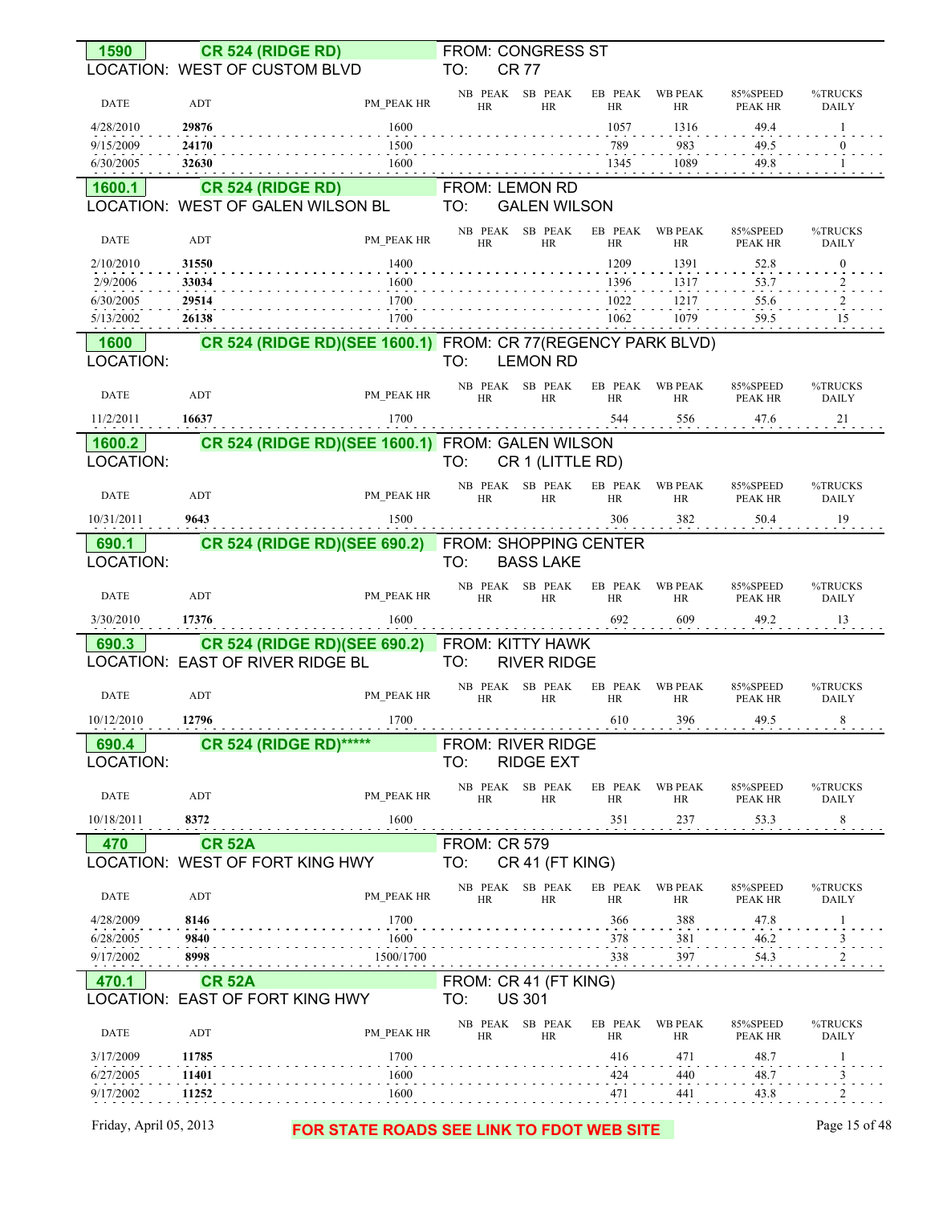**1590** **CR 524 (RIDGE RD)**
LOCATION: WEST OF CUSTOM BLVD
FROM: CONGRESS ST
TO: CR 77

| DATE | ADT | PM_PEAK HR | NB PEAK HR | SB PEAK HR | EB PEAK HR | WB PEAK HR | 85%SPEED PEAK HR | %TRUCKS DAILY |
|---|---|---|---|---|---|---|---|---|
| 4/28/2010 | **29876** | 1600 | | | 1057 | 1316 | 49.4 | 1 |
| 9/15/2009 | **24170** | 1500 | | | 789 | 983 | 49.5 | 0 |
| 6/30/2005 | **32630** | 1600 | | | 1345 | 1089 | 49.8 | 1 |

**1600.1** **CR 524 (RIDGE RD)**
LOCATION: WEST OF GALEN WILSON BL
FROM: LEMON RD
TO: GALEN WILSON

| DATE | ADT | PM_PEAK HR | NB PEAK HR | SB PEAK HR | EB PEAK HR | WB PEAK HR | 85%SPEED PEAK HR | %TRUCKS DAILY |
|---|---|---|---|---|---|---|---|---|
| 2/10/2010 | **31550** | 1400 | | | 1209 | 1391 | 52.8 | 0 |
| 2/9/2006 | **33034** | 1600 | | | 1396 | 1317 | 53.7 | 2 |
| 6/30/2005 | **29514** | 1700 | | | 1022 | 1217 | 55.6 | 2 |
| 5/13/2002 | **26138** | 1700 | | | 1062 | 1079 | 59.5 | 15 |

**1600** **CR 524 (RIDGE RD)(SEE 1600.1)**
LOCATION:
FROM: CR 77(REGENCY PARK BLVD)
TO: LEMON RD

| DATE | ADT | PM_PEAK HR | NB PEAK HR | SB PEAK HR | EB PEAK HR | WB PEAK HR | 85%SPEED PEAK HR | %TRUCKS DAILY |
|---|---|---|---|---|---|---|---|---|
| 11/2/2011 | **16637** | 1700 | | | 544 | 556 | 47.6 | 21 |

**1600.2** **CR 524 (RIDGE RD)(SEE 1600.1)**
LOCATION:
FROM: GALEN WILSON
TO: CR 1 (LITTLE RD)

| DATE | ADT | PM_PEAK HR | NB PEAK HR | SB PEAK HR | EB PEAK HR | WB PEAK HR | 85%SPEED PEAK HR | %TRUCKS DAILY |
|---|---|---|---|---|---|---|---|---|
| 10/31/2011 | **9643** | 1500 | | | 306 | 382 | 50.4 | 19 |

**690.1** **CR 524 (RIDGE RD)(SEE 690.2)**
LOCATION:
FROM: SHOPPING CENTER
TO: BASS LAKE

| DATE | ADT | PM_PEAK HR | NB PEAK HR | SB PEAK HR | EB PEAK HR | WB PEAK HR | 85%SPEED PEAK HR | %TRUCKS DAILY |
|---|---|---|---|---|---|---|---|---|
| 3/30/2010 | **17376** | 1600 | | | 692 | 609 | 49.2 | 13 |

**690.3** **CR 524 (RIDGE RD)(SEE 690.2)**
LOCATION: EAST OF RIVER RIDGE BL
FROM: KITTY HAWK
TO: RIVER RIDGE

| DATE | ADT | PM_PEAK HR | NB PEAK HR | SB PEAK HR | EB PEAK HR | WB PEAK HR | 85%SPEED PEAK HR | %TRUCKS DAILY |
|---|---|---|---|---|---|---|---|---|
| 10/12/2010 | **12796** | 1700 | | | 610 | 396 | 49.5 | 8 |

**690.4** **CR 524 (RIDGE RD)*****
LOCATION:
FROM: RIVER RIDGE
TO: RIDGE EXT

| DATE | ADT | PM_PEAK HR | NB PEAK HR | SB PEAK HR | EB PEAK HR | WB PEAK HR | 85%SPEED PEAK HR | %TRUCKS DAILY |
|---|---|---|---|---|---|---|---|---|
| 10/18/2011 | **8372** | 1600 | | | 351 | 237 | 53.3 | 8 |

**470** **CR 52A**
LOCATION: WEST OF FORT KING HWY
FROM: CR 579
TO: CR 41 (FT KING)

| DATE | ADT | PM_PEAK HR | NB PEAK HR | SB PEAK HR | EB PEAK HR | WB PEAK HR | 85%SPEED PEAK HR | %TRUCKS DAILY |
|---|---|---|---|---|---|---|---|---|
| 4/28/2009 | **8146** | 1700 | | | 366 | 388 | 47.8 | 1 |
| 6/28/2005 | **9840** | 1600 | | | 378 | 381 | 46.2 | 3 |
| 9/17/2002 | **8998** | 1500/1700 | | | 338 | 397 | 54.3 | 2 |

**470.1** **CR 52A**
LOCATION: EAST OF FORT KING HWY
FROM: CR 41 (FT KING)
TO: US 301

| DATE | ADT | PM_PEAK HR | NB PEAK HR | SB PEAK HR | EB PEAK HR | WB PEAK HR | 85%SPEED PEAK HR | %TRUCKS DAILY |
|---|---|---|---|---|---|---|---|---|
| 3/17/2009 | **11785** | 1700 | | | 416 | 471 | 48.7 | 1 |
| 6/27/2005 | **11401** | 1600 | | | 424 | 440 | 48.7 | 3 |
| 9/17/2002 | **11252** | 1600 | | | 471 | 441 | 43.8 | 2 |

FOR STATE ROADS SEE LINK TO FDOT WEB SITE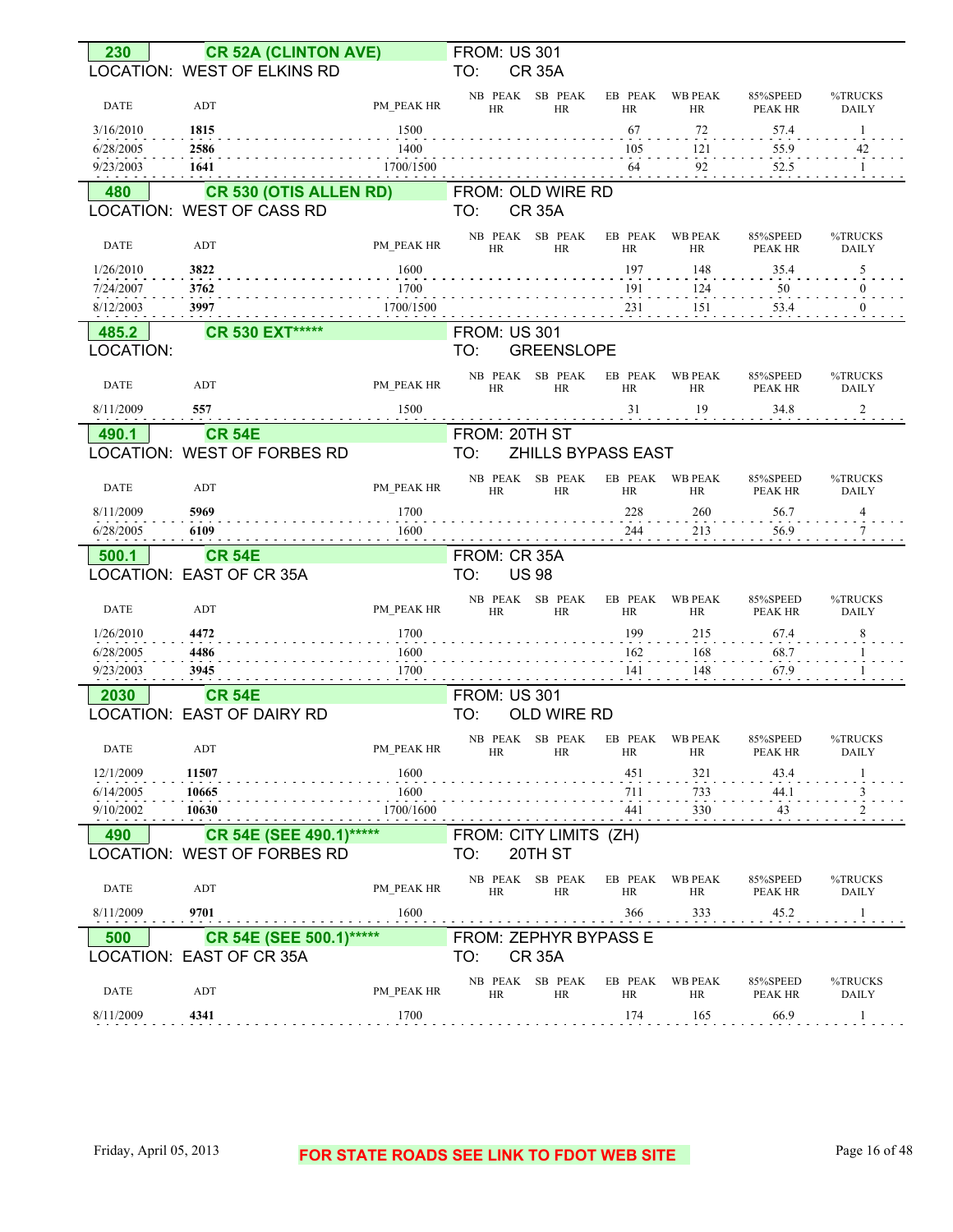## 230 CR 52A (CLINTON AVE)

LOCATION: WEST OF ELKINS RD

FROM: US 301
TO: CR 35A

| DATE | ADT | PM_PEAK HR | NB PEAK HR | SB PEAK HR | EB PEAK HR | WB PEAK HR | 85%SPEED PEAK HR | %TRUCKS DAILY |
|---|---|---|---|---|---|---|---|---|
| 3/16/2010 | **1815** | 1500 | | | 67 | 72 | 57.4 | 1 |
| 6/28/2005 | **2586** | 1400 | | | 105 | 121 | 55.9 | 42 |
| 9/23/2003 | **1641** | 1700/1500 | | | 64 | 92 | 52.5 | 1 |

## 480 CR 530 (OTIS ALLEN RD)

LOCATION: WEST OF CASS RD

FROM: OLD WIRE RD
TO: CR 35A

| DATE | ADT | PM_PEAK HR | NB PEAK HR | SB PEAK HR | EB PEAK HR | WB PEAK HR | 85%SPEED PEAK HR | %TRUCKS DAILY |
|---|---|---|---|---|---|---|---|---|
| 1/26/2010 | **3822** | 1600 | | | 197 | 148 | 35.4 | 5 |
| 7/24/2007 | **3762** | 1700 | | | 191 | 124 | 50 | 0 |
| 8/12/2003 | **3997** | 1700/1500 | | | 231 | 151 | 53.4 | 0 |

## 485.2 CR 530 EXT*****

LOCATION:

FROM: US 301
TO: GREENSLOPE

| DATE | ADT | PM_PEAK HR | NB PEAK HR | SB PEAK HR | EB PEAK HR | WB PEAK HR | 85%SPEED PEAK HR | %TRUCKS DAILY |
|---|---|---|---|---|---|---|---|---|
| 8/11/2009 | **557** | 1500 | | | 31 | 19 | 34.8 | 2 |

## 490.1 CR 54E

LOCATION: WEST OF FORBES RD

FROM: 20TH ST
TO: ZHILLS BYPASS EAST

| DATE | ADT | PM_PEAK HR | NB PEAK HR | SB PEAK HR | EB PEAK HR | WB PEAK HR | 85%SPEED PEAK HR | %TRUCKS DAILY |
|---|---|---|---|---|---|---|---|---|
| 8/11/2009 | **5969** | 1700 | | | 228 | 260 | 56.7 | 4 |
| 6/28/2005 | **6109** | 1600 | | | 244 | 213 | 56.9 | 7 |

## 500.1 CR 54E

LOCATION: EAST OF CR 35A

FROM: CR 35A
TO: US 98

| DATE | ADT | PM_PEAK HR | NB PEAK HR | SB PEAK HR | EB PEAK HR | WB PEAK HR | 85%SPEED PEAK HR | %TRUCKS DAILY |
|---|---|---|---|---|---|---|---|---|
| 1/26/2010 | **4472** | 1700 | | | 199 | 215 | 67.4 | 8 |
| 6/28/2005 | **4486** | 1600 | | | 162 | 168 | 68.7 | 1 |
| 9/23/2003 | **3945** | 1700 | | | 141 | 148 | 67.9 | 1 |

## 2030 CR 54E

LOCATION: EAST OF DAIRY RD

FROM: US 301
TO: OLD WIRE RD

| DATE | ADT | PM_PEAK HR | NB PEAK HR | SB PEAK HR | EB PEAK HR | WB PEAK HR | 85%SPEED PEAK HR | %TRUCKS DAILY |
|---|---|---|---|---|---|---|---|---|
| 12/1/2009 | **11507** | 1600 | | | 451 | 321 | 43.4 | 1 |
| 6/14/2005 | **10665** | 1600 | | | 711 | 733 | 44.1 | 3 |
| 9/10/2002 | **10630** | 1700/1600 | | | 441 | 330 | 43 | 2 |

## 490 CR 54E (SEE 490.1)*****

LOCATION: WEST OF FORBES RD

FROM: CITY LIMITS (ZH)
TO: 20TH ST

| DATE | ADT | PM_PEAK HR | NB PEAK HR | SB PEAK HR | EB PEAK HR | WB PEAK HR | 85%SPEED PEAK HR | %TRUCKS DAILY |
|---|---|---|---|---|---|---|---|---|
| 8/11/2009 | **9701** | 1600 | | | 366 | 333 | 45.2 | 1 |

## 500 CR 54E (SEE 500.1)*****

LOCATION: EAST OF CR 35A

FROM: ZEPHYR BYPASS E
TO: CR 35A

| DATE | ADT | PM_PEAK HR | NB PEAK HR | SB PEAK HR | EB PEAK HR | WB PEAK HR | 85%SPEED PEAK HR | %TRUCKS DAILY |
|---|---|---|---|---|---|---|---|---|
| 8/11/2009 | **4341** | 1700 | | | 174 | 165 | 66.9 | 1 |

FOR STATE ROADS SEE LINK TO FDOT WEB SITE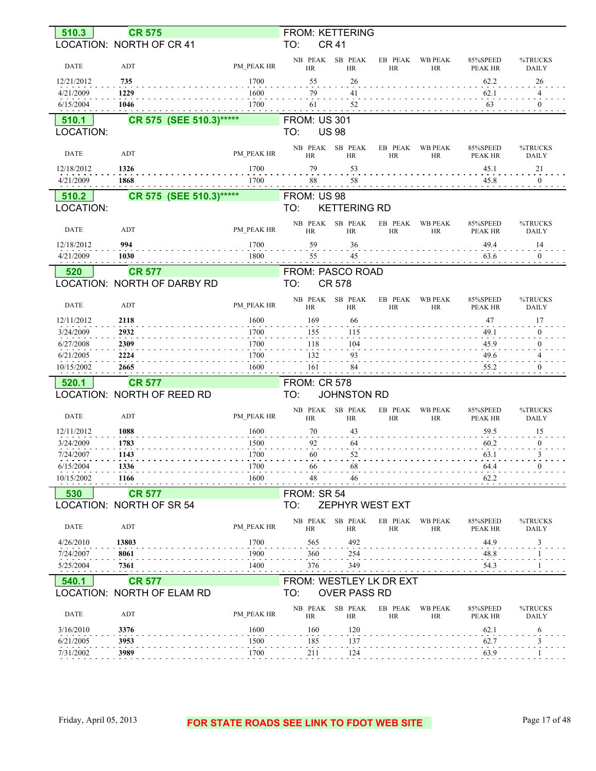## 510.3 CR 575

LOCATION: NORTH OF CR 41

FROM: KETTERING
TO: CR 41

| DATE | ADT | PM_PEAK HR | NB PEAK HR | SB PEAK HR | EB PEAK HR | WB PEAK HR | 85%SPEED PEAK HR | %TRUCKS DAILY |
|---|---|---|---|---|---|---|---|---|
| 12/21/2012 | **735** | 1700 | 55 | 26 | | | 62.2 | 26 |
| 4/21/2009 | **1229** | 1600 | 79 | 41 | | | 62.1 | 4 |
| 6/15/2004 | **1046** | 1700 | 61 | 52 | | | 63 | 0 |

## 510.1 CR 575 (SEE 510.3)*****

LOCATION:

FROM: US 301
TO: US 98

| DATE | ADT | PM_PEAK HR | NB PEAK HR | SB PEAK HR | EB PEAK HR | WB PEAK HR | 85%SPEED PEAK HR | %TRUCKS DAILY |
|---|---|---|---|---|---|---|---|---|
| 12/18/2012 | **1326** | 1700 | 79 | 53 | | | 45.1 | 21 |
| 4/21/2009 | **1868** | 1700 | 88 | 58 | | | 45.8 | 0 |

## 510.2 CR 575 (SEE 510.3)*****

LOCATION:

FROM: US 98
TO: KETTERING RD

| DATE | ADT | PM_PEAK HR | NB PEAK HR | SB PEAK HR | EB PEAK HR | WB PEAK HR | 85%SPEED PEAK HR | %TRUCKS DAILY |
|---|---|---|---|---|---|---|---|---|
| 12/18/2012 | **994** | 1700 | 59 | 36 | | | 49.4 | 14 |
| 4/21/2009 | **1030** | 1800 | 55 | 45 | | | 63.6 | 0 |

## 520 CR 577

LOCATION: NORTH OF DARBY RD

FROM: PASCO ROAD
TO: CR 578

| DATE | ADT | PM_PEAK HR | NB PEAK HR | SB PEAK HR | EB PEAK HR | WB PEAK HR | 85%SPEED PEAK HR | %TRUCKS DAILY |
|---|---|---|---|---|---|---|---|---|
| 12/11/2012 | **2118** | 1600 | 169 | 66 | | | 47 | 17 |
| 3/24/2009 | **2932** | 1700 | 155 | 115 | | | 49.1 | 0 |
| 6/27/2008 | **2309** | 1700 | 118 | 104 | | | 45.9 | 0 |
| 6/21/2005 | **2224** | 1700 | 132 | 93 | | | 49.6 | 4 |
| 10/15/2002 | **2665** | 1600 | 161 | 84 | | | 55.2 | 0 |

## 520.1 CR 577

LOCATION: NORTH OF REED RD

FROM: CR 578
TO: JOHNSTON RD

| DATE | ADT | PM_PEAK HR | NB PEAK HR | SB PEAK HR | EB PEAK HR | WB PEAK HR | 85%SPEED PEAK HR | %TRUCKS DAILY |
|---|---|---|---|---|---|---|---|---|
| 12/11/2012 | **1088** | 1600 | 70 | 43 | | | 59.5 | 15 |
| 3/24/2009 | **1783** | 1500 | 92 | 64 | | | 60.2 | 0 |
| 7/24/2007 | **1143** | 1700 | 60 | 52 | | | 63.1 | 3 |
| 6/15/2004 | **1336** | 1700 | 66 | 68 | | | 64.4 | 0 |
| 10/15/2002 | **1166** | 1600 | 48 | 46 | | | 62.2 | |

## 530 CR 577

LOCATION: NORTH OF SR 54

FROM: SR 54
TO: ZEPHYR WEST EXT

| DATE | ADT | PM_PEAK HR | NB PEAK HR | SB PEAK HR | EB PEAK HR | WB PEAK HR | 85%SPEED PEAK HR | %TRUCKS DAILY |
|---|---|---|---|---|---|---|---|---|
| 4/26/2010 | **13803** | 1700 | 565 | 492 | | | 44.9 | 3 |
| 7/24/2007 | **8061** | 1900 | 360 | 254 | | | 48.8 | 1 |
| 5/25/2004 | **7361** | 1400 | 376 | 349 | | | 54.3 | 1 |

## 540.1 CR 577

LOCATION: NORTH OF ELAM RD

FROM: WESTLEY LK DR EXT
TO: OVER PASS RD

| DATE | ADT | PM_PEAK HR | NB PEAK HR | SB PEAK HR | EB PEAK HR | WB PEAK HR | 85%SPEED PEAK HR | %TRUCKS DAILY |
|---|---|---|---|---|---|---|---|---|
| 3/16/2010 | **3376** | 1600 | 160 | 120 | | | 62.1 | 6 |
| 6/21/2005 | **3953** | 1500 | 185 | 137 | | | 62.7 | 3 |
| 7/31/2002 | **3989** | 1700 | 211 | 124 | | | 63.9 | 1 |

FOR STATE ROADS SEE LINK TO FDOT WEB SITE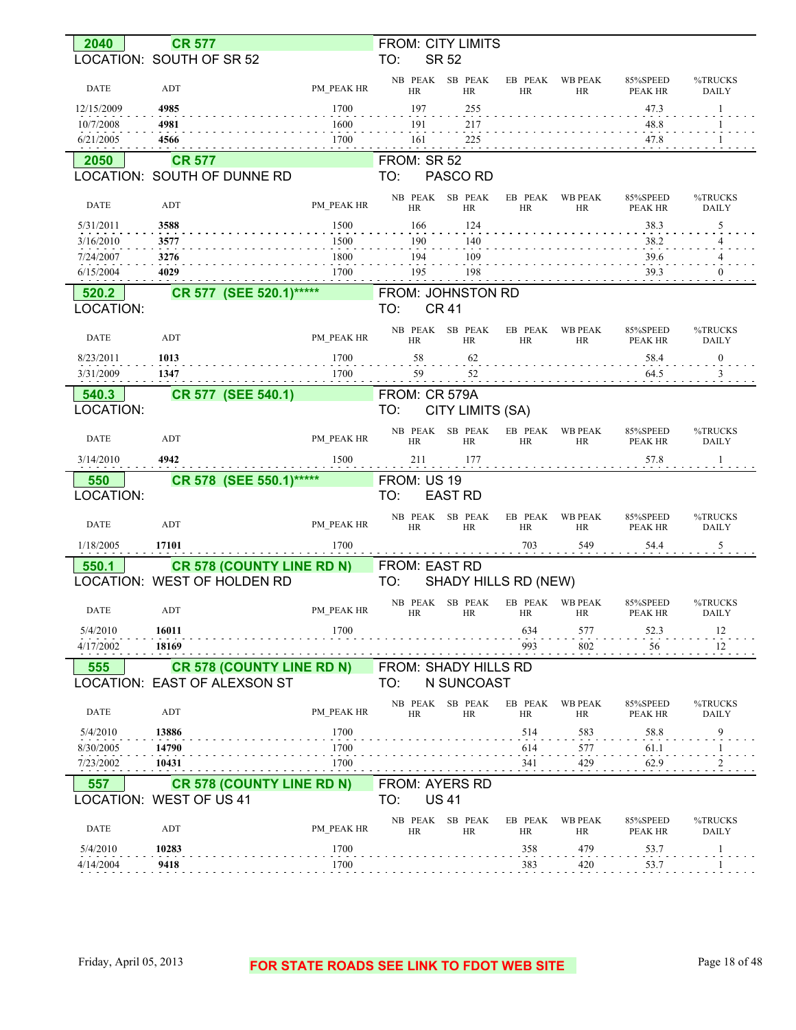## 2040 CR 577

LOCATION: SOUTH OF SR 52

FROM: CITY LIMITS
TO: SR 52

| DATE | ADT | PM_PEAK HR | NB PEAK HR | SB PEAK HR | EB PEAK HR | WB PEAK HR | 85%SPEED PEAK HR | %TRUCKS DAILY |
|---|---|---|---|---|---|---|---|---|
| 12/15/2009 | **4985** | 1700 | 197 | 255 | | | 47.3 | 1 |
| 10/7/2008 | **4981** | 1600 | 191 | 217 | | | 48.8 | 1 |
| 6/21/2005 | **4566** | 1700 | 161 | 225 | | | 47.8 | 1 |

## 2050 CR 577

LOCATION: SOUTH OF DUNNE RD

FROM: SR 52
TO: PASCO RD

| DATE | ADT | PM_PEAK HR | NB PEAK HR | SB PEAK HR | EB PEAK HR | WB PEAK HR | 85%SPEED PEAK HR | %TRUCKS DAILY |
|---|---|---|---|---|---|---|---|---|
| 5/31/2011 | **3588** | 1500 | 166 | 124 | | | 38.3 | 5 |
| 3/16/2010 | **3577** | 1500 | 190 | 140 | | | 38.2 | 4 |
| 7/24/2007 | **3276** | 1800 | 194 | 109 | | | 39.6 | 4 |
| 6/15/2004 | **4029** | 1700 | 195 | 198 | | | 39.3 | 0 |

## 520.2 CR 577 (SEE 520.1)*****

LOCATION:

FROM: JOHNSTON RD
TO: CR 41

| DATE | ADT | PM_PEAK HR | NB PEAK HR | SB PEAK HR | EB PEAK HR | WB PEAK HR | 85%SPEED PEAK HR | %TRUCKS DAILY |
|---|---|---|---|---|---|---|---|---|
| 8/23/2011 | **1013** | 1700 | 58 | 62 | | | 58.4 | 0 |
| 3/31/2009 | **1347** | 1700 | 59 | 52 | | | 64.5 | 3 |

## 540.3 CR 577 (SEE 540.1)

LOCATION:

FROM: CR 579A
TO: CITY LIMITS (SA)

| DATE | ADT | PM_PEAK HR | NB PEAK HR | SB PEAK HR | EB PEAK HR | WB PEAK HR | 85%SPEED PEAK HR | %TRUCKS DAILY |
|---|---|---|---|---|---|---|---|---|
| 3/14/2010 | **4942** | 1500 | 211 | 177 | | | 57.8 | 1 |

## 550 CR 578 (SEE 550.1)*****

LOCATION:

FROM: US 19
TO: EAST RD

| DATE | ADT | PM_PEAK HR | NB PEAK HR | SB PEAK HR | EB PEAK HR | WB PEAK HR | 85%SPEED PEAK HR | %TRUCKS DAILY |
|---|---|---|---|---|---|---|---|---|
| 1/18/2005 | **17101** | 1700 | | | 703 | 549 | 54.4 | 5 |

## 550.1 CR 578 (COUNTY LINE RD N)

LOCATION: WEST OF HOLDEN RD

FROM: EAST RD
TO: SHADY HILLS RD (NEW)

| DATE | ADT | PM_PEAK HR | NB PEAK HR | SB PEAK HR | EB PEAK HR | WB PEAK HR | 85%SPEED PEAK HR | %TRUCKS DAILY |
|---|---|---|---|---|---|---|---|---|
| 5/4/2010 | **16011** | 1700 | | | 634 | 577 | 52.3 | 12 |
| 4/17/2002 | **18169** | | | | 993 | 802 | 56 | 12 |

## 555 CR 578 (COUNTY LINE RD N)

LOCATION: EAST OF ALEXSON ST

FROM: SHADY HILLS RD
TO: N SUNCOAST

| DATE | ADT | PM_PEAK HR | NB PEAK HR | SB PEAK HR | EB PEAK HR | WB PEAK HR | 85%SPEED PEAK HR | %TRUCKS DAILY |
|---|---|---|---|---|---|---|---|---|
| 5/4/2010 | **13886** | 1700 | | | 514 | 583 | 58.8 | 9 |
| 8/30/2005 | **14790** | 1700 | | | 614 | 577 | 61.1 | 1 |
| 7/23/2002 | **10431** | 1700 | | | 341 | 429 | 62.9 | 2 |

## 557 CR 578 (COUNTY LINE RD N)

LOCATION: WEST OF US 41

FROM: AYERS RD
TO: US 41

| DATE | ADT | PM_PEAK HR | NB PEAK HR | SB PEAK HR | EB PEAK HR | WB PEAK HR | 85%SPEED PEAK HR | %TRUCKS DAILY |
|---|---|---|---|---|---|---|---|---|
| 5/4/2010 | **10283** | 1700 | | | 358 | 479 | 53.7 | 1 |
| 4/14/2004 | **9418** | 1700 | | | 383 | 420 | 53.7 | 1 |

Friday, April 05, 2013

FOR STATE ROADS SEE LINK TO FDOT WEB SITE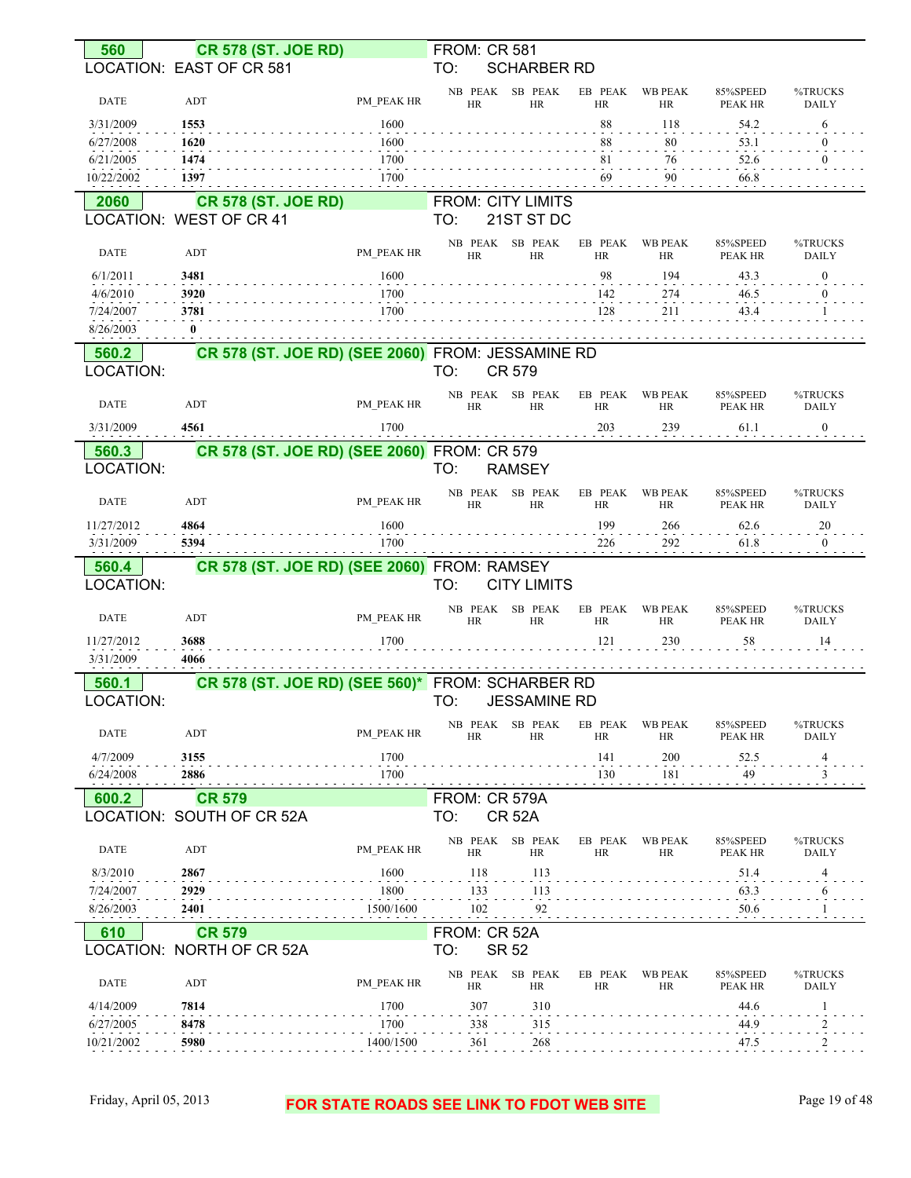## 560 CR 578 (ST. JOE RD)

LOCATION: EAST OF CR 581

FROM: CR 581
TO: SCHARBER RD

| DATE | ADT | PM_PEAK HR | NB PEAK HR | SB PEAK HR | EB PEAK HR | WB PEAK HR | 85%SPEED PEAK HR | %TRUCKS DAILY |
|---|---|---|---|---|---|---|---|---|
| 3/31/2009 | **1553** | 1600 | | | 88 | 118 | 54.2 | 6 |
| 6/27/2008 | **1620** | 1600 | | | 88 | 80 | 53.1 | 0 |
| 6/21/2005 | **1474** | 1700 | | | 81 | 76 | 52.6 | 0 |
| 10/22/2002 | **1397** | 1700 | | | 69 | 90 | 66.8 | |

## 2060 CR 578 (ST. JOE RD)

LOCATION: WEST OF CR 41

FROM: CITY LIMITS
TO: 21ST ST DC

| DATE | ADT | PM_PEAK HR | NB PEAK HR | SB PEAK HR | EB PEAK HR | WB PEAK HR | 85%SPEED PEAK HR | %TRUCKS DAILY |
|---|---|---|---|---|---|---|---|---|
| 6/1/2011 | **3481** | 1600 | | | 98 | 194 | 43.3 | 0 |
| 4/6/2010 | **3920** | 1700 | | | 142 | 274 | 46.5 | 0 |
| 7/24/2007 | **3781** | 1700 | | | 128 | 211 | 43.4 | 1 |
| 8/26/2003 | **0** | | | | | | | |

## 560.2 CR 578 (ST. JOE RD) (SEE 2060)

LOCATION:

FROM: JESSAMINE RD
TO: CR 579

| DATE | ADT | PM_PEAK HR | NB PEAK HR | SB PEAK HR | EB PEAK HR | WB PEAK HR | 85%SPEED PEAK HR | %TRUCKS DAILY |
|---|---|---|---|---|---|---|---|---|
| 3/31/2009 | **4561** | 1700 | | | 203 | 239 | 61.1 | 0 |

## 560.3 CR 578 (ST. JOE RD) (SEE 2060)

LOCATION:

FROM: CR 579
TO: RAMSEY

| DATE | ADT | PM_PEAK HR | NB PEAK HR | SB PEAK HR | EB PEAK HR | WB PEAK HR | 85%SPEED PEAK HR | %TRUCKS DAILY |
|---|---|---|---|---|---|---|---|---|
| 11/27/2012 | **4864** | 1600 | | | 199 | 266 | 62.6 | 20 |
| 3/31/2009 | **5394** | 1700 | | | 226 | 292 | 61.8 | 0 |

## 560.4 CR 578 (ST. JOE RD) (SEE 2060)

LOCATION:

FROM: RAMSEY
TO: CITY LIMITS

| DATE | ADT | PM_PEAK HR | NB PEAK HR | SB PEAK HR | EB PEAK HR | WB PEAK HR | 85%SPEED PEAK HR | %TRUCKS DAILY |
|---|---|---|---|---|---|---|---|---|
| 11/27/2012 | **3688** | 1700 | | | 121 | 230 | 58 | 14 |
| 3/31/2009 | **4066** | | | | | | | |

## 560.1 CR 578 (ST. JOE RD) (SEE 560)*

LOCATION:

FROM: SCHARBER RD
TO: JESSAMINE RD

| DATE | ADT | PM_PEAK HR | NB PEAK HR | SB PEAK HR | EB PEAK HR | WB PEAK HR | 85%SPEED PEAK HR | %TRUCKS DAILY |
|---|---|---|---|---|---|---|---|---|
| 4/7/2009 | **3155** | 1700 | | | 141 | 200 | 52.5 | 4 |
| 6/24/2008 | **2886** | 1700 | | | 130 | 181 | 49 | 3 |

## 600.2 CR 579

LOCATION: SOUTH OF CR 52A

FROM: CR 579A
TO: CR 52A

| DATE | ADT | PM_PEAK HR | NB PEAK HR | SB PEAK HR | EB PEAK HR | WB PEAK HR | 85%SPEED PEAK HR | %TRUCKS DAILY |
|---|---|---|---|---|---|---|---|---|
| 8/3/2010 | **2867** | 1600 | 118 | 113 | | | 51.4 | 4 |
| 7/24/2007 | **2929** | 1800 | 133 | 113 | | | 63.3 | 6 |
| 8/26/2003 | **2401** | 1500/1600 | 102 | 92 | | | 50.6 | 1 |

## 610 CR 579

LOCATION: NORTH OF CR 52A

FROM: CR 52A
TO: SR 52

| DATE | ADT | PM_PEAK HR | NB PEAK HR | SB PEAK HR | EB PEAK HR | WB PEAK HR | 85%SPEED PEAK HR | %TRUCKS DAILY |
|---|---|---|---|---|---|---|---|---|
| 4/14/2009 | **7814** | 1700 | 307 | 310 | | | 44.6 | 1 |
| 6/27/2005 | **8478** | 1700 | 338 | 315 | | | 44.9 | 2 |
| 10/21/2002 | **5980** | 1400/1500 | 361 | 268 | | | 47.5 | 2 |

Friday, April 05, 2013

**FOR STATE ROADS SEE LINK TO FDOT WEB SITE**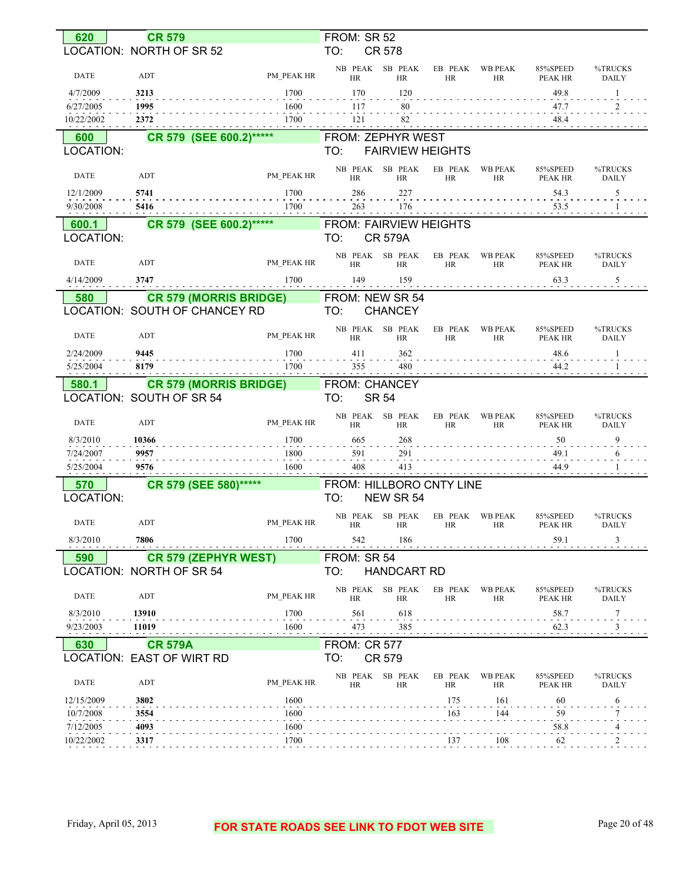**620** **CR 579**
LOCATION: NORTH OF SR 52
FROM: SR 52
TO: CR 578

| DATE | ADT | PM_PEAK HR | NB PEAK HR | SB PEAK HR | EB PEAK HR | WB PEAK HR | 85%SPEED PEAK HR | %TRUCKS DAILY |
|---|---|---|---|---|---|---|---|---|
| 4/7/2009 | **3213** | 1700 | 170 | 120 | | | 49.8 | 1 |
| 6/27/2005 | **1995** | 1600 | 117 | 80 | | | 47.7 | 2 |
| 10/22/2002 | **2372** | 1700 | 121 | 82 | | | 48.4 | |

**600** **CR 579 (SEE 600.2)*****
LOCATION:
FROM: ZEPHYR WEST
TO: FAIRVIEW HEIGHTS

| DATE | ADT | PM_PEAK HR | NB PEAK HR | SB PEAK HR | EB PEAK HR | WB PEAK HR | 85%SPEED PEAK HR | %TRUCKS DAILY |
|---|---|---|---|---|---|---|---|---|
| 12/1/2009 | **5741** | 1700 | 286 | 227 | | | 54.3 | 5 |
| 9/30/2008 | **5416** | 1700 | 263 | 176 | | | 53.5 | 1 |

**600.1** **CR 579 (SEE 600.2)*****
LOCATION:
FROM: FAIRVIEW HEIGHTS
TO: CR 579A

| DATE | ADT | PM_PEAK HR | NB PEAK HR | SB PEAK HR | EB PEAK HR | WB PEAK HR | 85%SPEED PEAK HR | %TRUCKS DAILY |
|---|---|---|---|---|---|---|---|---|
| 4/14/2009 | **3747** | 1700 | 149 | 159 | | | 63.3 | 5 |

**580** **CR 579 (MORRIS BRIDGE)**
LOCATION: SOUTH OF CHANCEY RD
FROM: NEW SR 54
TO: CHANCEY

| DATE | ADT | PM_PEAK HR | NB PEAK HR | SB PEAK HR | EB PEAK HR | WB PEAK HR | 85%SPEED PEAK HR | %TRUCKS DAILY |
|---|---|---|---|---|---|---|---|---|
| 2/24/2009 | **9445** | 1700 | 411 | 362 | | | 48.6 | 1 |
| 5/25/2004 | **8179** | 1700 | 355 | 480 | | | 44.2 | 1 |

**580.1** **CR 579 (MORRIS BRIDGE)**
LOCATION: SOUTH OF SR 54
FROM: CHANCEY
TO: SR 54

| DATE | ADT | PM_PEAK HR | NB PEAK HR | SB PEAK HR | EB PEAK HR | WB PEAK HR | 85%SPEED PEAK HR | %TRUCKS DAILY |
|---|---|---|---|---|---|---|---|---|
| 8/3/2010 | **10366** | 1700 | 665 | 268 | | | 50 | 9 |
| 7/24/2007 | **9957** | 1800 | 591 | 291 | | | 49.1 | 6 |
| 5/25/2004 | **9576** | 1600 | 408 | 413 | | | 44.9 | 1 |

**570** **CR 579 (SEE 580)*****
LOCATION:
FROM: HILLBORO CNTY LINE
TO: NEW SR 54

| DATE | ADT | PM_PEAK HR | NB PEAK HR | SB PEAK HR | EB PEAK HR | WB PEAK HR | 85%SPEED PEAK HR | %TRUCKS DAILY |
|---|---|---|---|---|---|---|---|---|
| 8/3/2010 | **7806** | 1700 | 542 | 186 | | | 59.1 | 3 |

**590** **CR 579 (ZEPHYR WEST)**
LOCATION: NORTH OF SR 54
FROM: SR 54
TO: HANDCART RD

| DATE | ADT | PM_PEAK HR | NB PEAK HR | SB PEAK HR | EB PEAK HR | WB PEAK HR | 85%SPEED PEAK HR | %TRUCKS DAILY |
|---|---|---|---|---|---|---|---|---|
| 8/3/2010 | **13910** | 1700 | 561 | 618 | | | 58.7 | 7 |
| 9/23/2003 | **11019** | 1600 | 473 | 385 | | | 62.3 | 3 |

**630** **CR 579A**
LOCATION: EAST OF WIRT RD
FROM: CR 577
TO: CR 579

| DATE | ADT | PM_PEAK HR | NB PEAK HR | SB PEAK HR | EB PEAK HR | WB PEAK HR | 85%SPEED PEAK HR | %TRUCKS DAILY |
|---|---|---|---|---|---|---|---|---|
| 12/15/2009 | **3802** | 1600 | | | 175 | 161 | 60 | 6 |
| 10/7/2008 | **3554** | 1600 | | | 163 | 144 | 59 | 7 |
| 7/12/2005 | **4093** | 1600 | | | | | 58.8 | 4 |
| 10/22/2002 | **3317** | 1700 | | | 137 | 108 | 62 | 2 |

FOR STATE ROADS SEE LINK TO FDOT WEB SITE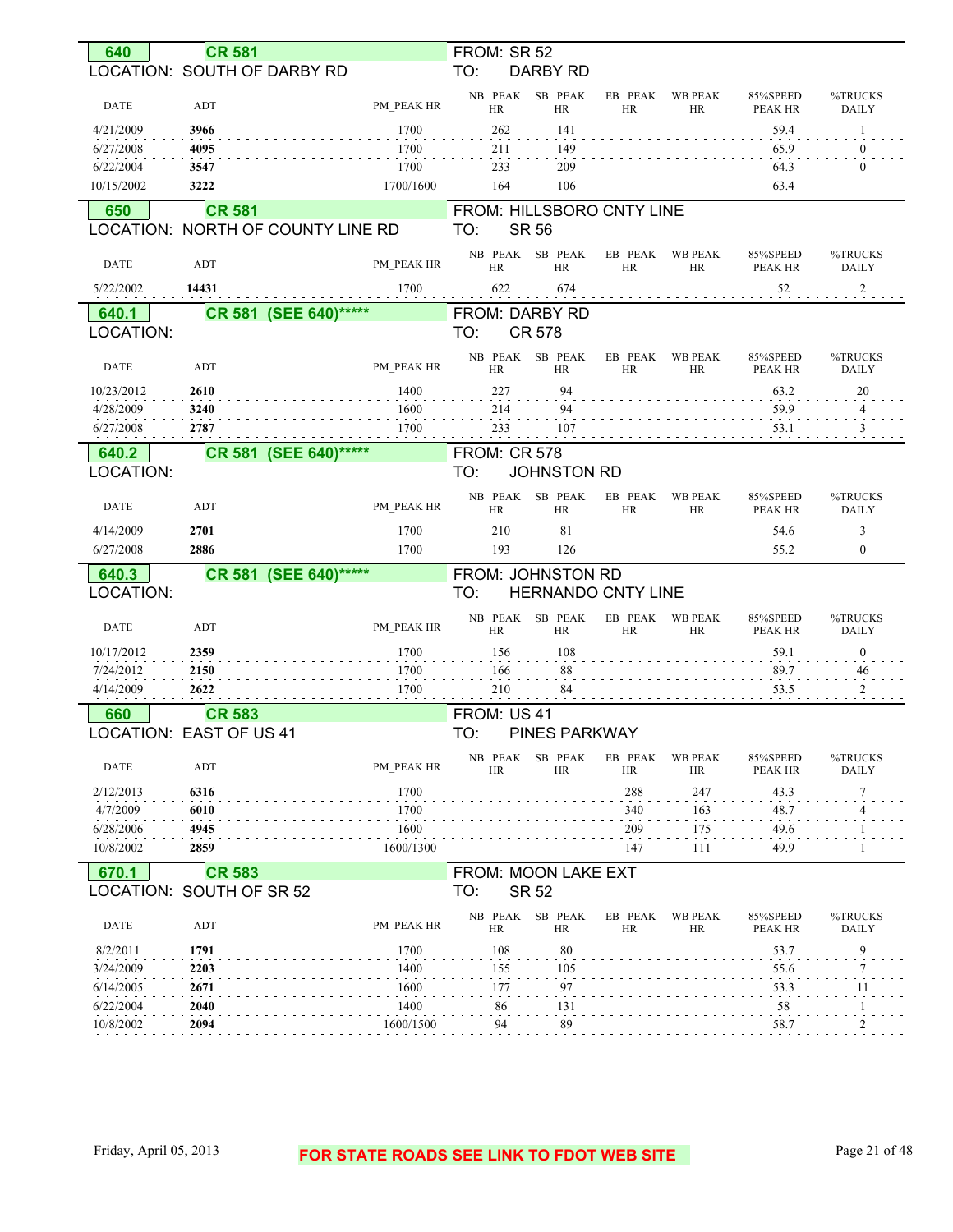## 640 CR 581

LOCATION: SOUTH OF DARBY RD

FROM: SR 52
TO: DARBY RD

| DATE | ADT | PM_PEAK HR | NB PEAK HR | SB PEAK HR | EB PEAK HR | WB PEAK HR | 85%SPEED PEAK HR | %TRUCKS DAILY |
|---|---|---|---|---|---|---|---|---|
| 4/21/2009 | **3966** | 1700 | 262 | 141 | | | 59.4 | 1 |
| 6/27/2008 | **4095** | 1700 | 211 | 149 | | | 65.9 | 0 |
| 6/22/2004 | **3547** | 1700 | 233 | 209 | | | 64.3 | 0 |
| 10/15/2002 | **3222** | 1700/1600 | 164 | 106 | | | 63.4 | |

## 650 CR 581

LOCATION: NORTH OF COUNTY LINE RD

FROM: HILLSBORO CNTY LINE
TO: SR 56

| DATE | ADT | PM_PEAK HR | NB PEAK HR | SB PEAK HR | EB PEAK HR | WB PEAK HR | 85%SPEED PEAK HR | %TRUCKS DAILY |
|---|---|---|---|---|---|---|---|---|
| 5/22/2002 | **14431** | 1700 | 622 | 674 | | | 52 | 2 |

## 640.1 CR 581 (SEE 640)*****

LOCATION:

FROM: DARBY RD
TO: CR 578

| DATE | ADT | PM_PEAK HR | NB PEAK HR | SB PEAK HR | EB PEAK HR | WB PEAK HR | 85%SPEED PEAK HR | %TRUCKS DAILY |
|---|---|---|---|---|---|---|---|---|
| 10/23/2012 | **2610** | 1400 | 227 | 94 | | | 63.2 | 20 |
| 4/28/2009 | **3240** | 1600 | 214 | 94 | | | 59.9 | 4 |
| 6/27/2008 | **2787** | 1700 | 233 | 107 | | | 53.1 | 3 |

## 640.2 CR 581 (SEE 640)*****

LOCATION:

FROM: CR 578
TO: JOHNSTON RD

| DATE | ADT | PM_PEAK HR | NB PEAK HR | SB PEAK HR | EB PEAK HR | WB PEAK HR | 85%SPEED PEAK HR | %TRUCKS DAILY |
|---|---|---|---|---|---|---|---|---|
| 4/14/2009 | **2701** | 1700 | 210 | 81 | | | 54.6 | 3 |
| 6/27/2008 | **2886** | 1700 | 193 | 126 | | | 55.2 | 0 |

## 640.3 CR 581 (SEE 640)*****

LOCATION:

FROM: JOHNSTON RD
TO: HERNANDO CNTY LINE

| DATE | ADT | PM_PEAK HR | NB PEAK HR | SB PEAK HR | EB PEAK HR | WB PEAK HR | 85%SPEED PEAK HR | %TRUCKS DAILY |
|---|---|---|---|---|---|---|---|---|
| 10/17/2012 | **2359** | 1700 | 156 | 108 | | | 59.1 | 0 |
| 7/24/2012 | **2150** | 1700 | 166 | 88 | | | 89.7 | 46 |
| 4/14/2009 | **2622** | 1700 | 210 | 84 | | | 53.5 | 2 |

## 660 CR 583

LOCATION: EAST OF US 41

FROM: US 41
TO: PINES PARKWAY

| DATE | ADT | PM_PEAK HR | NB PEAK HR | SB PEAK HR | EB PEAK HR | WB PEAK HR | 85%SPEED PEAK HR | %TRUCKS DAILY |
|---|---|---|---|---|---|---|---|---|
| 2/12/2013 | **6316** | 1700 | | | 288 | 247 | 43.3 | 7 |
| 4/7/2009 | **6010** | 1700 | | | 340 | 163 | 48.7 | 4 |
| 6/28/2006 | **4945** | 1600 | | | 209 | 175 | 49.6 | 1 |
| 10/8/2002 | **2859** | 1600/1300 | | | 147 | 111 | 49.9 | 1 |

## 670.1 CR 583

LOCATION: SOUTH OF SR 52

FROM: MOON LAKE EXT
TO: SR 52

| DATE | ADT | PM_PEAK HR | NB PEAK HR | SB PEAK HR | EB PEAK HR | WB PEAK HR | 85%SPEED PEAK HR | %TRUCKS DAILY |
|---|---|---|---|---|---|---|---|---|
| 8/2/2011 | **1791** | 1700 | 108 | 80 | | | 53.7 | 9 |
| 3/24/2009 | **2203** | 1400 | 155 | 105 | | | 55.6 | 7 |
| 6/14/2005 | **2671** | 1600 | 177 | 97 | | | 53.3 | 11 |
| 6/22/2004 | **2040** | 1400 | 86 | 131 | | | 58 | 1 |
| 10/8/2002 | **2094** | 1600/1500 | 94 | 89 | | | 58.7 | 2 |

Friday, April 05, 2013

**FOR STATE ROADS SEE LINK TO FDOT WEB SITE**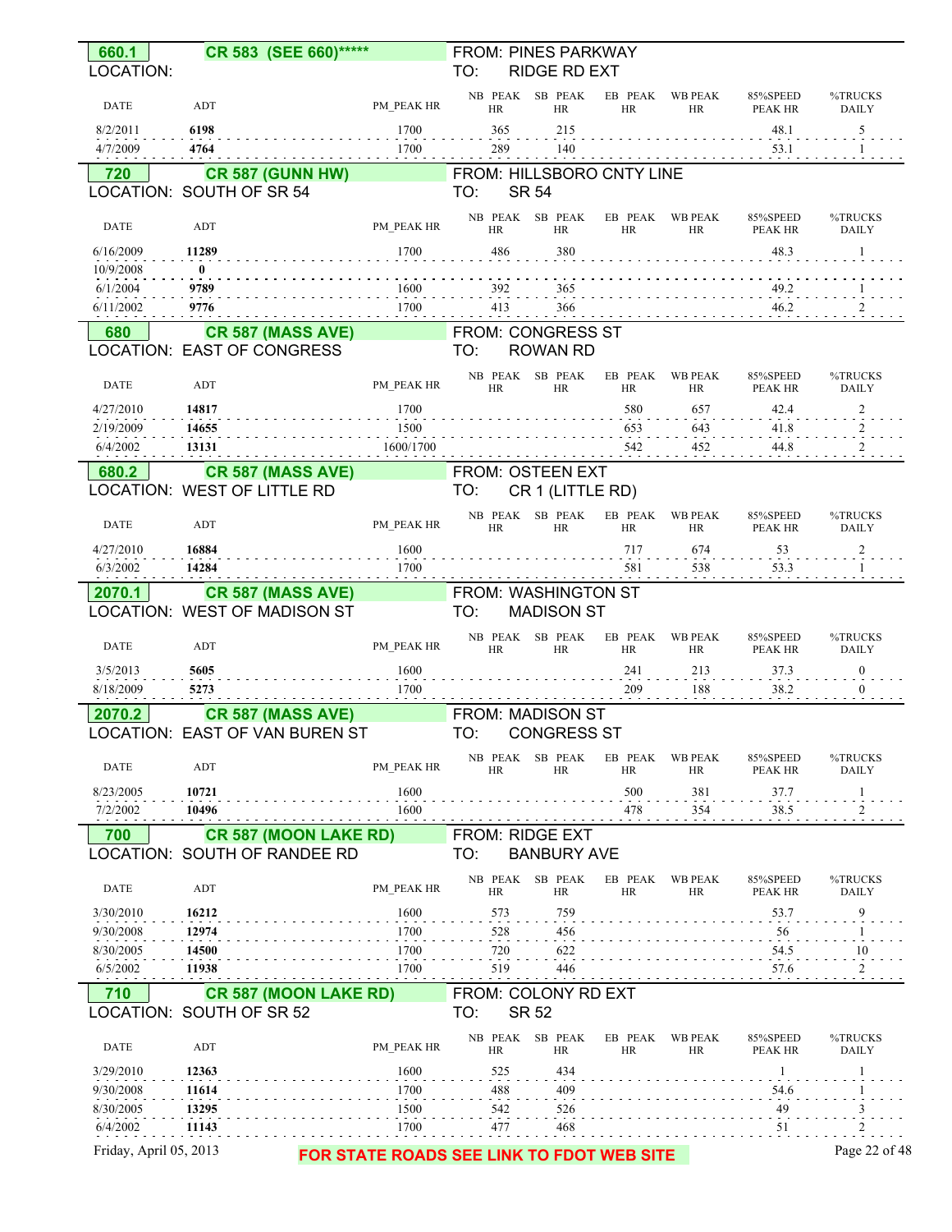## 660.1 CR 583 (SEE 660)*****

LOCATION:

FROM: PINES PARKWAY
TO: RIDGE RD EXT

| DATE | ADT | PM_PEAK HR | NB PEAK HR | SB PEAK HR | EB PEAK HR | WB PEAK HR | 85%SPEED PEAK HR | %TRUCKS DAILY |
|---|---|---|---|---|---|---|---|---|
| 8/2/2011 | **6198** | 1700 | 365 | 215 | | | 48.1 | 5 |
| 4/7/2009 | **4764** | 1700 | 289 | 140 | | | 53.1 | 1 |

## 720 CR 587 (GUNN HW)

LOCATION: SOUTH OF SR 54

FROM: HILLSBORO CNTY LINE
TO: SR 54

| DATE | ADT | PM_PEAK HR | NB PEAK HR | SB PEAK HR | EB PEAK HR | WB PEAK HR | 85%SPEED PEAK HR | %TRUCKS DAILY |
|---|---|---|---|---|---|---|---|---|
| 6/16/2009 | **11289** | 1700 | 486 | 380 | | | 48.3 | 1 |
| 10/9/2008 | **0** | | | | | | | |
| 6/1/2004 | **9789** | 1600 | 392 | 365 | | | 49.2 | 1 |
| 6/11/2002 | **9776** | 1700 | 413 | 366 | | | 46.2 | 2 |

## 680 CR 587 (MASS AVE)

LOCATION: EAST OF CONGRESS

FROM: CONGRESS ST
TO: ROWAN RD

| DATE | ADT | PM_PEAK HR | NB PEAK HR | SB PEAK HR | EB PEAK HR | WB PEAK HR | 85%SPEED PEAK HR | %TRUCKS DAILY |
|---|---|---|---|---|---|---|---|---|
| 4/27/2010 | **14817** | 1700 | | | 580 | 657 | 42.4 | 2 |
| 2/19/2009 | **14655** | 1500 | | | 653 | 643 | 41.8 | 2 |
| 6/4/2002 | **13131** | 1600/1700 | | | 542 | 452 | 44.8 | 2 |

## 680.2 CR 587 (MASS AVE)

LOCATION: WEST OF LITTLE RD

FROM: OSTEEN EXT
TO: CR 1 (LITTLE RD)

| DATE | ADT | PM_PEAK HR | NB PEAK HR | SB PEAK HR | EB PEAK HR | WB PEAK HR | 85%SPEED PEAK HR | %TRUCKS DAILY |
|---|---|---|---|---|---|---|---|---|
| 4/27/2010 | **16884** | 1600 | | | 717 | 674 | 53 | 2 |
| 6/3/2002 | **14284** | 1700 | | | 581 | 538 | 53.3 | 1 |

## 2070.1 CR 587 (MASS AVE)

LOCATION: WEST OF MADISON ST

FROM: WASHINGTON ST
TO: MADISON ST

| DATE | ADT | PM_PEAK HR | NB PEAK HR | SB PEAK HR | EB PEAK HR | WB PEAK HR | 85%SPEED PEAK HR | %TRUCKS DAILY |
|---|---|---|---|---|---|---|---|---|
| 3/5/2013 | **5605** | 1600 | | | 241 | 213 | 37.3 | 0 |
| 8/18/2009 | **5273** | 1700 | | | 209 | 188 | 38.2 | 0 |

## 2070.2 CR 587 (MASS AVE)

LOCATION: EAST OF VAN BUREN ST

FROM: MADISON ST
TO: CONGRESS ST

| DATE | ADT | PM_PEAK HR | NB PEAK HR | SB PEAK HR | EB PEAK HR | WB PEAK HR | 85%SPEED PEAK HR | %TRUCKS DAILY |
|---|---|---|---|---|---|---|---|---|
| 8/23/2005 | **10721** | 1600 | | | 500 | 381 | 37.7 | 1 |
| 7/2/2002 | **10496** | 1600 | | | 478 | 354 | 38.5 | 2 |

## 700 CR 587 (MOON LAKE RD)

LOCATION: SOUTH OF RANDEE RD

FROM: RIDGE EXT
TO: BANBURY AVE

| DATE | ADT | PM_PEAK HR | NB PEAK HR | SB PEAK HR | EB PEAK HR | WB PEAK HR | 85%SPEED PEAK HR | %TRUCKS DAILY |
|---|---|---|---|---|---|---|---|---|
| 3/30/2010 | **16212** | 1600 | 573 | 759 | | | 53.7 | 9 |
| 9/30/2008 | **12974** | 1700 | 528 | 456 | | | 56 | 1 |
| 8/30/2005 | **14500** | 1700 | 720 | 622 | | | 54.5 | 10 |
| 6/5/2002 | **11938** | 1700 | 519 | 446 | | | 57.6 | 2 |

## 710 CR 587 (MOON LAKE RD)

LOCATION: SOUTH OF SR 52

FROM: COLONY RD EXT
TO: SR 52

| DATE | ADT | PM_PEAK HR | NB PEAK HR | SB PEAK HR | EB PEAK HR | WB PEAK HR | 85%SPEED PEAK HR | %TRUCKS DAILY |
|---|---|---|---|---|---|---|---|---|
| 3/29/2010 | **12363** | 1600 | 525 | 434 | | | 1 | 1 |
| 9/30/2008 | **11614** | 1700 | 488 | 409 | | | 54.6 | 1 |
| 8/30/2005 | **13295** | 1500 | 542 | 526 | | | 49 | 3 |
| 6/4/2002 | **11143** | 1700 | 477 | 468 | | | 51 | 2 |

Friday, April 05, 2013

**FOR STATE ROADS SEE LINK TO FDOT WEB SITE**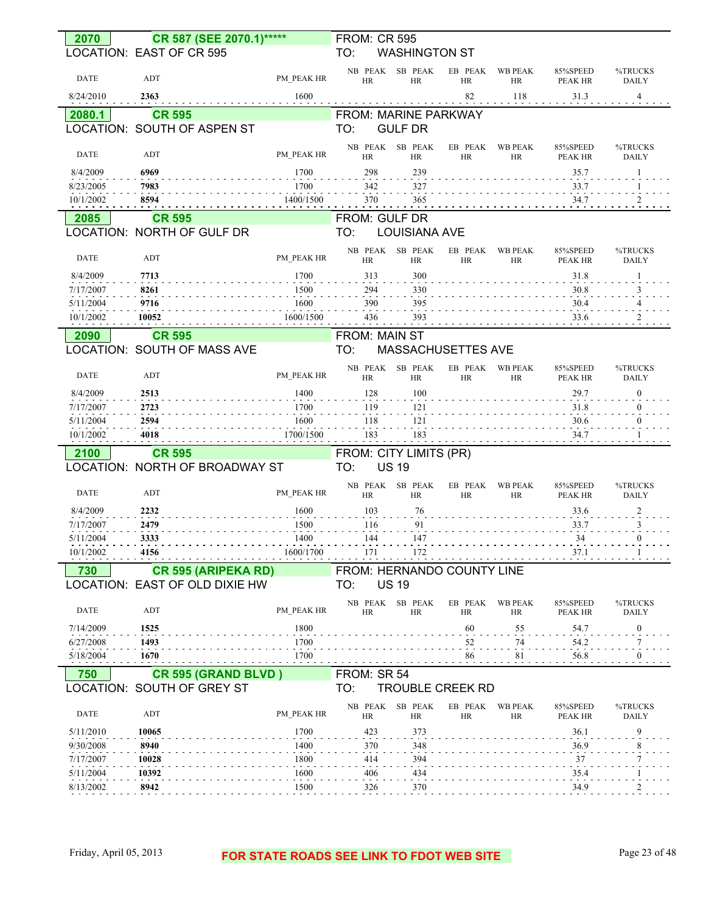**2070** **CR 587 (SEE 2070.1)*****
FROM: CR 595
LOCATION: EAST OF CR 595
TO: WASHINGTON ST

| DATE | ADT | PM_PEAK HR | NB PEAK HR | SB PEAK HR | EB PEAK HR | WB PEAK HR | 85%SPEED PEAK HR | %TRUCKS DAILY |
|---|---|---|---|---|---|---|---|---|
| 8/24/2010 | **2363** | 1600 | | | 82 | 118 | 31.3 | 4 |

**2080.1** **CR 595**
FROM: MARINE PARKWAY
LOCATION: SOUTH OF ASPEN ST
TO: GULF DR

| DATE | ADT | PM_PEAK HR | NB PEAK HR | SB PEAK HR | EB PEAK HR | WB PEAK HR | 85%SPEED PEAK HR | %TRUCKS DAILY |
|---|---|---|---|---|---|---|---|---|
| 8/4/2009 | **6969** | 1700 | 298 | 239 | | | 35.7 | 1 |
| 8/23/2005 | **7983** | 1700 | 342 | 327 | | | 33.7 | 1 |
| 10/1/2002 | **8594** | 1400/1500 | 370 | 365 | | | 34.7 | 2 |

**2085** **CR 595**
FROM: GULF DR
LOCATION: NORTH OF GULF DR
TO: LOUISIANA AVE

| DATE | ADT | PM_PEAK HR | NB PEAK HR | SB PEAK HR | EB PEAK HR | WB PEAK HR | 85%SPEED PEAK HR | %TRUCKS DAILY |
|---|---|---|---|---|---|---|---|---|
| 8/4/2009 | **7713** | 1700 | 313 | 300 | | | 31.8 | 1 |
| 7/17/2007 | **8261** | 1500 | 294 | 330 | | | 30.8 | 3 |
| 5/11/2004 | **9716** | 1600 | 390 | 395 | | | 30.4 | 4 |
| 10/1/2002 | **10052** | 1600/1500 | 436 | 393 | | | 33.6 | 2 |

**2090** **CR 595**
FROM: MAIN ST
LOCATION: SOUTH OF MASS AVE
TO: MASSACHUSETTES AVE

| DATE | ADT | PM_PEAK HR | NB PEAK HR | SB PEAK HR | EB PEAK HR | WB PEAK HR | 85%SPEED PEAK HR | %TRUCKS DAILY |
|---|---|---|---|---|---|---|---|---|
| 8/4/2009 | **2513** | 1400 | 128 | 100 | | | 29.7 | 0 |
| 7/17/2007 | **2723** | 1700 | 119 | 121 | | | 31.8 | 0 |
| 5/11/2004 | **2594** | 1600 | 118 | 121 | | | 30.6 | 0 |
| 10/1/2002 | **4018** | 1700/1500 | 183 | 183 | | | 34.7 | 1 |

**2100** **CR 595**
FROM: CITY LIMITS (PR)
LOCATION: NORTH OF BROADWAY ST
TO: US 19

| DATE | ADT | PM_PEAK HR | NB PEAK HR | SB PEAK HR | EB PEAK HR | WB PEAK HR | 85%SPEED PEAK HR | %TRUCKS DAILY |
|---|---|---|---|---|---|---|---|---|
| 8/4/2009 | **2232** | 1600 | 103 | 76 | | | 33.6 | 2 |
| 7/17/2007 | **2479** | 1500 | 116 | 91 | | | 33.7 | 3 |
| 5/11/2004 | **3333** | 1400 | 144 | 147 | | | 34 | 0 |
| 10/1/2002 | **4156** | 1600/1700 | 171 | 172 | | | 37.1 | 1 |

**730** **CR 595 (ARIPEKA RD)**
FROM: HERNANDO COUNTY LINE
LOCATION: EAST OF OLD DIXIE HW
TO: US 19

| DATE | ADT | PM_PEAK HR | NB PEAK HR | SB PEAK HR | EB PEAK HR | WB PEAK HR | 85%SPEED PEAK HR | %TRUCKS DAILY |
|---|---|---|---|---|---|---|---|---|
| 7/14/2009 | **1525** | 1800 | | | 60 | 55 | 54.7 | 0 |
| 6/27/2008 | **1493** | 1700 | | | 52 | 74 | 54.2 | 7 |
| 5/18/2004 | **1670** | 1700 | | | 86 | 81 | 56.8 | 0 |

**750** **CR 595 (GRAND BLVD )**
FROM: SR 54
LOCATION: SOUTH OF GREY ST
TO: TROUBLE CREEK RD

| DATE | ADT | PM_PEAK HR | NB PEAK HR | SB PEAK HR | EB PEAK HR | WB PEAK HR | 85%SPEED PEAK HR | %TRUCKS DAILY |
|---|---|---|---|---|---|---|---|---|
| 5/11/2010 | **10065** | 1700 | 423 | 373 | | | 36.1 | 9 |
| 9/30/2008 | **8940** | 1400 | 370 | 348 | | | 36.9 | 8 |
| 7/17/2007 | **10028** | 1800 | 414 | 394 | | | 37 | 7 |
| 5/11/2004 | **10392** | 1600 | 406 | 434 | | | 35.4 | 1 |
| 8/13/2002 | **8942** | 1500 | 326 | 370 | | | 34.9 | 2 |

**FOR STATE ROADS SEE LINK TO FDOT WEB SITE**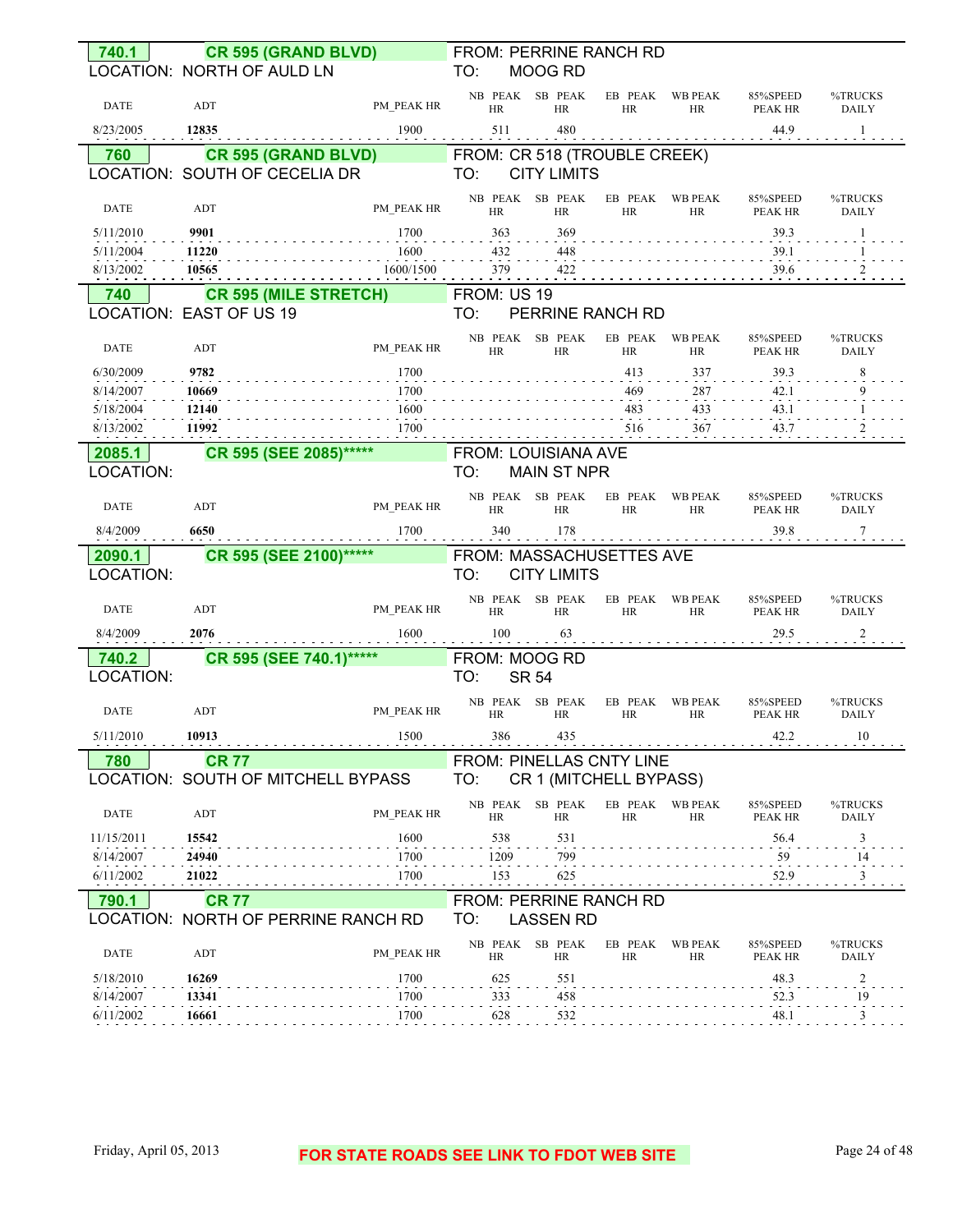## 740.1 — CR 595 (GRAND BLVD)

LOCATION: NORTH OF AULD LN

FROM: PERRINE RANCH RD
TO: MOOG RD

| DATE | ADT | PM_PEAK HR | NB PEAK HR | SB PEAK HR | EB PEAK HR | WB PEAK HR | 85%SPEED PEAK HR | %TRUCKS DAILY |
|---|---|---|---|---|---|---|---|---|
| 8/23/2005 | **12835** | 1900 | 511 | 480 | | | 44.9 | 1 |

## 760 — CR 595 (GRAND BLVD)

LOCATION: SOUTH OF CECELIA DR

FROM: CR 518 (TROUBLE CREEK)
TO: CITY LIMITS

| DATE | ADT | PM_PEAK HR | NB PEAK HR | SB PEAK HR | EB PEAK HR | WB PEAK HR | 85%SPEED PEAK HR | %TRUCKS DAILY |
|---|---|---|---|---|---|---|---|---|
| 5/11/2010 | **9901** | 1700 | 363 | 369 | | | 39.3 | 1 |
| 5/11/2004 | **11220** | 1600 | 432 | 448 | | | 39.1 | 1 |
| 8/13/2002 | **10565** | 1600/1500 | 379 | 422 | | | 39.6 | 2 |

## 740 — CR 595 (MILE STRETCH)

LOCATION: EAST OF US 19

FROM: US 19
TO: PERRINE RANCH RD

| DATE | ADT | PM_PEAK HR | NB PEAK HR | SB PEAK HR | EB PEAK HR | WB PEAK HR | 85%SPEED PEAK HR | %TRUCKS DAILY |
|---|---|---|---|---|---|---|---|---|
| 6/30/2009 | **9782** | 1700 | | | 413 | 337 | 39.3 | 8 |
| 8/14/2007 | **10669** | 1700 | | | 469 | 287 | 42.1 | 9 |
| 5/18/2004 | **12140** | 1600 | | | 483 | 433 | 43.1 | 1 |
| 8/13/2002 | **11992** | 1700 | | | 516 | 367 | 43.7 | 2 |

## 2085.1 — CR 595 (SEE 2085)*****

LOCATION:

FROM: LOUISIANA AVE
TO: MAIN ST NPR

| DATE | ADT | PM_PEAK HR | NB PEAK HR | SB PEAK HR | EB PEAK HR | WB PEAK HR | 85%SPEED PEAK HR | %TRUCKS DAILY |
|---|---|---|---|---|---|---|---|---|
| 8/4/2009 | **6650** | 1700 | 340 | 178 | | | 39.8 | 7 |

## 2090.1 — CR 595 (SEE 2100)*****

LOCATION:

FROM: MASSACHUSETTES AVE
TO: CITY LIMITS

| DATE | ADT | PM_PEAK HR | NB PEAK HR | SB PEAK HR | EB PEAK HR | WB PEAK HR | 85%SPEED PEAK HR | %TRUCKS DAILY |
|---|---|---|---|---|---|---|---|---|
| 8/4/2009 | **2076** | 1600 | 100 | 63 | | | 29.5 | 2 |

## 740.2 — CR 595 (SEE 740.1)*****

LOCATION:

FROM: MOOG RD
TO: SR 54

| DATE | ADT | PM_PEAK HR | NB PEAK HR | SB PEAK HR | EB PEAK HR | WB PEAK HR | 85%SPEED PEAK HR | %TRUCKS DAILY |
|---|---|---|---|---|---|---|---|---|
| 5/11/2010 | **10913** | 1500 | 386 | 435 | | | 42.2 | 10 |

## 780 — CR 77

LOCATION: SOUTH OF MITCHELL BYPASS

FROM: PINELLAS CNTY LINE
TO: CR 1 (MITCHELL BYPASS)

| DATE | ADT | PM_PEAK HR | NB PEAK HR | SB PEAK HR | EB PEAK HR | WB PEAK HR | 85%SPEED PEAK HR | %TRUCKS DAILY |
|---|---|---|---|---|---|---|---|---|
| 11/15/2011 | **15542** | 1600 | 538 | 531 | | | 56.4 | 3 |
| 8/14/2007 | **24940** | 1700 | 1209 | 799 | | | 59 | 14 |
| 6/11/2002 | **21022** | 1700 | 153 | 625 | | | 52.9 | 3 |

## 790.1 — CR 77

LOCATION: NORTH OF PERRINE RANCH RD

FROM: PERRINE RANCH RD
TO: LASSEN RD

| DATE | ADT | PM_PEAK HR | NB PEAK HR | SB PEAK HR | EB PEAK HR | WB PEAK HR | 85%SPEED PEAK HR | %TRUCKS DAILY |
|---|---|---|---|---|---|---|---|---|
| 5/18/2010 | **16269** | 1700 | 625 | 551 | | | 48.3 | 2 |
| 8/14/2007 | **13341** | 1700 | 333 | 458 | | | 52.3 | 19 |
| 6/11/2002 | **16661** | 1700 | 628 | 532 | | | 48.1 | 3 |

FOR STATE ROADS SEE LINK TO FDOT WEB SITE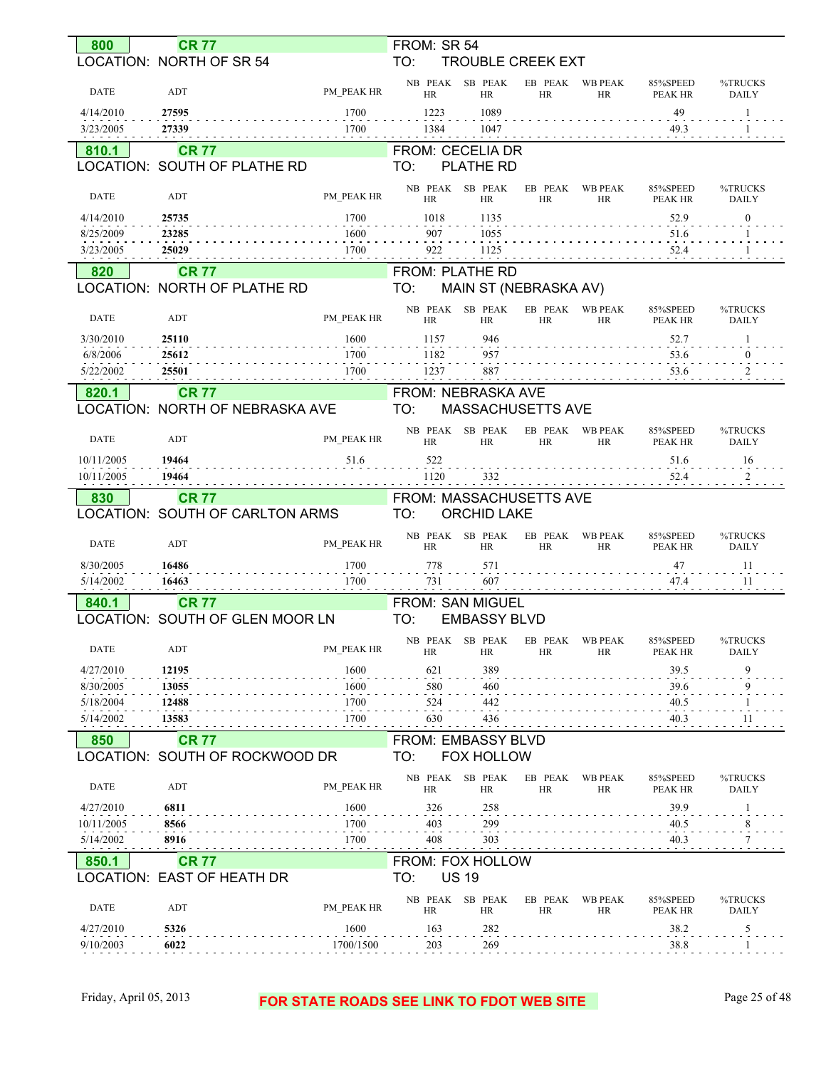## 800 CR 77

LOCATION: NORTH OF SR 54

FROM: SR 54
TO: TROUBLE CREEK EXT

| DATE | ADT | PM_PEAK HR | NB PEAK HR | SB PEAK HR | EB PEAK HR | WB PEAK HR | 85%SPEED PEAK HR | %TRUCKS DAILY |
|---|---|---|---|---|---|---|---|---|
| 4/14/2010 | **27595** | 1700 | 1223 | 1089 | | | 49 | 1 |
| 3/23/2005 | **27339** | 1700 | 1384 | 1047 | | | 49.3 | 1 |

## 810.1 CR 77

LOCATION: SOUTH OF PLATHE RD

FROM: CECELIA DR
TO: PLATHE RD

| DATE | ADT | PM_PEAK HR | NB PEAK HR | SB PEAK HR | EB PEAK HR | WB PEAK HR | 85%SPEED PEAK HR | %TRUCKS DAILY |
|---|---|---|---|---|---|---|---|---|
| 4/14/2010 | **25735** | 1700 | 1018 | 1135 | | | 52.9 | 0 |
| 8/25/2009 | **23285** | 1600 | 907 | 1055 | | | 51.6 | 1 |
| 3/23/2005 | **25029** | 1700 | 922 | 1125 | | | 52.4 | 1 |

## 820 CR 77

LOCATION: NORTH OF PLATHE RD

FROM: PLATHE RD
TO: MAIN ST (NEBRASKA AV)

| DATE | ADT | PM_PEAK HR | NB PEAK HR | SB PEAK HR | EB PEAK HR | WB PEAK HR | 85%SPEED PEAK HR | %TRUCKS DAILY |
|---|---|---|---|---|---|---|---|---|
| 3/30/2010 | **25110** | 1600 | 1157 | 946 | | | 52.7 | 1 |
| 6/8/2006 | **25612** | 1700 | 1182 | 957 | | | 53.6 | 0 |
| 5/22/2002 | **25501** | 1700 | 1237 | 887 | | | 53.6 | 2 |

## 820.1 CR 77

LOCATION: NORTH OF NEBRASKA AVE

FROM: NEBRASKA AVE
TO: MASSACHUSETTS AVE

| DATE | ADT | PM_PEAK HR | NB PEAK HR | SB PEAK HR | EB PEAK HR | WB PEAK HR | 85%SPEED PEAK HR | %TRUCKS DAILY |
|---|---|---|---|---|---|---|---|---|
| 10/11/2005 | **19464** | 51.6 | 522 | | | | 51.6 | 16 |
| 10/11/2005 | **19464** | | 1120 | 332 | | | 52.4 | 2 |

## 830 CR 77

LOCATION: SOUTH OF CARLTON ARMS

FROM: MASSACHUSETTS AVE
TO: ORCHID LAKE

| DATE | ADT | PM_PEAK HR | NB PEAK HR | SB PEAK HR | EB PEAK HR | WB PEAK HR | 85%SPEED PEAK HR | %TRUCKS DAILY |
|---|---|---|---|---|---|---|---|---|
| 8/30/2005 | **16486** | 1700 | 778 | 571 | | | 47 | 11 |
| 5/14/2002 | **16463** | 1700 | 731 | 607 | | | 47.4 | 11 |

## 840.1 CR 77

LOCATION: SOUTH OF GLEN MOOR LN

FROM: SAN MIGUEL
TO: EMBASSY BLVD

| DATE | ADT | PM_PEAK HR | NB PEAK HR | SB PEAK HR | EB PEAK HR | WB PEAK HR | 85%SPEED PEAK HR | %TRUCKS DAILY |
|---|---|---|---|---|---|---|---|---|
| 4/27/2010 | **12195** | 1600 | 621 | 389 | | | 39.5 | 9 |
| 8/30/2005 | **13055** | 1600 | 580 | 460 | | | 39.6 | 9 |
| 5/18/2004 | **12488** | 1700 | 524 | 442 | | | 40.5 | 1 |
| 5/14/2002 | **13583** | 1700 | 630 | 436 | | | 40.3 | 11 |

## 850 CR 77

LOCATION: SOUTH OF ROCKWOOD DR

FROM: EMBASSY BLVD
TO: FOX HOLLOW

| DATE | ADT | PM_PEAK HR | NB PEAK HR | SB PEAK HR | EB PEAK HR | WB PEAK HR | 85%SPEED PEAK HR | %TRUCKS DAILY |
|---|---|---|---|---|---|---|---|---|
| 4/27/2010 | **6811** | 1600 | 326 | 258 | | | 39.9 | 1 |
| 10/11/2005 | **8566** | 1700 | 403 | 299 | | | 40.5 | 8 |
| 5/14/2002 | **8916** | 1700 | 408 | 303 | | | 40.3 | 7 |

## 850.1 CR 77

LOCATION: EAST OF HEATH DR

FROM: FOX HOLLOW
TO: US 19

| DATE | ADT | PM_PEAK HR | NB PEAK HR | SB PEAK HR | EB PEAK HR | WB PEAK HR | 85%SPEED PEAK HR | %TRUCKS DAILY |
|---|---|---|---|---|---|---|---|---|
| 4/27/2010 | **5326** | 1600 | 163 | 282 | | | 38.2 | 5 |
| 9/10/2003 | **6022** | 1700/1500 | 203 | 269 | | | 38.8 | 1 |

FOR STATE ROADS SEE LINK TO FDOT WEB SITE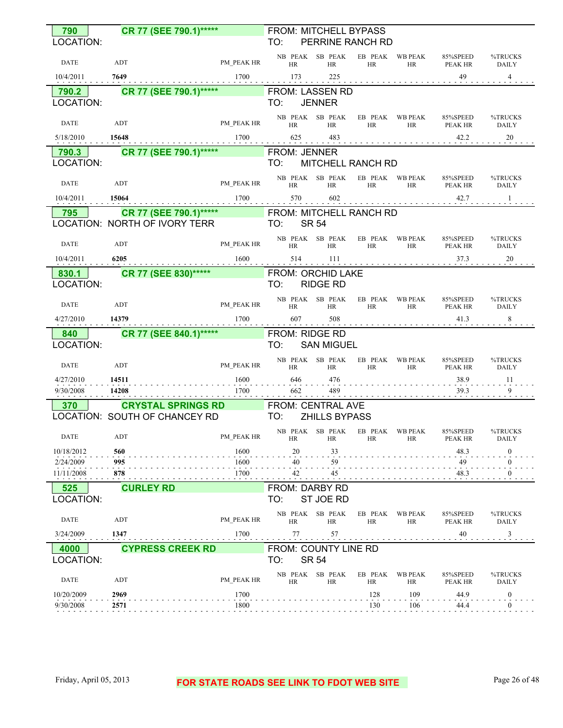**790** **CR 77 (SEE 790.1)*****
LOCATION:
FROM: MITCHELL BYPASS
TO: PERRINE RANCH RD

| DATE | ADT | PM_PEAK HR | NB PEAK HR | SB PEAK HR | EB PEAK HR | WB PEAK HR | 85%SPEED PEAK HR | %TRUCKS DAILY |
|---|---|---|---|---|---|---|---|---|
| 10/4/2011 | 7649 | 1700 | 173 | 225 | | | 49 | 4 |

**790.2** **CR 77 (SEE 790.1)*****
LOCATION:
FROM: LASSEN RD
TO: JENNER

| DATE | ADT | PM_PEAK HR | NB PEAK HR | SB PEAK HR | EB PEAK HR | WB PEAK HR | 85%SPEED PEAK HR | %TRUCKS DAILY |
|---|---|---|---|---|---|---|---|---|
| 5/18/2010 | 15648 | 1700 | 625 | 483 | | | 42.2 | 20 |

**790.3** **CR 77 (SEE 790.1)*****
LOCATION:
FROM: JENNER
TO: MITCHELL RANCH RD

| DATE | ADT | PM_PEAK HR | NB PEAK HR | SB PEAK HR | EB PEAK HR | WB PEAK HR | 85%SPEED PEAK HR | %TRUCKS DAILY |
|---|---|---|---|---|---|---|---|---|
| 10/4/2011 | 15064 | 1700 | 570 | 602 | | | 42.7 | 1 |

**795** **CR 77 (SEE 790.1)*****
LOCATION: NORTH OF IVORY TERR
FROM: MITCHELL RANCH RD
TO: SR 54

| DATE | ADT | PM_PEAK HR | NB PEAK HR | SB PEAK HR | EB PEAK HR | WB PEAK HR | 85%SPEED PEAK HR | %TRUCKS DAILY |
|---|---|---|---|---|---|---|---|---|
| 10/4/2011 | 6205 | 1600 | 514 | 111 | | | 37.3 | 20 |

**830.1** **CR 77 (SEE 830)*****
LOCATION:
FROM: ORCHID LAKE
TO: RIDGE RD

| DATE | ADT | PM_PEAK HR | NB PEAK HR | SB PEAK HR | EB PEAK HR | WB PEAK HR | 85%SPEED PEAK HR | %TRUCKS DAILY |
|---|---|---|---|---|---|---|---|---|
| 4/27/2010 | 14379 | 1700 | 607 | 508 | | | 41.3 | 8 |

**840** **CR 77 (SEE 840.1)*****
LOCATION:
FROM: RIDGE RD
TO: SAN MIGUEL

| DATE | ADT | PM_PEAK HR | NB PEAK HR | SB PEAK HR | EB PEAK HR | WB PEAK HR | 85%SPEED PEAK HR | %TRUCKS DAILY |
|---|---|---|---|---|---|---|---|---|
| 4/27/2010 | 14511 | 1600 | 646 | 476 | | | 38.9 | 11 |
| 9/30/2008 | 14208 | 1700 | 662 | 489 | | | 39.3 | 9 |

**370** **CRYSTAL SPRINGS RD**
LOCATION: SOUTH OF CHANCEY RD
FROM: CENTRAL AVE
TO: ZHILLS BYPASS

| DATE | ADT | PM_PEAK HR | NB PEAK HR | SB PEAK HR | EB PEAK HR | WB PEAK HR | 85%SPEED PEAK HR | %TRUCKS DAILY |
|---|---|---|---|---|---|---|---|---|
| 10/18/2012 | 560 | 1600 | 20 | 33 | | | 48.3 | 0 |
| 2/24/2009 | 995 | 1600 | 40 | 59 | | | 49 | 0 |
| 11/11/2008 | 878 | 1700 | 42 | 45 | | | 48.3 | 0 |

**525** **CURLEY RD**
LOCATION:
FROM: DARBY RD
TO: ST JOE RD

| DATE | ADT | PM_PEAK HR | NB PEAK HR | SB PEAK HR | EB PEAK HR | WB PEAK HR | 85%SPEED PEAK HR | %TRUCKS DAILY |
|---|---|---|---|---|---|---|---|---|
| 3/24/2009 | 1347 | 1700 | 77 | 57 | | | 40 | 3 |

**4000** **CYPRESS CREEK RD**
LOCATION:
FROM: COUNTY LINE RD
TO: SR 54

| DATE | ADT | PM_PEAK HR | NB PEAK HR | SB PEAK HR | EB PEAK HR | WB PEAK HR | 85%SPEED PEAK HR | %TRUCKS DAILY |
|---|---|---|---|---|---|---|---|---|
| 10/20/2009 | 2969 | 1700 | | | 128 | 109 | 44.9 | 0 |
| 9/30/2008 | 2571 | 1800 | | | 130 | 106 | 44.4 | 0 |

**FOR STATE ROADS SEE LINK TO FDOT WEB SITE**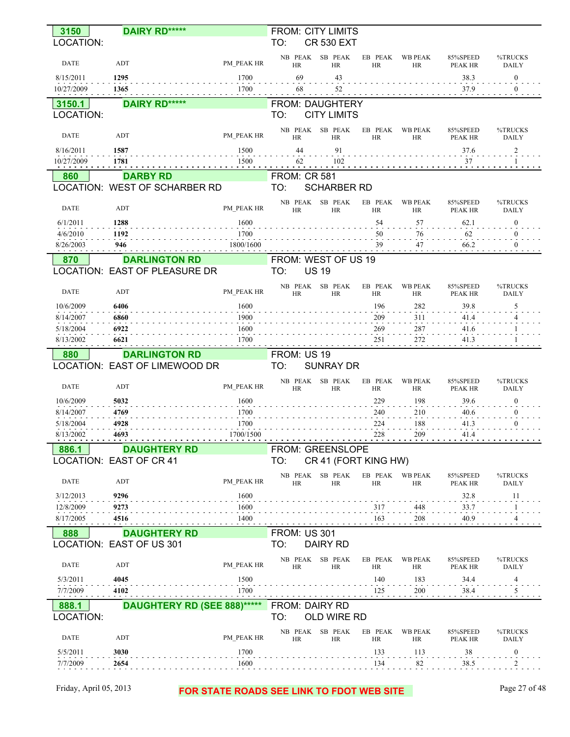## 3150 DAIRY RD*****

LOCATION:

FROM: CITY LIMITS
TO: CR 530 EXT

| DATE | ADT | PM_PEAK HR | NB PEAK HR | SB PEAK HR | EB PEAK HR | WB PEAK HR | 85%SPEED PEAK HR | %TRUCKS DAILY |
|---|---|---|---|---|---|---|---|---|
| 8/15/2011 | **1295** | 1700 | 69 | 43 | | | 38.3 | 0 |
| 10/27/2009 | **1365** | 1700 | 68 | 52 | | | 37.9 | 0 |

## 3150.1 DAIRY RD*****

LOCATION:

FROM: DAUGHTERY
TO: CITY LIMITS

| DATE | ADT | PM_PEAK HR | NB PEAK HR | SB PEAK HR | EB PEAK HR | WB PEAK HR | 85%SPEED PEAK HR | %TRUCKS DAILY |
|---|---|---|---|---|---|---|---|---|
| 8/16/2011 | **1587** | 1500 | 44 | 91 | | | 37.6 | 2 |
| 10/27/2009 | **1781** | 1500 | 62 | 102 | | | 37 | 1 |

## 860 DARBY RD

LOCATION: WEST OF SCHARBER RD

FROM: CR 581
TO: SCHARBER RD

| DATE | ADT | PM_PEAK HR | NB PEAK HR | SB PEAK HR | EB PEAK HR | WB PEAK HR | 85%SPEED PEAK HR | %TRUCKS DAILY |
|---|---|---|---|---|---|---|---|---|
| 6/1/2011 | **1288** | 1600 | | | 54 | 57 | 62.1 | 0 |
| 4/6/2010 | **1192** | 1700 | | | 50 | 76 | 62 | 0 |
| 8/26/2003 | **946** | 1800/1600 | | | 39 | 47 | 66.2 | 0 |

## 870 DARLINGTON RD

LOCATION: EAST OF PLEASURE DR

FROM: WEST OF US 19
TO: US 19

| DATE | ADT | PM_PEAK HR | NB PEAK HR | SB PEAK HR | EB PEAK HR | WB PEAK HR | 85%SPEED PEAK HR | %TRUCKS DAILY |
|---|---|---|---|---|---|---|---|---|
| 10/6/2009 | **6406** | 1600 | | | 196 | 282 | 39.8 | 5 |
| 8/14/2007 | **6860** | 1900 | | | 209 | 311 | 41.4 | 4 |
| 5/18/2004 | **6922** | 1600 | | | 269 | 287 | 41.6 | 1 |
| 8/13/2002 | **6621** | 1700 | | | 251 | 272 | 41.3 | 1 |

## 880 DARLINGTON RD

LOCATION: EAST OF LIMEWOOD DR

FROM: US 19
TO: SUNRAY DR

| DATE | ADT | PM_PEAK HR | NB PEAK HR | SB PEAK HR | EB PEAK HR | WB PEAK HR | 85%SPEED PEAK HR | %TRUCKS DAILY |
|---|---|---|---|---|---|---|---|---|
| 10/6/2009 | **5032** | 1600 | | | 229 | 198 | 39.6 | 0 |
| 8/14/2007 | **4769** | 1700 | | | 240 | 210 | 40.6 | 0 |
| 5/18/2004 | **4928** | 1700 | | | 224 | 188 | 41.3 | 0 |
| 8/13/2002 | **4693** | 1700/1500 | | | 228 | 209 | 41.4 | |

## 886.1 DAUGHTERY RD

LOCATION: EAST OF CR 41

FROM: GREENSLOPE
TO: CR 41 (FORT KING HW)

| DATE | ADT | PM_PEAK HR | NB PEAK HR | SB PEAK HR | EB PEAK HR | WB PEAK HR | 85%SPEED PEAK HR | %TRUCKS DAILY |
|---|---|---|---|---|---|---|---|---|
| 3/12/2013 | **9296** | 1600 | | | | | 32.8 | 11 |
| 12/8/2009 | **9273** | 1600 | | | 317 | 448 | 33.7 | 1 |
| 8/17/2005 | **4516** | 1400 | | | 163 | 208 | 40.9 | 4 |

## 888 DAUGHTERY RD

LOCATION: EAST OF US 301

FROM: US 301
TO: DAIRY RD

| DATE | ADT | PM_PEAK HR | NB PEAK HR | SB PEAK HR | EB PEAK HR | WB PEAK HR | 85%SPEED PEAK HR | %TRUCKS DAILY |
|---|---|---|---|---|---|---|---|---|
| 5/3/2011 | **4045** | 1500 | | | 140 | 183 | 34.4 | 4 |
| 7/7/2009 | **4102** | 1700 | | | 125 | 200 | 38.4 | 5 |

## 888.1 DAUGHTERY RD (SEE 888)*****

LOCATION:

FROM: DAIRY RD
TO: OLD WIRE RD

| DATE | ADT | PM_PEAK HR | NB PEAK HR | SB PEAK HR | EB PEAK HR | WB PEAK HR | 85%SPEED PEAK HR | %TRUCKS DAILY |
|---|---|---|---|---|---|---|---|---|
| 5/5/2011 | **3030** | 1700 | | | 133 | 113 | 38 | 0 |
| 7/7/2009 | **2654** | 1600 | | | 134 | 82 | 38.5 | 2 |

**FOR STATE ROADS SEE LINK TO FDOT WEB SITE**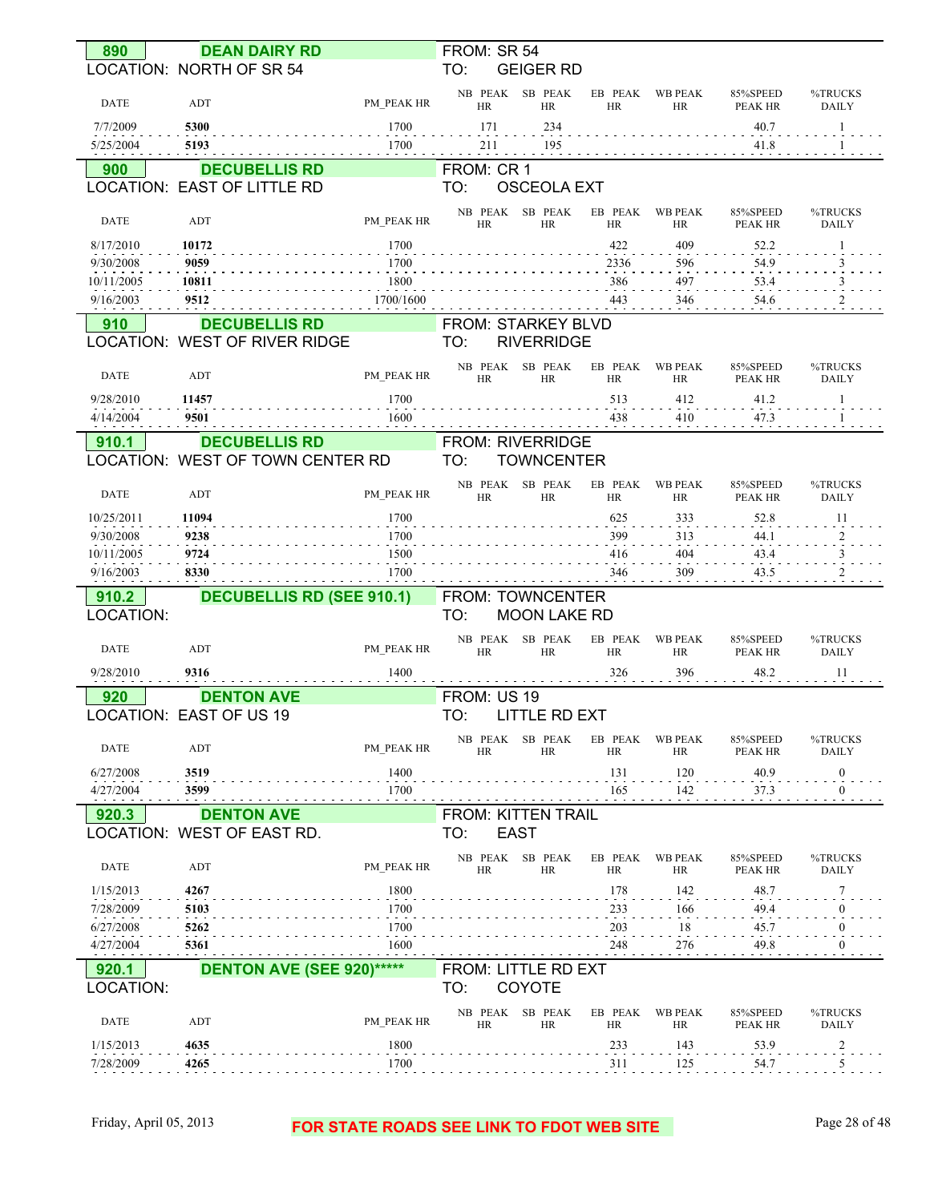## 890 DEAN DAIRY RD

LOCATION: NORTH OF SR 54 | FROM: SR 54 | TO: GEIGER RD

| DATE | ADT | PM_PEAK HR | NB PEAK HR | SB PEAK HR | EB PEAK HR | WB PEAK HR | 85%SPEED PEAK HR | %TRUCKS DAILY |
|---|---|---|---|---|---|---|---|---|
| 7/7/2009 | **5300** | 1700 | 171 | 234 | | | 40.7 | 1 |
| 5/25/2004 | **5193** | 1700 | 211 | 195 | | | 41.8 | 1 |

## 900 DECUBELLIS RD

LOCATION: EAST OF LITTLE RD | FROM: CR 1 | TO: OSCEOLA EXT

| DATE | ADT | PM_PEAK HR | NB PEAK HR | SB PEAK HR | EB PEAK HR | WB PEAK HR | 85%SPEED PEAK HR | %TRUCKS DAILY |
|---|---|---|---|---|---|---|---|---|
| 8/17/2010 | **10172** | 1700 | | | 422 | 409 | 52.2 | 1 |
| 9/30/2008 | **9059** | 1700 | | | 2336 | 596 | 54.9 | 3 |
| 10/11/2005 | **10811** | 1800 | | | 386 | 497 | 53.4 | 3 |
| 9/16/2003 | **9512** | 1700/1600 | | | 443 | 346 | 54.6 | 2 |

## 910 DECUBELLIS RD

LOCATION: WEST OF RIVER RIDGE | FROM: STARKEY BLVD | TO: RIVERRIDGE

| DATE | ADT | PM_PEAK HR | NB PEAK HR | SB PEAK HR | EB PEAK HR | WB PEAK HR | 85%SPEED PEAK HR | %TRUCKS DAILY |
|---|---|---|---|---|---|---|---|---|
| 9/28/2010 | **11457** | 1700 | | | 513 | 412 | 41.2 | 1 |
| 4/14/2004 | **9501** | 1600 | | | 438 | 410 | 47.3 | 1 |

## 910.1 DECUBELLIS RD

LOCATION: WEST OF TOWN CENTER RD | FROM: RIVERRIDGE | TO: TOWNCENTER

| DATE | ADT | PM_PEAK HR | NB PEAK HR | SB PEAK HR | EB PEAK HR | WB PEAK HR | 85%SPEED PEAK HR | %TRUCKS DAILY |
|---|---|---|---|---|---|---|---|---|
| 10/25/2011 | **11094** | 1700 | | | 625 | 333 | 52.8 | 11 |
| 9/30/2008 | **9238** | 1700 | | | 399 | 313 | 44.1 | 2 |
| 10/11/2005 | **9724** | 1500 | | | 416 | 404 | 43.4 | 3 |
| 9/16/2003 | **8330** | 1700 | | | 346 | 309 | 43.5 | 2 |

## 910.2 DECUBELLIS RD (SEE 910.1)

LOCATION: | FROM: TOWNCENTER | TO: MOON LAKE RD

| DATE | ADT | PM_PEAK HR | NB PEAK HR | SB PEAK HR | EB PEAK HR | WB PEAK HR | 85%SPEED PEAK HR | %TRUCKS DAILY |
|---|---|---|---|---|---|---|---|---|
| 9/28/2010 | **9316** | 1400 | | | 326 | 396 | 48.2 | 11 |

## 920 DENTON AVE

LOCATION: EAST OF US 19 | FROM: US 19 | TO: LITTLE RD EXT

| DATE | ADT | PM_PEAK HR | NB PEAK HR | SB PEAK HR | EB PEAK HR | WB PEAK HR | 85%SPEED PEAK HR | %TRUCKS DAILY |
|---|---|---|---|---|---|---|---|---|
| 6/27/2008 | **3519** | 1400 | | | 131 | 120 | 40.9 | 0 |
| 4/27/2004 | **3599** | 1700 | | | 165 | 142 | 37.3 | 0 |

## 920.3 DENTON AVE

LOCATION: WEST OF EAST RD. | FROM: KITTEN TRAIL | TO: EAST

| DATE | ADT | PM_PEAK HR | NB PEAK HR | SB PEAK HR | EB PEAK HR | WB PEAK HR | 85%SPEED PEAK HR | %TRUCKS DAILY |
|---|---|---|---|---|---|---|---|---|
| 1/15/2013 | **4267** | 1800 | | | 178 | 142 | 48.7 | 7 |
| 7/28/2009 | **5103** | 1700 | | | 233 | 166 | 49.4 | 0 |
| 6/27/2008 | **5262** | 1700 | | | 203 | 18 | 45.7 | 0 |
| 4/27/2004 | **5361** | 1600 | | | 248 | 276 | 49.8 | 0 |

## 920.1 DENTON AVE (SEE 920)*****

LOCATION: | FROM: LITTLE RD EXT | TO: COYOTE

| DATE | ADT | PM_PEAK HR | NB PEAK HR | SB PEAK HR | EB PEAK HR | WB PEAK HR | 85%SPEED PEAK HR | %TRUCKS DAILY |
|---|---|---|---|---|---|---|---|---|
| 1/15/2013 | **4635** | 1800 | | | 233 | 143 | 53.9 | 2 |
| 7/28/2009 | **4265** | 1700 | | | 311 | 125 | 54.7 | 5 |

Friday, April 05, 2013

FOR STATE ROADS SEE LINK TO FDOT WEB SITE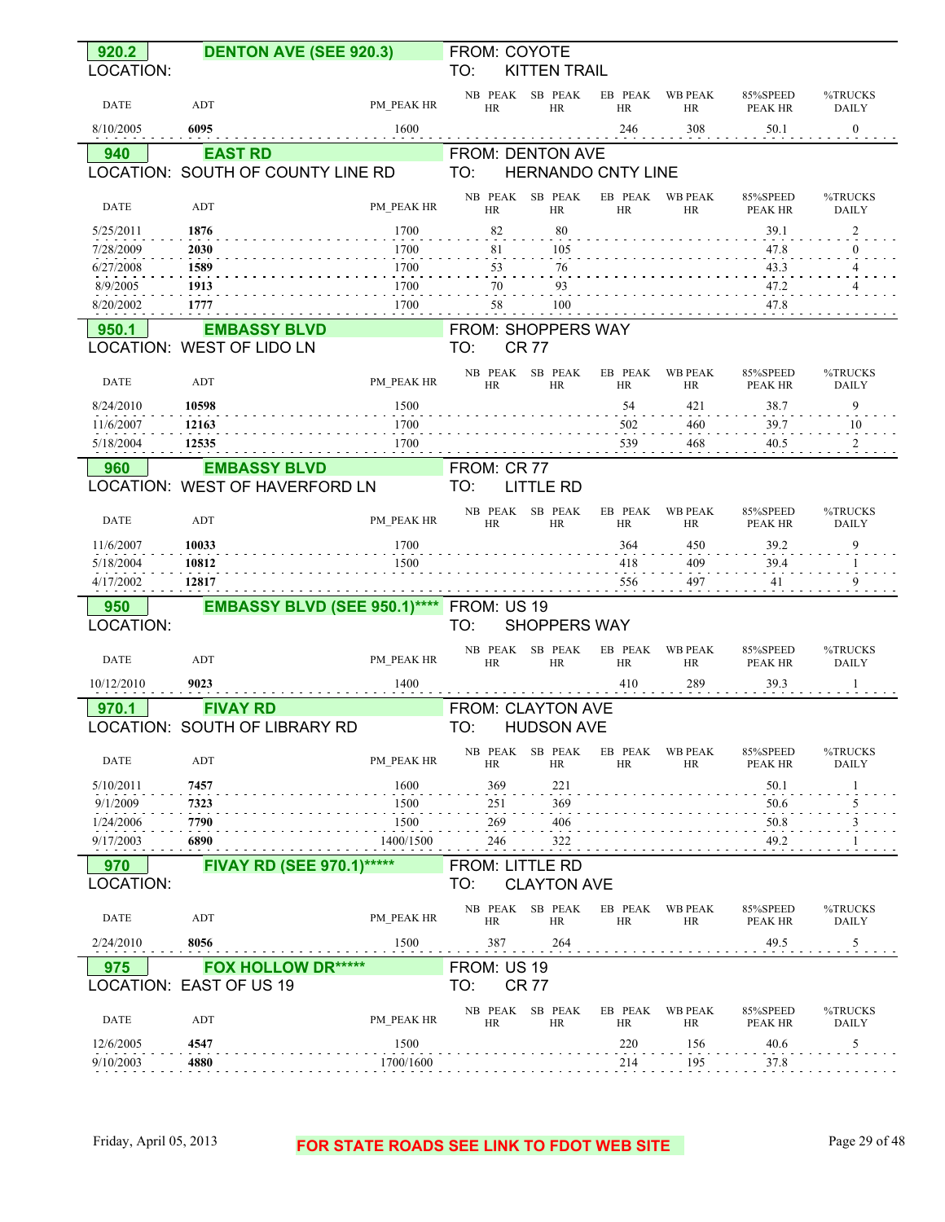## 920.2 DENTON AVE (SEE 920.3)

LOCATION:

FROM: COYOTE
TO: KITTEN TRAIL

| DATE | ADT | PM_PEAK HR | NB PEAK HR | SB PEAK HR | EB PEAK HR | WB PEAK HR | 85%SPEED PEAK HR | %TRUCKS DAILY |
|---|---|---|---|---|---|---|---|---|
| 8/10/2005 | **6095** | 1600 | | | 246 | 308 | 50.1 | 0 |

## 940 EAST RD

LOCATION: SOUTH OF COUNTY LINE RD

FROM: DENTON AVE
TO: HERNANDO CNTY LINE

| DATE | ADT | PM_PEAK HR | NB PEAK HR | SB PEAK HR | EB PEAK HR | WB PEAK HR | 85%SPEED PEAK HR | %TRUCKS DAILY |
|---|---|---|---|---|---|---|---|---|
| 5/25/2011 | **1876** | 1700 | 82 | 80 | | | 39.1 | 2 |
| 7/28/2009 | **2030** | 1700 | 81 | 105 | | | 47.8 | 0 |
| 6/27/2008 | **1589** | 1700 | 53 | 76 | | | 43.3 | 4 |
| 8/9/2005 | **1913** | 1700 | 70 | 93 | | | 47.2 | 4 |
| 8/20/2002 | **1777** | 1700 | 58 | 100 | | | 47.8 | |

## 950.1 EMBASSY BLVD

LOCATION: WEST OF LIDO LN

FROM: SHOPPERS WAY
TO: CR 77

| DATE | ADT | PM_PEAK HR | NB PEAK HR | SB PEAK HR | EB PEAK HR | WB PEAK HR | 85%SPEED PEAK HR | %TRUCKS DAILY |
|---|---|---|---|---|---|---|---|---|
| 8/24/2010 | **10598** | 1500 | | | 54 | 421 | 38.7 | 9 |
| 11/6/2007 | **12163** | 1700 | | | 502 | 460 | 39.7 | 10 |
| 5/18/2004 | **12535** | 1700 | | | 539 | 468 | 40.5 | 2 |

## 960 EMBASSY BLVD

LOCATION: WEST OF HAVERFORD LN

FROM: CR 77
TO: LITTLE RD

| DATE | ADT | PM_PEAK HR | NB PEAK HR | SB PEAK HR | EB PEAK HR | WB PEAK HR | 85%SPEED PEAK HR | %TRUCKS DAILY |
|---|---|---|---|---|---|---|---|---|
| 11/6/2007 | **10033** | 1700 | | | 364 | 450 | 39.2 | 9 |
| 5/18/2004 | **10812** | 1500 | | | 418 | 409 | 39.4 | 1 |
| 4/17/2002 | **12817** | | | | 556 | 497 | 41 | 9 |

## 950 EMBASSY BLVD (SEE 950.1)****

LOCATION:

FROM: US 19
TO: SHOPPERS WAY

| DATE | ADT | PM_PEAK HR | NB PEAK HR | SB PEAK HR | EB PEAK HR | WB PEAK HR | 85%SPEED PEAK HR | %TRUCKS DAILY |
|---|---|---|---|---|---|---|---|---|
| 10/12/2010 | **9023** | 1400 | | | 410 | 289 | 39.3 | 1 |

## 970.1 FIVAY RD

LOCATION: SOUTH OF LIBRARY RD

FROM: CLAYTON AVE
TO: HUDSON AVE

| DATE | ADT | PM_PEAK HR | NB PEAK HR | SB PEAK HR | EB PEAK HR | WB PEAK HR | 85%SPEED PEAK HR | %TRUCKS DAILY |
|---|---|---|---|---|---|---|---|---|
| 5/10/2011 | **7457** | 1600 | 369 | 221 | | | 50.1 | 1 |
| 9/1/2009 | **7323** | 1500 | 251 | 369 | | | 50.6 | 5 |
| 1/24/2006 | **7790** | 1500 | 269 | 406 | | | 50.8 | 3 |
| 9/17/2003 | **6890** | 1400/1500 | 246 | 322 | | | 49.2 | 1 |

## 970 FIVAY RD (SEE 970.1)*****

LOCATION:

FROM: LITTLE RD
TO: CLAYTON AVE

| DATE | ADT | PM_PEAK HR | NB PEAK HR | SB PEAK HR | EB PEAK HR | WB PEAK HR | 85%SPEED PEAK HR | %TRUCKS DAILY |
|---|---|---|---|---|---|---|---|---|
| 2/24/2010 | **8056** | 1500 | 387 | 264 | | | 49.5 | 5 |

## 975 FOX HOLLOW DR*****

LOCATION: EAST OF US 19

FROM: US 19
TO: CR 77

| DATE | ADT | PM_PEAK HR | NB PEAK HR | SB PEAK HR | EB PEAK HR | WB PEAK HR | 85%SPEED PEAK HR | %TRUCKS DAILY |
|---|---|---|---|---|---|---|---|---|
| 12/6/2005 | **4547** | 1500 | | | 220 | 156 | 40.6 | 5 |
| 9/10/2003 | **4880** | 1700/1600 | | | 214 | 195 | 37.8 | |

Friday, April 05, 2013

**FOR STATE ROADS SEE LINK TO FDOT WEB SITE**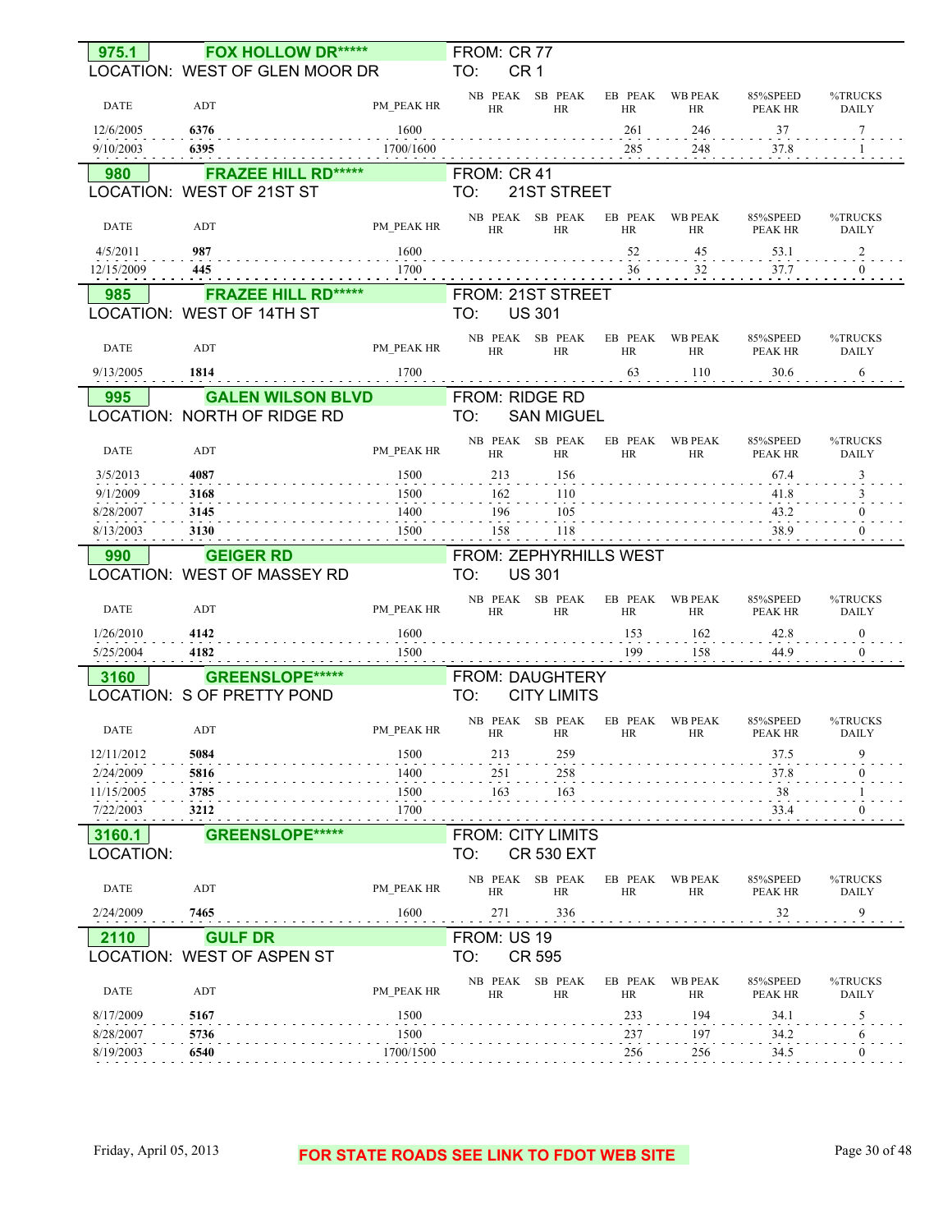**975.1** **FOX HOLLOW DR*****
LOCATION: WEST OF GLEN MOOR DR
FROM: CR 77
TO: CR 1

| DATE | ADT | PM_PEAK HR | NB PEAK HR | SB PEAK HR | EB PEAK HR | WB PEAK HR | 85%SPEED PEAK HR | %TRUCKS DAILY |
|---|---|---|---|---|---|---|---|---|
| 12/6/2005 | **6376** | 1600 | | | 261 | 246 | 37 | 7 |
| 9/10/2003 | **6395** | 1700/1600 | | | 285 | 248 | 37.8 | 1 |

**980** **FRAZEE HILL RD*****
LOCATION: WEST OF 21ST ST
FROM: CR 41
TO: 21ST STREET

| DATE | ADT | PM_PEAK HR | NB PEAK HR | SB PEAK HR | EB PEAK HR | WB PEAK HR | 85%SPEED PEAK HR | %TRUCKS DAILY |
|---|---|---|---|---|---|---|---|---|
| 4/5/2011 | **987** | 1600 | | | 52 | 45 | 53.1 | 2 |
| 12/15/2009 | **445** | 1700 | | | 36 | 32 | 37.7 | 0 |

**985** **FRAZEE HILL RD*****
LOCATION: WEST OF 14TH ST
FROM: 21ST STREET
TO: US 301

| DATE | ADT | PM_PEAK HR | NB PEAK HR | SB PEAK HR | EB PEAK HR | WB PEAK HR | 85%SPEED PEAK HR | %TRUCKS DAILY |
|---|---|---|---|---|---|---|---|---|
| 9/13/2005 | **1814** | 1700 | | | 63 | 110 | 30.6 | 6 |

**995** **GALEN WILSON BLVD**
LOCATION: NORTH OF RIDGE RD
FROM: RIDGE RD
TO: SAN MIGUEL

| DATE | ADT | PM_PEAK HR | NB PEAK HR | SB PEAK HR | EB PEAK HR | WB PEAK HR | 85%SPEED PEAK HR | %TRUCKS DAILY |
|---|---|---|---|---|---|---|---|---|
| 3/5/2013 | **4087** | 1500 | 213 | 156 | | | 67.4 | 3 |
| 9/1/2009 | **3168** | 1500 | 162 | 110 | | | 41.8 | 3 |
| 8/28/2007 | **3145** | 1400 | 196 | 105 | | | 43.2 | 0 |
| 8/13/2003 | **3130** | 1500 | 158 | 118 | | | 38.9 | 0 |

**990** **GEIGER RD**
LOCATION: WEST OF MASSEY RD
FROM: ZEPHYRHILLS WEST
TO: US 301

| DATE | ADT | PM_PEAK HR | NB PEAK HR | SB PEAK HR | EB PEAK HR | WB PEAK HR | 85%SPEED PEAK HR | %TRUCKS DAILY |
|---|---|---|---|---|---|---|---|---|
| 1/26/2010 | **4142** | 1600 | | | 153 | 162 | 42.8 | 0 |
| 5/25/2004 | **4182** | 1500 | | | 199 | 158 | 44.9 | 0 |

**3160** **GREENSLOPE*****
LOCATION: S OF PRETTY POND
FROM: DAUGHTERY
TO: CITY LIMITS

| DATE | ADT | PM_PEAK HR | NB PEAK HR | SB PEAK HR | EB PEAK HR | WB PEAK HR | 85%SPEED PEAK HR | %TRUCKS DAILY |
|---|---|---|---|---|---|---|---|---|
| 12/11/2012 | **5084** | 1500 | 213 | 259 | | | 37.5 | 9 |
| 2/24/2009 | **5816** | 1400 | 251 | 258 | | | 37.8 | 0 |
| 11/15/2005 | **3785** | 1500 | 163 | 163 | | | 38 | 1 |
| 7/22/2003 | **3212** | 1700 | | | | | 33.4 | 0 |

**3160.1** **GREENSLOPE*****
LOCATION:
FROM: CITY LIMITS
TO: CR 530 EXT

| DATE | ADT | PM_PEAK HR | NB PEAK HR | SB PEAK HR | EB PEAK HR | WB PEAK HR | 85%SPEED PEAK HR | %TRUCKS DAILY |
|---|---|---|---|---|---|---|---|---|
| 2/24/2009 | **7465** | 1600 | 271 | 336 | | | 32 | 9 |

**2110** **GULF DR**
LOCATION: WEST OF ASPEN ST
FROM: US 19
TO: CR 595

| DATE | ADT | PM_PEAK HR | NB PEAK HR | SB PEAK HR | EB PEAK HR | WB PEAK HR | 85%SPEED PEAK HR | %TRUCKS DAILY |
|---|---|---|---|---|---|---|---|---|
| 8/17/2009 | **5167** | 1500 | | | 233 | 194 | 34.1 | 5 |
| 8/28/2007 | **5736** | 1500 | | | 237 | 197 | 34.2 | 6 |
| 8/19/2003 | **6540** | 1700/1500 | | | 256 | 256 | 34.5 | 0 |

Friday, April 05, 2013

**FOR STATE ROADS SEE LINK TO FDOT WEB SITE**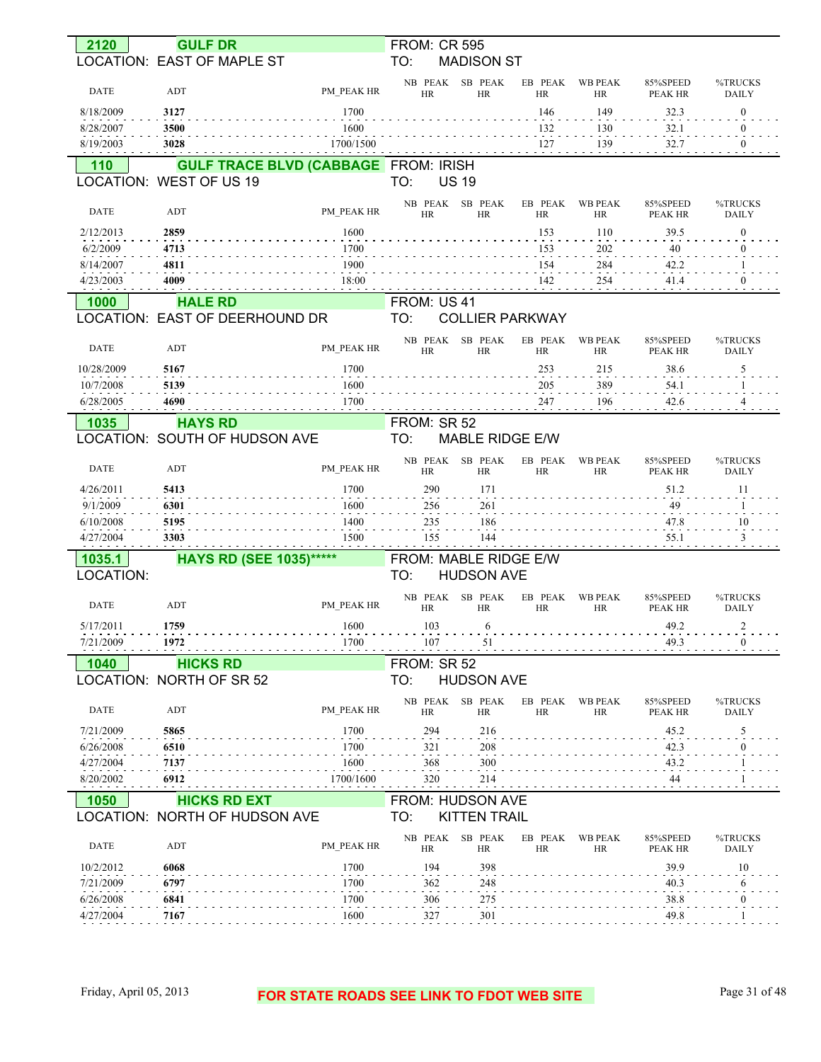**2120** **GULF DR** FROM: CR 595
LOCATION: EAST OF MAPLE ST TO: MADISON ST

| DATE | ADT | PM_PEAK HR | NB PEAK HR | SB PEAK HR | EB PEAK HR | WB PEAK HR | 85%SPEED PEAK HR | %TRUCKS DAILY |
|---|---|---|---|---|---|---|---|---|
| 8/18/2009 | **3127** | 1700 | | | 146 | 149 | 32.3 | 0 |
| 8/28/2007 | **3500** | 1600 | | | 132 | 130 | 32.1 | 0 |
| 8/19/2003 | **3028** | 1700/1500 | | | 127 | 139 | 32.7 | 0 |

**110** **GULF TRACE BLVD (CABBAGE** FROM: IRISH
LOCATION: WEST OF US 19 TO: US 19

| DATE | ADT | PM_PEAK HR | NB PEAK HR | SB PEAK HR | EB PEAK HR | WB PEAK HR | 85%SPEED PEAK HR | %TRUCKS DAILY |
|---|---|---|---|---|---|---|---|---|
| 2/12/2013 | **2859** | 1600 | | | 153 | 110 | 39.5 | 0 |
| 6/2/2009 | **4713** | 1700 | | | 153 | 202 | 40 | 0 |
| 8/14/2007 | **4811** | 1900 | | | 154 | 284 | 42.2 | 1 |
| 4/23/2003 | **4009** | 18:00 | | | 142 | 254 | 41.4 | 0 |

**1000** **HALE RD** FROM: US 41
LOCATION: EAST OF DEERHOUND DR TO: COLLIER PARKWAY

| DATE | ADT | PM_PEAK HR | NB PEAK HR | SB PEAK HR | EB PEAK HR | WB PEAK HR | 85%SPEED PEAK HR | %TRUCKS DAILY |
|---|---|---|---|---|---|---|---|---|
| 10/28/2009 | **5167** | 1700 | | | 253 | 215 | 38.6 | 5 |
| 10/7/2008 | **5139** | 1600 | | | 205 | 389 | 54.1 | 1 |
| 6/28/2005 | **4690** | 1700 | | | 247 | 196 | 42.6 | 4 |

**1035** **HAYS RD** FROM: SR 52
LOCATION: SOUTH OF HUDSON AVE TO: MABLE RIDGE E/W

| DATE | ADT | PM_PEAK HR | NB PEAK HR | SB PEAK HR | EB PEAK HR | WB PEAK HR | 85%SPEED PEAK HR | %TRUCKS DAILY |
|---|---|---|---|---|---|---|---|---|
| 4/26/2011 | **5413** | 1700 | 290 | 171 | | | 51.2 | 11 |
| 9/1/2009 | **6301** | 1600 | 256 | 261 | | | 49 | 1 |
| 6/10/2008 | **5195** | 1400 | 235 | 186 | | | 47.8 | 10 |
| 4/27/2004 | **3303** | 1500 | 155 | 144 | | | 55.1 | 3 |

**1035.1** **HAYS RD (SEE 1035)*****  FROM: MABLE RIDGE E/W
LOCATION: TO: HUDSON AVE

| DATE | ADT | PM_PEAK HR | NB PEAK HR | SB PEAK HR | EB PEAK HR | WB PEAK HR | 85%SPEED PEAK HR | %TRUCKS DAILY |
|---|---|---|---|---|---|---|---|---|
| 5/17/2011 | **1759** | 1600 | 103 | 6 | | | 49.2 | 2 |
| 7/21/2009 | **1972** | 1700 | 107 | 51 | | | 49.3 | 0 |

**1040** **HICKS RD** FROM: SR 52
LOCATION: NORTH OF SR 52 TO: HUDSON AVE

| DATE | ADT | PM_PEAK HR | NB PEAK HR | SB PEAK HR | EB PEAK HR | WB PEAK HR | 85%SPEED PEAK HR | %TRUCKS DAILY |
|---|---|---|---|---|---|---|---|---|
| 7/21/2009 | **5865** | 1700 | 294 | 216 | | | 45.2 | 5 |
| 6/26/2008 | **6510** | 1700 | 321 | 208 | | | 42.3 | 0 |
| 4/27/2004 | **7137** | 1600 | 368 | 300 | | | 43.2 | 1 |
| 8/20/2002 | **6912** | 1700/1600 | 320 | 214 | | | 44 | 1 |

**1050** **HICKS RD EXT** FROM: HUDSON AVE
LOCATION: NORTH OF HUDSON AVE TO: KITTEN TRAIL

| DATE | ADT | PM_PEAK HR | NB PEAK HR | SB PEAK HR | EB PEAK HR | WB PEAK HR | 85%SPEED PEAK HR | %TRUCKS DAILY |
|---|---|---|---|---|---|---|---|---|
| 10/2/2012 | **6068** | 1700 | 194 | 398 | | | 39.9 | 10 |
| 7/21/2009 | **6797** | 1700 | 362 | 248 | | | 40.3 | 6 |
| 6/26/2008 | **6841** | 1700 | 306 | 275 | | | 38.8 | 0 |
| 4/27/2004 | **7167** | 1600 | 327 | 301 | | | 49.8 | 1 |

Friday, April 05, 2013

FOR STATE ROADS SEE LINK TO FDOT WEB SITE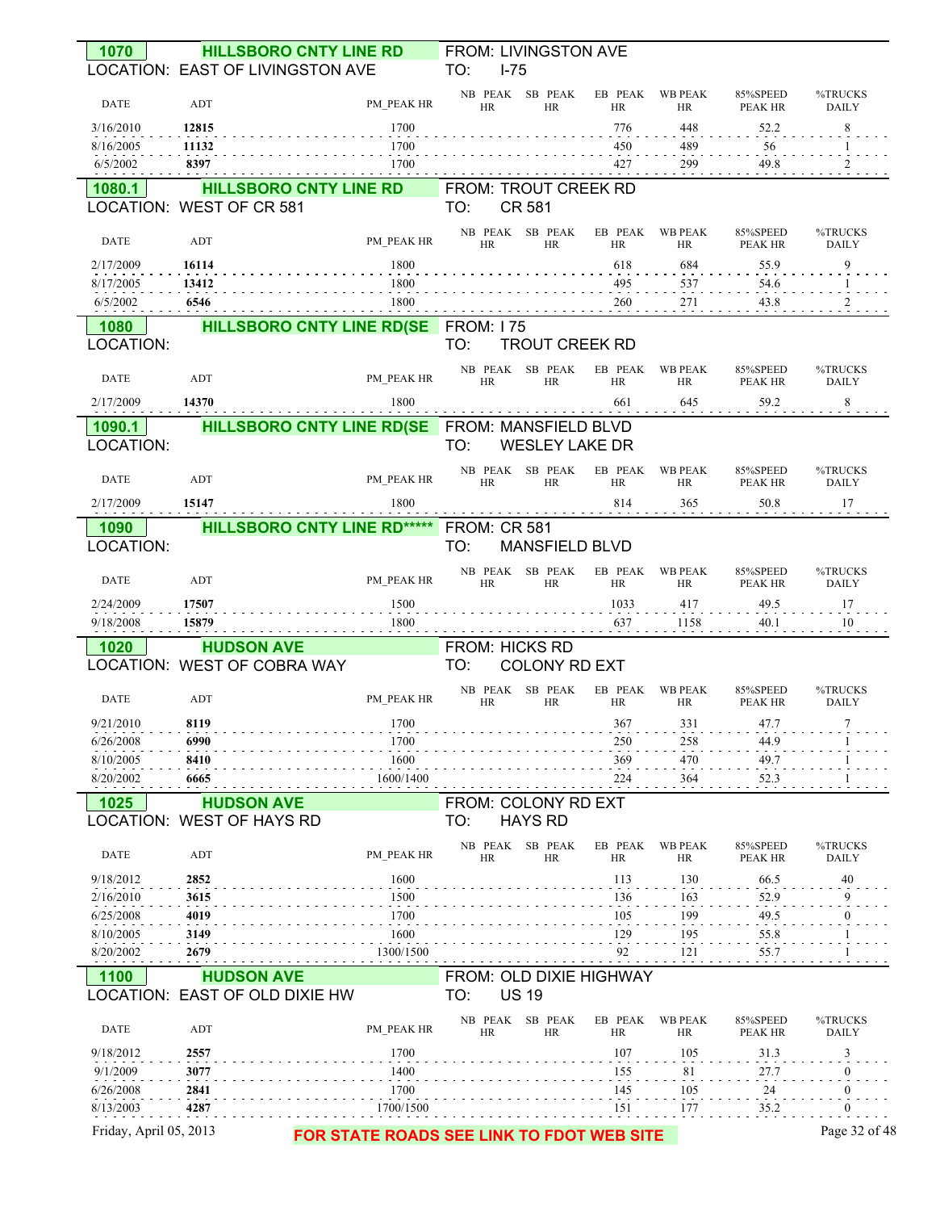## 1070 HILLSBORO CNTY LINE RD

LOCATION: EAST OF LIVINGSTON AVE

FROM: LIVINGSTON AVE
TO: I-75

| DATE | ADT | PM_PEAK HR | NB PEAK HR | SB PEAK HR | EB PEAK HR | WB PEAK HR | 85%SPEED PEAK HR | %TRUCKS DAILY |
|---|---|---|---|---|---|---|---|---|
| 3/16/2010 | 12815 | 1700 | | | 776 | 448 | 52.2 | 8 |
| 8/16/2005 | 11132 | 1700 | | | 450 | 489 | 56 | 1 |
| 6/5/2002 | 8397 | 1700 | | | 427 | 299 | 49.8 | 2 |

## 1080.1 HILLSBORO CNTY LINE RD

LOCATION: WEST OF CR 581

FROM: TROUT CREEK RD
TO: CR 581

| DATE | ADT | PM_PEAK HR | NB PEAK HR | SB PEAK HR | EB PEAK HR | WB PEAK HR | 85%SPEED PEAK HR | %TRUCKS DAILY |
|---|---|---|---|---|---|---|---|---|
| 2/17/2009 | 16114 | 1800 | | | 618 | 684 | 55.9 | 9 |
| 8/17/2005 | 13412 | 1800 | | | 495 | 537 | 54.6 | 1 |
| 6/5/2002 | 6546 | 1800 | | | 260 | 271 | 43.8 | 2 |

## 1080 HILLSBORO CNTY LINE RD(SE

LOCATION:

FROM: I 75
TO: TROUT CREEK RD

| DATE | ADT | PM_PEAK HR | NB PEAK HR | SB PEAK HR | EB PEAK HR | WB PEAK HR | 85%SPEED PEAK HR | %TRUCKS DAILY |
|---|---|---|---|---|---|---|---|---|
| 2/17/2009 | 14370 | 1800 | | | 661 | 645 | 59.2 | 8 |

## 1090.1 HILLSBORO CNTY LINE RD(SE

LOCATION:

FROM: MANSFIELD BLVD
TO: WESLEY LAKE DR

| DATE | ADT | PM_PEAK HR | NB PEAK HR | SB PEAK HR | EB PEAK HR | WB PEAK HR | 85%SPEED PEAK HR | %TRUCKS DAILY |
|---|---|---|---|---|---|---|---|---|
| 2/17/2009 | 15147 | 1800 | | | 814 | 365 | 50.8 | 17 |

## 1090 HILLSBORO CNTY LINE RD*****

LOCATION:

FROM: CR 581
TO: MANSFIELD BLVD

| DATE | ADT | PM_PEAK HR | NB PEAK HR | SB PEAK HR | EB PEAK HR | WB PEAK HR | 85%SPEED PEAK HR | %TRUCKS DAILY |
|---|---|---|---|---|---|---|---|---|
| 2/24/2009 | 17507 | 1500 | | | 1033 | 417 | 49.5 | 17 |
| 9/18/2008 | 15879 | 1800 | | | 637 | 1158 | 40.1 | 10 |

## 1020 HUDSON AVE

LOCATION: WEST OF COBRA WAY

FROM: HICKS RD
TO: COLONY RD EXT

| DATE | ADT | PM_PEAK HR | NB PEAK HR | SB PEAK HR | EB PEAK HR | WB PEAK HR | 85%SPEED PEAK HR | %TRUCKS DAILY |
|---|---|---|---|---|---|---|---|---|
| 9/21/2010 | 8119 | 1700 | | | 367 | 331 | 47.7 | 7 |
| 6/26/2008 | 6990 | 1700 | | | 250 | 258 | 44.9 | 1 |
| 8/10/2005 | 8410 | 1600 | | | 369 | 470 | 49.7 | 1 |
| 8/20/2002 | 6665 | 1600/1400 | | | 224 | 364 | 52.3 | 1 |

## 1025 HUDSON AVE

LOCATION: WEST OF HAYS RD

FROM: COLONY RD EXT
TO: HAYS RD

| DATE | ADT | PM_PEAK HR | NB PEAK HR | SB PEAK HR | EB PEAK HR | WB PEAK HR | 85%SPEED PEAK HR | %TRUCKS DAILY |
|---|---|---|---|---|---|---|---|---|
| 9/18/2012 | 2852 | 1600 | | | 113 | 130 | 66.5 | 40 |
| 2/16/2010 | 3615 | 1500 | | | 136 | 163 | 52.9 | 9 |
| 6/25/2008 | 4019 | 1700 | | | 105 | 199 | 49.5 | 0 |
| 8/10/2005 | 3149 | 1600 | | | 129 | 195 | 55.8 | 1 |
| 8/20/2002 | 2679 | 1300/1500 | | | 92 | 121 | 55.7 | 1 |

## 1100 HUDSON AVE

LOCATION: EAST OF OLD DIXIE HW

FROM: OLD DIXIE HIGHWAY
TO: US 19

| DATE | ADT | PM_PEAK HR | NB PEAK HR | SB PEAK HR | EB PEAK HR | WB PEAK HR | 85%SPEED PEAK HR | %TRUCKS DAILY |
|---|---|---|---|---|---|---|---|---|
| 9/18/2012 | 2557 | 1700 | | | 107 | 105 | 31.3 | 3 |
| 9/1/2009 | 3077 | 1400 | | | 155 | 81 | 27.7 | 0 |
| 6/26/2008 | 2841 | 1700 | | | 145 | 105 | 24 | 0 |
| 8/13/2003 | 4287 | 1700/1500 | | | 151 | 177 | 35.2 | 0 |

Friday, April 05, 2013

FOR STATE ROADS SEE LINK TO FDOT WEB SITE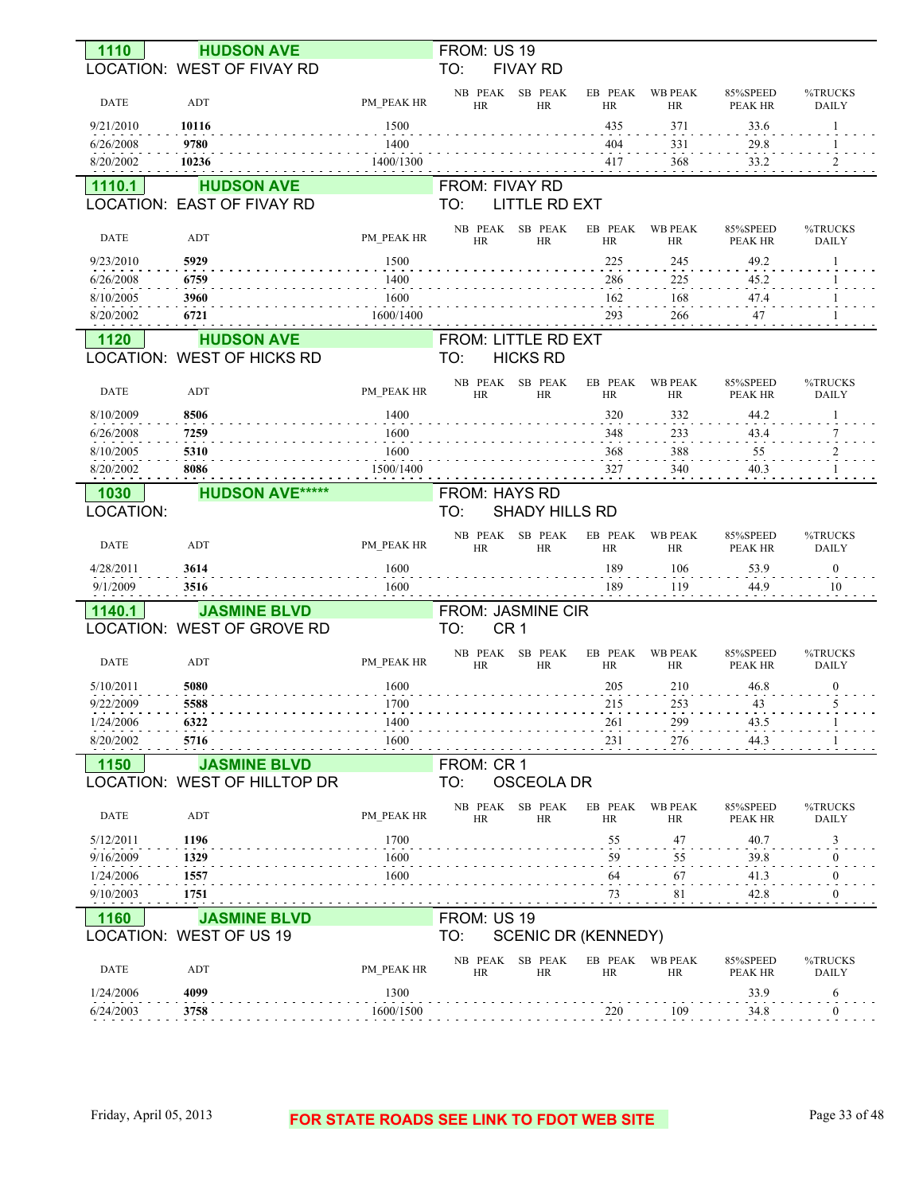**1110** **HUDSON AVE**
LOCATION: WEST OF FIVAY RD
FROM: US 19
TO: FIVAY RD

| DATE | ADT | PM_PEAK HR | NB PEAK HR | SB PEAK HR | EB PEAK HR | WB PEAK HR | 85%SPEED PEAK HR | %TRUCKS DAILY |
|---|---|---|---|---|---|---|---|---|
| 9/21/2010 | **10116** | 1500 | | | 435 | 371 | 33.6 | 1 |
| 6/26/2008 | **9780** | 1400 | | | 404 | 331 | 29.8 | 1 |
| 8/20/2002 | **10236** | 1400/1300 | | | 417 | 368 | 33.2 | 2 |

**1110.1** **HUDSON AVE**
LOCATION: EAST OF FIVAY RD
FROM: FIVAY RD
TO: LITTLE RD EXT

| DATE | ADT | PM_PEAK HR | NB PEAK HR | SB PEAK HR | EB PEAK HR | WB PEAK HR | 85%SPEED PEAK HR | %TRUCKS DAILY |
|---|---|---|---|---|---|---|---|---|
| 9/23/2010 | **5929** | 1500 | | | 225 | 245 | 49.2 | 1 |
| 6/26/2008 | **6759** | 1400 | | | 286 | 225 | 45.2 | 1 |
| 8/10/2005 | **3960** | 1600 | | | 162 | 168 | 47.4 | 1 |
| 8/20/2002 | **6721** | 1600/1400 | | | 293 | 266 | 47 | 1 |

**1120** **HUDSON AVE**
LOCATION: WEST OF HICKS RD
FROM: LITTLE RD EXT
TO: HICKS RD

| DATE | ADT | PM_PEAK HR | NB PEAK HR | SB PEAK HR | EB PEAK HR | WB PEAK HR | 85%SPEED PEAK HR | %TRUCKS DAILY |
|---|---|---|---|---|---|---|---|---|
| 8/10/2009 | **8506** | 1400 | | | 320 | 332 | 44.2 | 1 |
| 6/26/2008 | **7259** | 1600 | | | 348 | 233 | 43.4 | 7 |
| 8/10/2005 | **5310** | 1600 | | | 368 | 388 | 55 | 2 |
| 8/20/2002 | **8086** | 1500/1400 | | | 327 | 340 | 40.3 | 1 |

**1030** **HUDSON AVE*****
LOCATION:
FROM: HAYS RD
TO: SHADY HILLS RD

| DATE | ADT | PM_PEAK HR | NB PEAK HR | SB PEAK HR | EB PEAK HR | WB PEAK HR | 85%SPEED PEAK HR | %TRUCKS DAILY |
|---|---|---|---|---|---|---|---|---|
| 4/28/2011 | **3614** | 1600 | | | 189 | 106 | 53.9 | 0 |
| 9/1/2009 | **3516** | 1600 | | | 189 | 119 | 44.9 | 10 |

**1140.1** **JASMINE BLVD**
LOCATION: WEST OF GROVE RD
FROM: JASMINE CIR
TO: CR 1

| DATE | ADT | PM_PEAK HR | NB PEAK HR | SB PEAK HR | EB PEAK HR | WB PEAK HR | 85%SPEED PEAK HR | %TRUCKS DAILY |
|---|---|---|---|---|---|---|---|---|
| 5/10/2011 | **5080** | 1600 | | | 205 | 210 | 46.8 | 0 |
| 9/22/2009 | **5588** | 1700 | | | 215 | 253 | 43 | 5 |
| 1/24/2006 | **6322** | 1400 | | | 261 | 299 | 43.5 | 1 |
| 8/20/2002 | **5716** | 1600 | | | 231 | 276 | 44.3 | 1 |

**1150** **JASMINE BLVD**
LOCATION: WEST OF HILLTOP DR
FROM: CR 1
TO: OSCEOLA DR

| DATE | ADT | PM_PEAK HR | NB PEAK HR | SB PEAK HR | EB PEAK HR | WB PEAK HR | 85%SPEED PEAK HR | %TRUCKS DAILY |
|---|---|---|---|---|---|---|---|---|
| 5/12/2011 | **1196** | 1700 | | | 55 | 47 | 40.7 | 3 |
| 9/16/2009 | **1329** | 1600 | | | 59 | 55 | 39.8 | 0 |
| 1/24/2006 | **1557** | 1600 | | | 64 | 67 | 41.3 | 0 |
| 9/10/2003 | **1751** | | | | 73 | 81 | 42.8 | 0 |

**1160** **JASMINE BLVD**
LOCATION: WEST OF US 19
FROM: US 19
TO: SCENIC DR (KENNEDY)

| DATE | ADT | PM_PEAK HR | NB PEAK HR | SB PEAK HR | EB PEAK HR | WB PEAK HR | 85%SPEED PEAK HR | %TRUCKS DAILY |
|---|---|---|---|---|---|---|---|---|
| 1/24/2006 | **4099** | 1300 | | | | | 33.9 | 6 |
| 6/24/2003 | **3758** | 1600/1500 | | | 220 | 109 | 34.8 | 0 |

FOR STATE ROADS SEE LINK TO FDOT WEB SITE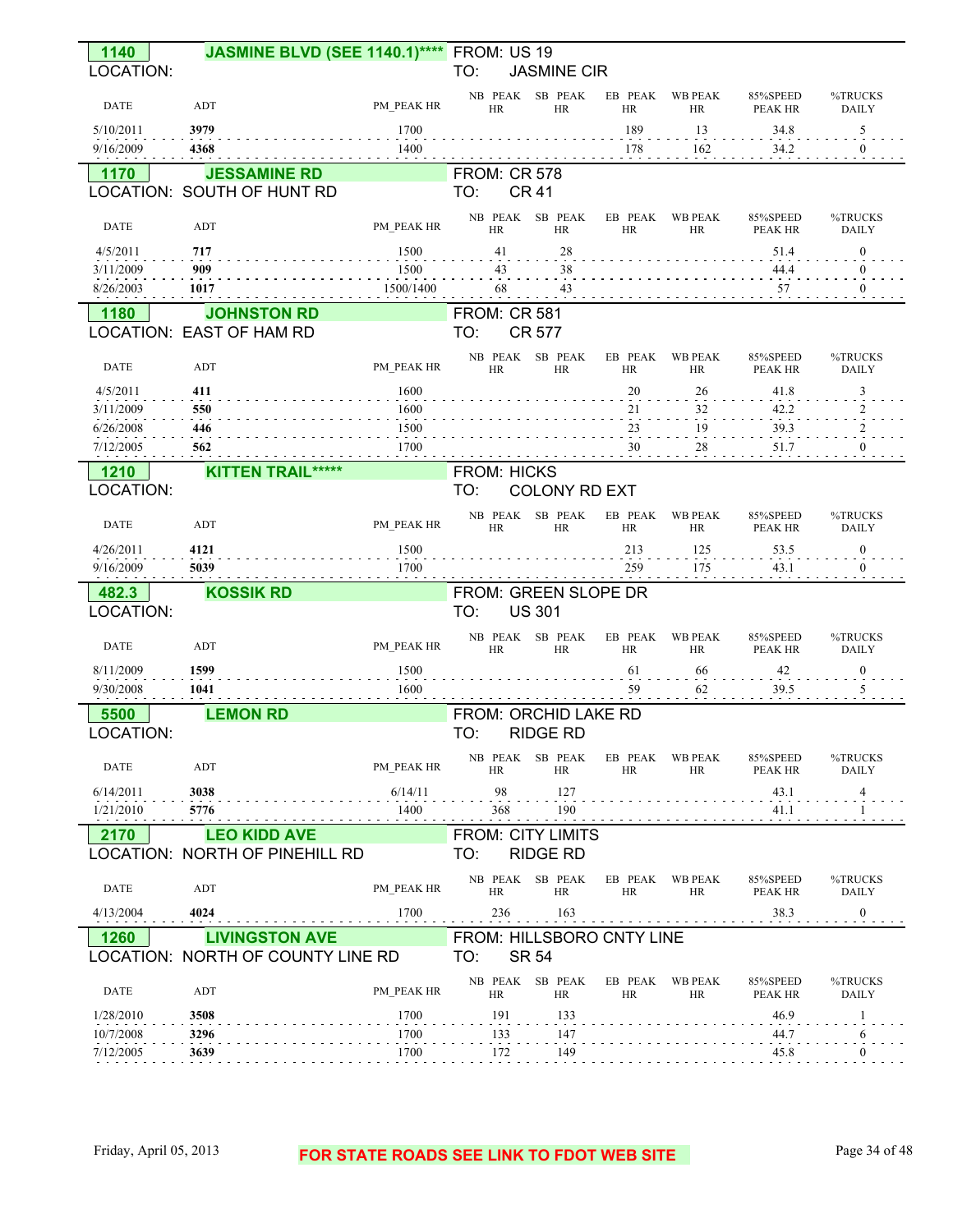## 1140 JASMINE BLVD (SEE 1140.1)****

LOCATION:

FROM: US 19
TO: JASMINE CIR

| DATE | ADT | PM_PEAK HR | NB PEAK HR | SB PEAK HR | EB PEAK HR | WB PEAK HR | 85%SPEED PEAK HR | %TRUCKS DAILY |
|---|---|---|---|---|---|---|---|---|
| 5/10/2011 | **3979** | 1700 | | | 189 | 13 | 34.8 | 5 |
| 9/16/2009 | **4368** | 1400 | | | 178 | 162 | 34.2 | 0 |

## 1170 JESSAMINE RD

LOCATION: SOUTH OF HUNT RD

FROM: CR 578
TO: CR 41

| DATE | ADT | PM_PEAK HR | NB PEAK HR | SB PEAK HR | EB PEAK HR | WB PEAK HR | 85%SPEED PEAK HR | %TRUCKS DAILY |
|---|---|---|---|---|---|---|---|---|
| 4/5/2011 | **717** | 1500 | 41 | 28 | | | 51.4 | 0 |
| 3/11/2009 | **909** | 1500 | 43 | 38 | | | 44.4 | 0 |
| 8/26/2003 | **1017** | 1500/1400 | 68 | 43 | | | 57 | 0 |

## 1180 JOHNSTON RD

LOCATION: EAST OF HAM RD

FROM: CR 581
TO: CR 577

| DATE | ADT | PM_PEAK HR | NB PEAK HR | SB PEAK HR | EB PEAK HR | WB PEAK HR | 85%SPEED PEAK HR | %TRUCKS DAILY |
|---|---|---|---|---|---|---|---|---|
| 4/5/2011 | **411** | 1600 | | | 20 | 26 | 41.8 | 3 |
| 3/11/2009 | **550** | 1600 | | | 21 | 32 | 42.2 | 2 |
| 6/26/2008 | **446** | 1500 | | | 23 | 19 | 39.3 | 2 |
| 7/12/2005 | **562** | 1700 | | | 30 | 28 | 51.7 | 0 |

## 1210 KITTEN TRAIL*****

LOCATION:

FROM: HICKS
TO: COLONY RD EXT

| DATE | ADT | PM_PEAK HR | NB PEAK HR | SB PEAK HR | EB PEAK HR | WB PEAK HR | 85%SPEED PEAK HR | %TRUCKS DAILY |
|---|---|---|---|---|---|---|---|---|
| 4/26/2011 | **4121** | 1500 | | | 213 | 125 | 53.5 | 0 |
| 9/16/2009 | **5039** | 1700 | | | 259 | 175 | 43.1 | 0 |

## 482.3 KOSSIK RD

LOCATION:

FROM: GREEN SLOPE DR
TO: US 301

| DATE | ADT | PM_PEAK HR | NB PEAK HR | SB PEAK HR | EB PEAK HR | WB PEAK HR | 85%SPEED PEAK HR | %TRUCKS DAILY |
|---|---|---|---|---|---|---|---|---|
| 8/11/2009 | **1599** | 1500 | | | 61 | 66 | 42 | 0 |
| 9/30/2008 | **1041** | 1600 | | | 59 | 62 | 39.5 | 5 |

## 5500 LEMON RD

LOCATION:

FROM: ORCHID LAKE RD
TO: RIDGE RD

| DATE | ADT | PM_PEAK HR | NB PEAK HR | SB PEAK HR | EB PEAK HR | WB PEAK HR | 85%SPEED PEAK HR | %TRUCKS DAILY |
|---|---|---|---|---|---|---|---|---|
| 6/14/2011 | **3038** | 6/14/11 | 98 | 127 | | | 43.1 | 4 |
| 1/21/2010 | **5776** | 1400 | 368 | 190 | | | 41.1 | 1 |

## 2170 LEO KIDD AVE

LOCATION: NORTH OF PINEHILL RD

FROM: CITY LIMITS
TO: RIDGE RD

| DATE | ADT | PM_PEAK HR | NB PEAK HR | SB PEAK HR | EB PEAK HR | WB PEAK HR | 85%SPEED PEAK HR | %TRUCKS DAILY |
|---|---|---|---|---|---|---|---|---|
| 4/13/2004 | **4024** | 1700 | 236 | 163 | | | 38.3 | 0 |

## 1260 LIVINGSTON AVE

LOCATION: NORTH OF COUNTY LINE RD

FROM: HILLSBORO CNTY LINE
TO: SR 54

| DATE | ADT | PM_PEAK HR | NB PEAK HR | SB PEAK HR | EB PEAK HR | WB PEAK HR | 85%SPEED PEAK HR | %TRUCKS DAILY |
|---|---|---|---|---|---|---|---|---|
| 1/28/2010 | **3508** | 1700 | 191 | 133 | | | 46.9 | 1 |
| 10/7/2008 | **3296** | 1700 | 133 | 147 | | | 44.7 | 6 |
| 7/12/2005 | **3639** | 1700 | 172 | 149 | | | 45.8 | 0 |

Friday, April 05, 2013 — **FOR STATE ROADS SEE LINK TO FDOT WEB SITE**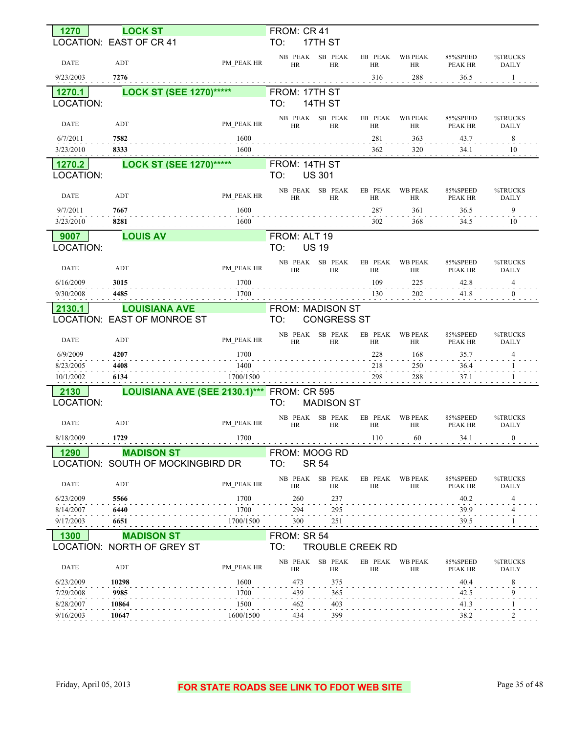## 1270 LOCK ST

LOCATION: EAST OF CR 41 | FROM: CR 41 | TO: 17TH ST

| DATE | ADT | PM_PEAK HR | NB PEAK HR | SB PEAK HR | EB PEAK HR | WB PEAK HR | 85%SPEED PEAK HR | %TRUCKS DAILY |
|---|---|---|---|---|---|---|---|---|
| 9/23/2003 | **7276** | | | | 316 | 288 | 36.5 | 1 |

## 1270.1 LOCK ST (SEE 1270)*****

LOCATION: | FROM: 17TH ST | TO: 14TH ST

| DATE | ADT | PM_PEAK HR | NB PEAK HR | SB PEAK HR | EB PEAK HR | WB PEAK HR | 85%SPEED PEAK HR | %TRUCKS DAILY |
|---|---|---|---|---|---|---|---|---|
| 6/7/2011 | **7582** | 1600 | | | 281 | 363 | 43.7 | 8 |
| 3/23/2010 | **8333** | 1600 | | | 362 | 320 | 34.1 | 10 |

## 1270.2 LOCK ST (SEE 1270)*****

LOCATION: | FROM: 14TH ST | TO: US 301

| DATE | ADT | PM_PEAK HR | NB PEAK HR | SB PEAK HR | EB PEAK HR | WB PEAK HR | 85%SPEED PEAK HR | %TRUCKS DAILY |
|---|---|---|---|---|---|---|---|---|
| 9/7/2011 | **7667** | 1600 | | | 287 | 361 | 36.5 | 9 |
| 3/23/2010 | **8281** | 1600 | | | 302 | 368 | 34.5 | 10 |

## 9007 LOUIS AV

LOCATION: | FROM: ALT 19 | TO: US 19

| DATE | ADT | PM_PEAK HR | NB PEAK HR | SB PEAK HR | EB PEAK HR | WB PEAK HR | 85%SPEED PEAK HR | %TRUCKS DAILY |
|---|---|---|---|---|---|---|---|---|
| 6/16/2009 | **3015** | 1700 | | | 109 | 225 | 42.8 | 4 |
| 9/30/2008 | **4485** | 1700 | | | 130 | 202 | 41.8 | 0 |

## 2130.1 LOUISIANA AVE

LOCATION: EAST OF MONROE ST | FROM: MADISON ST | TO: CONGRESS ST

| DATE | ADT | PM_PEAK HR | NB PEAK HR | SB PEAK HR | EB PEAK HR | WB PEAK HR | 85%SPEED PEAK HR | %TRUCKS DAILY |
|---|---|---|---|---|---|---|---|---|
| 6/9/2009 | **4207** | 1700 | | | 228 | 168 | 35.7 | 4 |
| 8/23/2005 | **4408** | 1400 | | | 218 | 250 | 36.4 | 1 |
| 10/1/2002 | **6134** | 1700/1500 | | | 298 | 288 | 37.1 | 1 |

## 2130 LOUISIANA AVE (SEE 2130.1)***

LOCATION: | FROM: CR 595 | TO: MADISON ST

| DATE | ADT | PM_PEAK HR | NB PEAK HR | SB PEAK HR | EB PEAK HR | WB PEAK HR | 85%SPEED PEAK HR | %TRUCKS DAILY |
|---|---|---|---|---|---|---|---|---|
| 8/18/2009 | **1729** | 1700 | | | 110 | 60 | 34.1 | 0 |

## 1290 MADISON ST

LOCATION: SOUTH OF MOCKINGBIRD DR | FROM: MOOG RD | TO: SR 54

| DATE | ADT | PM_PEAK HR | NB PEAK HR | SB PEAK HR | EB PEAK HR | WB PEAK HR | 85%SPEED PEAK HR | %TRUCKS DAILY |
|---|---|---|---|---|---|---|---|---|
| 6/23/2009 | **5566** | 1700 | 260 | 237 | | | 40.2 | 4 |
| 8/14/2007 | **6440** | 1700 | 294 | 295 | | | 39.9 | 4 |
| 9/17/2003 | **6651** | 1700/1500 | 300 | 251 | | | 39.5 | 1 |

## 1300 MADISON ST

LOCATION: NORTH OF GREY ST | FROM: SR 54 | TO: TROUBLE CREEK RD

| DATE | ADT | PM_PEAK HR | NB PEAK HR | SB PEAK HR | EB PEAK HR | WB PEAK HR | 85%SPEED PEAK HR | %TRUCKS DAILY |
|---|---|---|---|---|---|---|---|---|
| 6/23/2009 | **10298** | 1600 | 473 | 375 | | | 40.4 | 8 |
| 7/29/2008 | **9985** | 1700 | 439 | 365 | | | 42.5 | 9 |
| 8/28/2007 | **10864** | 1500 | 462 | 403 | | | 41.3 | 1 |
| 9/16/2003 | **10647** | 1600/1500 | 434 | 399 | | | 38.2 | 2 |

Friday, April 05, 2013

**FOR STATE ROADS SEE LINK TO FDOT WEB SITE**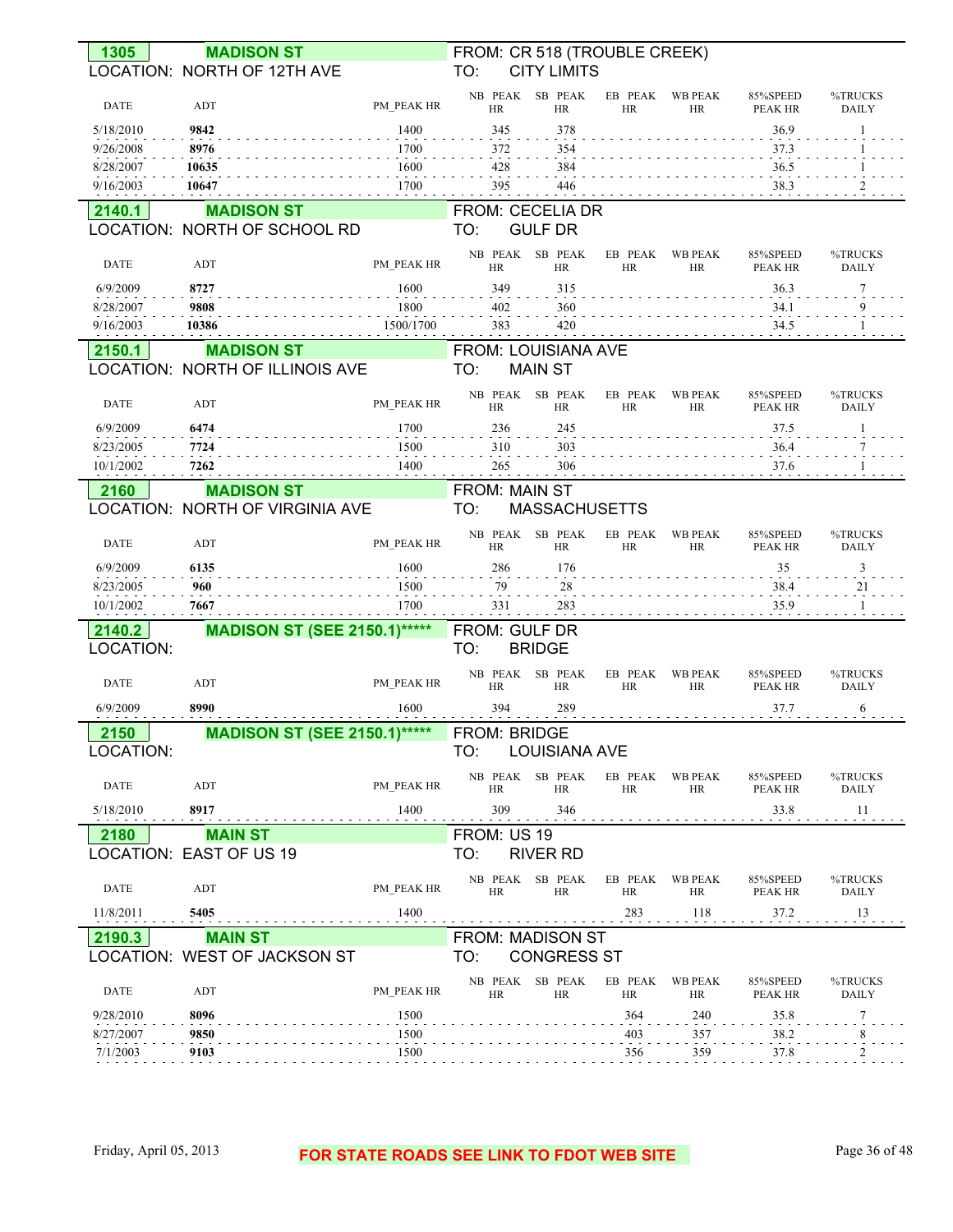**1305** **MADISON ST**
LOCATION: NORTH OF 12TH AVE
FROM: CR 518 (TROUBLE CREEK)
TO: CITY LIMITS

| DATE | ADT | PM_PEAK HR | NB PEAK HR | SB PEAK HR | EB PEAK HR | WB PEAK HR | 85%SPEED PEAK HR | %TRUCKS DAILY |
|---|---|---|---|---|---|---|---|---|
| 5/18/2010 | **9842** | 1400 | 345 | 378 | | | 36.9 | 1 |
| 9/26/2008 | **8976** | 1700 | 372 | 354 | | | 37.3 | 1 |
| 8/28/2007 | **10635** | 1600 | 428 | 384 | | | 36.5 | 1 |
| 9/16/2003 | **10647** | 1700 | 395 | 446 | | | 38.3 | 2 |

**2140.1** **MADISON ST**
LOCATION: NORTH OF SCHOOL RD
FROM: CECELIA DR
TO: GULF DR

| DATE | ADT | PM_PEAK HR | NB PEAK HR | SB PEAK HR | EB PEAK HR | WB PEAK HR | 85%SPEED PEAK HR | %TRUCKS DAILY |
|---|---|---|---|---|---|---|---|---|
| 6/9/2009 | **8727** | 1600 | 349 | 315 | | | 36.3 | 7 |
| 8/28/2007 | **9808** | 1800 | 402 | 360 | | | 34.1 | 9 |
| 9/16/2003 | **10386** | 1500/1700 | 383 | 420 | | | 34.5 | 1 |

**2150.1** **MADISON ST**
LOCATION: NORTH OF ILLINOIS AVE
FROM: LOUISIANA AVE
TO: MAIN ST

| DATE | ADT | PM_PEAK HR | NB PEAK HR | SB PEAK HR | EB PEAK HR | WB PEAK HR | 85%SPEED PEAK HR | %TRUCKS DAILY |
|---|---|---|---|---|---|---|---|---|
| 6/9/2009 | **6474** | 1700 | 236 | 245 | | | 37.5 | 1 |
| 8/23/2005 | **7724** | 1500 | 310 | 303 | | | 36.4 | 7 |
| 10/1/2002 | **7262** | 1400 | 265 | 306 | | | 37.6 | 1 |

**2160** **MADISON ST**
LOCATION: NORTH OF VIRGINIA AVE
FROM: MAIN ST
TO: MASSACHUSETTS

| DATE | ADT | PM_PEAK HR | NB PEAK HR | SB PEAK HR | EB PEAK HR | WB PEAK HR | 85%SPEED PEAK HR | %TRUCKS DAILY |
|---|---|---|---|---|---|---|---|---|
| 6/9/2009 | **6135** | 1600 | 286 | 176 | | | 35 | 3 |
| 8/23/2005 | **960** | 1500 | 79 | 28 | | | 38.4 | 21 |
| 10/1/2002 | **7667** | 1700 | 331 | 283 | | | 35.9 | 1 |

**2140.2** **MADISON ST (SEE 2150.1)*****
LOCATION:
FROM: GULF DR
TO: BRIDGE

| DATE | ADT | PM_PEAK HR | NB PEAK HR | SB PEAK HR | EB PEAK HR | WB PEAK HR | 85%SPEED PEAK HR | %TRUCKS DAILY |
|---|---|---|---|---|---|---|---|---|
| 6/9/2009 | **8990** | 1600 | 394 | 289 | | | 37.7 | 6 |

**2150** **MADISON ST (SEE 2150.1)*****
LOCATION:
FROM: BRIDGE
TO: LOUISIANA AVE

| DATE | ADT | PM_PEAK HR | NB PEAK HR | SB PEAK HR | EB PEAK HR | WB PEAK HR | 85%SPEED PEAK HR | %TRUCKS DAILY |
|---|---|---|---|---|---|---|---|---|
| 5/18/2010 | **8917** | 1400 | 309 | 346 | | | 33.8 | 11 |

**2180** **MAIN ST**
LOCATION: EAST OF US 19
FROM: US 19
TO: RIVER RD

| DATE | ADT | PM_PEAK HR | NB PEAK HR | SB PEAK HR | EB PEAK HR | WB PEAK HR | 85%SPEED PEAK HR | %TRUCKS DAILY |
|---|---|---|---|---|---|---|---|---|
| 11/8/2011 | **5405** | 1400 | | | 283 | 118 | 37.2 | 13 |

**2190.3** **MAIN ST**
LOCATION: WEST OF JACKSON ST
FROM: MADISON ST
TO: CONGRESS ST

| DATE | ADT | PM_PEAK HR | NB PEAK HR | SB PEAK HR | EB PEAK HR | WB PEAK HR | 85%SPEED PEAK HR | %TRUCKS DAILY |
|---|---|---|---|---|---|---|---|---|
| 9/28/2010 | **8096** | 1500 | | | 364 | 240 | 35.8 | 7 |
| 8/27/2007 | **9850** | 1500 | | | 403 | 357 | 38.2 | 8 |
| 7/1/2003 | **9103** | 1500 | | | 356 | 359 | 37.8 | 2 |

Friday, April 05, 2013

**FOR STATE ROADS SEE LINK TO FDOT WEB SITE**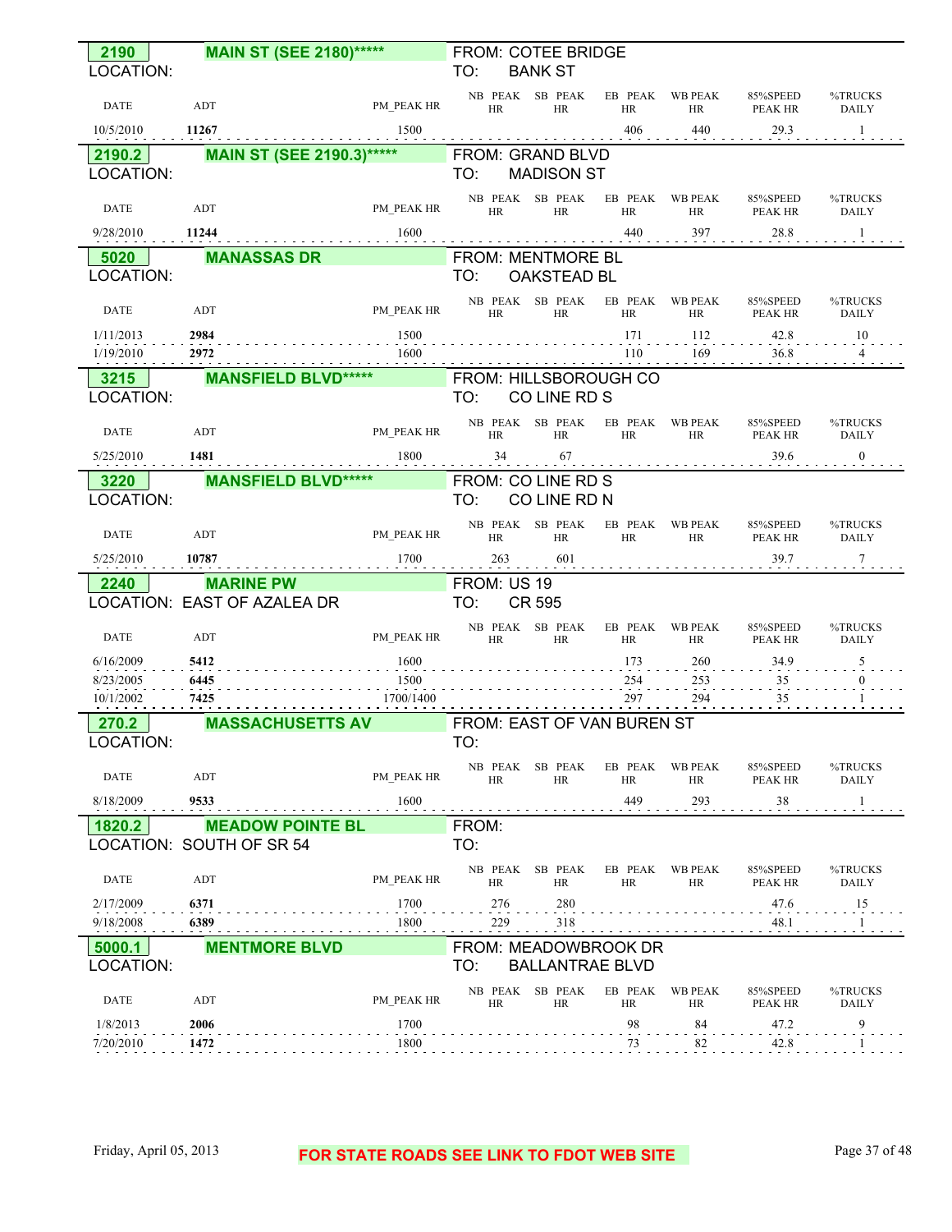## 2190 MAIN ST (SEE 2180)*****

LOCATION:

FROM: COTEE BRIDGE
TO: BANK ST

| DATE | ADT | PM_PEAK HR | NB PEAK HR | SB PEAK HR | EB PEAK HR | WB PEAK HR | 85%SPEED PEAK HR | %TRUCKS DAILY |
|---|---|---|---|---|---|---|---|---|
| 10/5/2010 | **11267** | 1500 | | | 406 | 440 | 29.3 | 1 |

## 2190.2 MAIN ST (SEE 2190.3)*****

LOCATION:

FROM: GRAND BLVD
TO: MADISON ST

| DATE | ADT | PM_PEAK HR | NB PEAK HR | SB PEAK HR | EB PEAK HR | WB PEAK HR | 85%SPEED PEAK HR | %TRUCKS DAILY |
|---|---|---|---|---|---|---|---|---|
| 9/28/2010 | **11244** | 1600 | | | 440 | 397 | 28.8 | 1 |

## 5020 MANASSAS DR

LOCATION:

FROM: MENTMORE BL
TO: OAKSTEAD BL

| DATE | ADT | PM_PEAK HR | NB PEAK HR | SB PEAK HR | EB PEAK HR | WB PEAK HR | 85%SPEED PEAK HR | %TRUCKS DAILY |
|---|---|---|---|---|---|---|---|---|
| 1/11/2013 | **2984** | 1500 | | | 171 | 112 | 42.8 | 10 |
| 1/19/2010 | **2972** | 1600 | | | 110 | 169 | 36.8 | 4 |

## 3215 MANSFIELD BLVD*****

LOCATION:

FROM: HILLSBOROUGH CO
TO: CO LINE RD S

| DATE | ADT | PM_PEAK HR | NB PEAK HR | SB PEAK HR | EB PEAK HR | WB PEAK HR | 85%SPEED PEAK HR | %TRUCKS DAILY |
|---|---|---|---|---|---|---|---|---|
| 5/25/2010 | **1481** | 1800 | 34 | 67 | | | 39.6 | 0 |

## 3220 MANSFIELD BLVD*****

LOCATION:

FROM: CO LINE RD S
TO: CO LINE RD N

| DATE | ADT | PM_PEAK HR | NB PEAK HR | SB PEAK HR | EB PEAK HR | WB PEAK HR | 85%SPEED PEAK HR | %TRUCKS DAILY |
|---|---|---|---|---|---|---|---|---|
| 5/25/2010 | **10787** | 1700 | 263 | 601 | | | 39.7 | 7 |

## 2240 MARINE PW

LOCATION: EAST OF AZALEA DR

FROM: US 19
TO: CR 595

| DATE | ADT | PM_PEAK HR | NB PEAK HR | SB PEAK HR | EB PEAK HR | WB PEAK HR | 85%SPEED PEAK HR | %TRUCKS DAILY |
|---|---|---|---|---|---|---|---|---|
| 6/16/2009 | **5412** | 1600 | | | 173 | 260 | 34.9 | 5 |
| 8/23/2005 | **6445** | 1500 | | | 254 | 253 | 35 | 0 |
| 10/1/2002 | **7425** | 1700/1400 | | | 297 | 294 | 35 | 1 |

## 270.2 MASSACHUSETTS AV

LOCATION:

FROM: EAST OF VAN BUREN ST
TO:

| DATE | ADT | PM_PEAK HR | NB PEAK HR | SB PEAK HR | EB PEAK HR | WB PEAK HR | 85%SPEED PEAK HR | %TRUCKS DAILY |
|---|---|---|---|---|---|---|---|---|
| 8/18/2009 | **9533** | 1600 | | | 449 | 293 | 38 | 1 |

## 1820.2 MEADOW POINTE BL

LOCATION: SOUTH OF SR 54

FROM:
TO:

| DATE | ADT | PM_PEAK HR | NB PEAK HR | SB PEAK HR | EB PEAK HR | WB PEAK HR | 85%SPEED PEAK HR | %TRUCKS DAILY |
|---|---|---|---|---|---|---|---|---|
| 2/17/2009 | **6371** | 1700 | 276 | 280 | | | 47.6 | 15 |
| 9/18/2008 | **6389** | 1800 | 229 | 318 | | | 48.1 | 1 |

## 5000.1 MENTMORE BLVD

LOCATION:

FROM: MEADOWBROOK DR
TO: BALLANTRAE BLVD

| DATE | ADT | PM_PEAK HR | NB PEAK HR | SB PEAK HR | EB PEAK HR | WB PEAK HR | 85%SPEED PEAK HR | %TRUCKS DAILY |
|---|---|---|---|---|---|---|---|---|
| 1/8/2013 | **2006** | 1700 | | | 98 | 84 | 47.2 | 9 |
| 7/20/2010 | **1472** | 1800 | | | 73 | 82 | 42.8 | 1 |

FOR STATE ROADS SEE LINK TO FDOT WEB SITE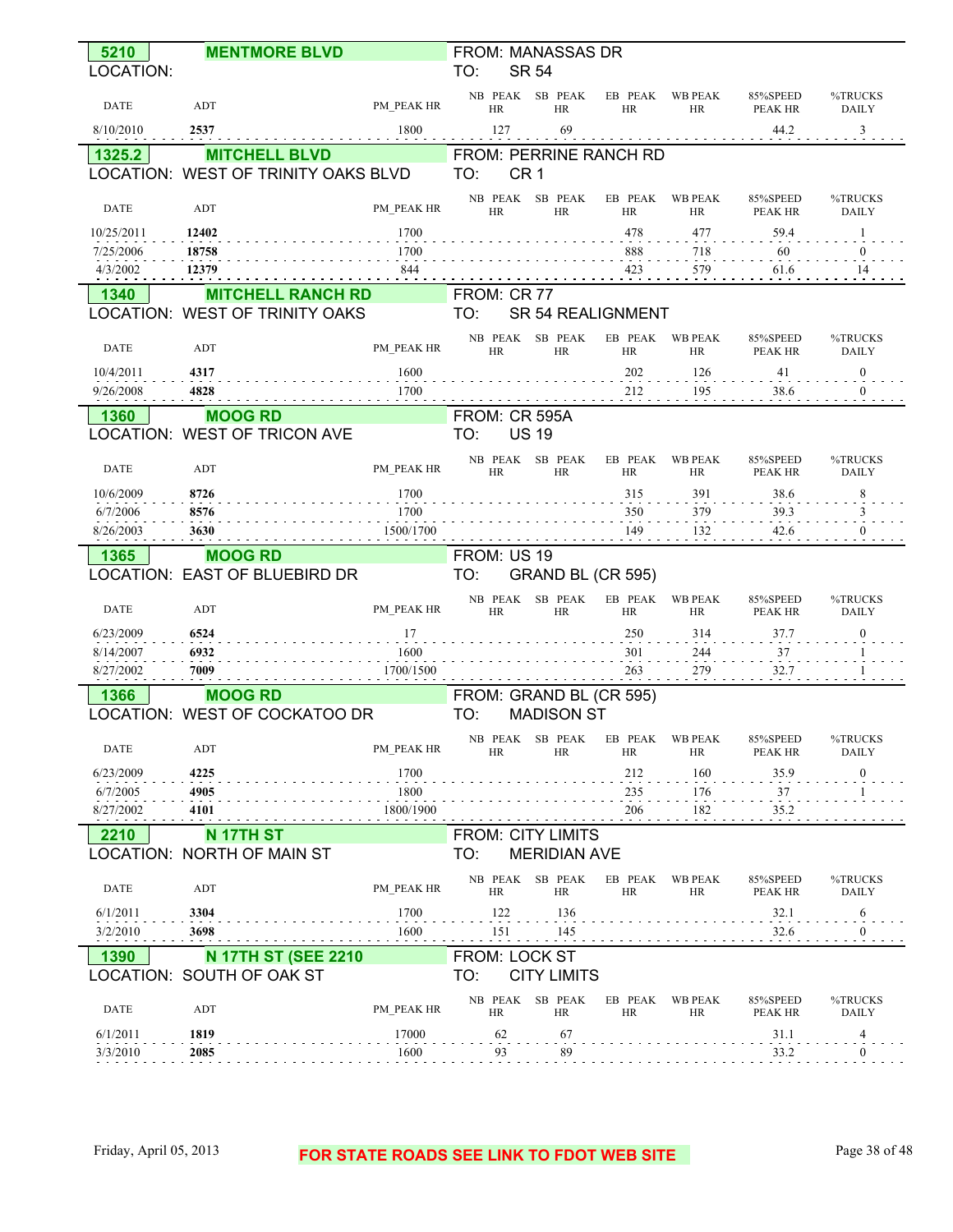## 5210 MENTMORE BLVD

LOCATION:

FROM: MANASSAS DR
TO: SR 54

| DATE | ADT | PM_PEAK HR | NB PEAK HR | SB PEAK HR | EB PEAK HR | WB PEAK HR | 85%SPEED PEAK HR | %TRUCKS DAILY |
|---|---|---|---|---|---|---|---|---|
| 8/10/2010 | 2537 | 1800 | 127 | 69 | | | 44.2 | 3 |

## 1325.2 MITCHELL BLVD

LOCATION: WEST OF TRINITY OAKS BLVD

FROM: PERRINE RANCH RD
TO: CR 1

| DATE | ADT | PM_PEAK HR | NB PEAK HR | SB PEAK HR | EB PEAK HR | WB PEAK HR | 85%SPEED PEAK HR | %TRUCKS DAILY |
|---|---|---|---|---|---|---|---|---|
| 10/25/2011 | 12402 | 1700 | | | 478 | 477 | 59.4 | 1 |
| 7/25/2006 | 18758 | 1700 | | | 888 | 718 | 60 | 0 |
| 4/3/2002 | 12379 | 844 | | | 423 | 579 | 61.6 | 14 |

## 1340 MITCHELL RANCH RD

LOCATION: WEST OF TRINITY OAKS

FROM: CR 77
TO: SR 54 REALIGNMENT

| DATE | ADT | PM_PEAK HR | NB PEAK HR | SB PEAK HR | EB PEAK HR | WB PEAK HR | 85%SPEED PEAK HR | %TRUCKS DAILY |
|---|---|---|---|---|---|---|---|---|
| 10/4/2011 | 4317 | 1600 | | | 202 | 126 | 41 | 0 |
| 9/26/2008 | 4828 | 1700 | | | 212 | 195 | 38.6 | 0 |

## 1360 MOOG RD

LOCATION: WEST OF TRICON AVE

FROM: CR 595A
TO: US 19

| DATE | ADT | PM_PEAK HR | NB PEAK HR | SB PEAK HR | EB PEAK HR | WB PEAK HR | 85%SPEED PEAK HR | %TRUCKS DAILY |
|---|---|---|---|---|---|---|---|---|
| 10/6/2009 | 8726 | 1700 | | | 315 | 391 | 38.6 | 8 |
| 6/7/2006 | 8576 | 1700 | | | 350 | 379 | 39.3 | 3 |
| 8/26/2003 | 3630 | 1500/1700 | | | 149 | 132 | 42.6 | 0 |

## 1365 MOOG RD

LOCATION: EAST OF BLUEBIRD DR

FROM: US 19
TO: GRAND BL (CR 595)

| DATE | ADT | PM_PEAK HR | NB PEAK HR | SB PEAK HR | EB PEAK HR | WB PEAK HR | 85%SPEED PEAK HR | %TRUCKS DAILY |
|---|---|---|---|---|---|---|---|---|
| 6/23/2009 | 6524 | 17 | | | 250 | 314 | 37.7 | 0 |
| 8/14/2007 | 6932 | 1600 | | | 301 | 244 | 37 | 1 |
| 8/27/2002 | 7009 | 1700/1500 | | | 263 | 279 | 32.7 | 1 |

## 1366 MOOG RD

LOCATION: WEST OF COCKATOO DR

FROM: GRAND BL (CR 595)
TO: MADISON ST

| DATE | ADT | PM_PEAK HR | NB PEAK HR | SB PEAK HR | EB PEAK HR | WB PEAK HR | 85%SPEED PEAK HR | %TRUCKS DAILY |
|---|---|---|---|---|---|---|---|---|
| 6/23/2009 | 4225 | 1700 | | | 212 | 160 | 35.9 | 0 |
| 6/7/2005 | 4905 | 1800 | | | 235 | 176 | 37 | 1 |
| 8/27/2002 | 4101 | 1800/1900 | | | 206 | 182 | 35.2 | |

## 2210 N 17TH ST

LOCATION: NORTH OF MAIN ST

FROM: CITY LIMITS
TO: MERIDIAN AVE

| DATE | ADT | PM_PEAK HR | NB PEAK HR | SB PEAK HR | EB PEAK HR | WB PEAK HR | 85%SPEED PEAK HR | %TRUCKS DAILY |
|---|---|---|---|---|---|---|---|---|
| 6/1/2011 | 3304 | 1700 | 122 | 136 | | | 32.1 | 6 |
| 3/2/2010 | 3698 | 1600 | 151 | 145 | | | 32.6 | 0 |

## 1390 N 17TH ST (SEE 2210

LOCATION: SOUTH OF OAK ST

FROM: LOCK ST
TO: CITY LIMITS

| DATE | ADT | PM_PEAK HR | NB PEAK HR | SB PEAK HR | EB PEAK HR | WB PEAK HR | 85%SPEED PEAK HR | %TRUCKS DAILY |
|---|---|---|---|---|---|---|---|---|
| 6/1/2011 | 1819 | 17000 | 62 | 67 | | | 31.1 | 4 |
| 3/3/2010 | 2085 | 1600 | 93 | 89 | | | 33.2 | 0 |

FOR STATE ROADS SEE LINK TO FDOT WEB SITE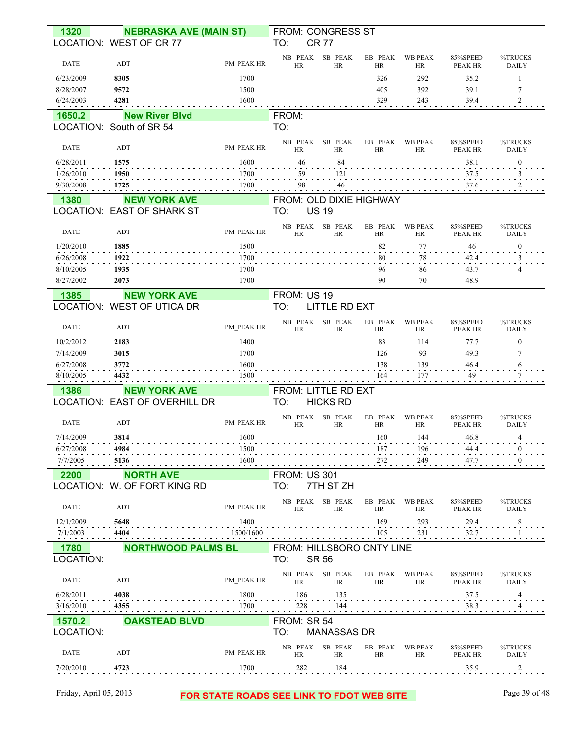## 1320 NEBRASKA AVE (MAIN ST)

LOCATION: WEST OF CR 77 — FROM: CONGRESS ST TO: CR 77

| DATE | ADT | PM_PEAK HR | NB PEAK HR | SB PEAK HR | EB PEAK HR | WB PEAK HR | 85%SPEED PEAK HR | %TRUCKS DAILY |
|---|---|---|---|---|---|---|---|---|
| 6/23/2009 | **8305** | 1700 | | | 326 | 292 | 35.2 | 1 |
| 8/28/2007 | **9572** | 1500 | | | 405 | 392 | 39.1 | 7 |
| 6/24/2003 | **4281** | 1600 | | | 329 | 243 | 39.4 | 2 |

## 1650.2 New River Blvd

LOCATION: South of SR 54 — FROM: TO:

| DATE | ADT | PM_PEAK HR | NB PEAK HR | SB PEAK HR | EB PEAK HR | WB PEAK HR | 85%SPEED PEAK HR | %TRUCKS DAILY |
|---|---|---|---|---|---|---|---|---|
| 6/28/2011 | **1575** | 1600 | 46 | 84 | | | 38.1 | 0 |
| 1/26/2010 | **1950** | 1700 | 59 | 121 | | | 37.5 | 3 |
| 9/30/2008 | **1725** | 1700 | 98 | 46 | | | 37.6 | 2 |

## 1380 NEW YORK AVE

LOCATION: EAST OF SHARK ST — FROM: OLD DIXIE HIGHWAY TO: US 19

| DATE | ADT | PM_PEAK HR | NB PEAK HR | SB PEAK HR | EB PEAK HR | WB PEAK HR | 85%SPEED PEAK HR | %TRUCKS DAILY |
|---|---|---|---|---|---|---|---|---|
| 1/20/2010 | **1885** | 1500 | | | 82 | 77 | 46 | 0 |
| 6/26/2008 | **1922** | 1700 | | | 80 | 78 | 42.4 | 3 |
| 8/10/2005 | **1935** | 1700 | | | 96 | 86 | 43.7 | 4 |
| 8/27/2002 | **2073** | 1700 | | | 90 | 70 | 48.9 | |

## 1385 NEW YORK AVE

LOCATION: WEST OF UTICA DR — FROM: US 19 TO: LITTLE RD EXT

| DATE | ADT | PM_PEAK HR | NB PEAK HR | SB PEAK HR | EB PEAK HR | WB PEAK HR | 85%SPEED PEAK HR | %TRUCKS DAILY |
|---|---|---|---|---|---|---|---|---|
| 10/2/2012 | **2183** | 1400 | | | 83 | 114 | 77.7 | 0 |
| 7/14/2009 | **3015** | 1700 | | | 126 | 93 | 49.3 | 7 |
| 6/27/2008 | **3772** | 1600 | | | 138 | 139 | 46.4 | 6 |
| 8/10/2005 | **4432** | 1500 | | | 164 | 177 | 49 | 7 |

## 1386 NEW YORK AVE

LOCATION: EAST OF OVERHILL DR — FROM: LITTLE RD EXT TO: HICKS RD

| DATE | ADT | PM_PEAK HR | NB PEAK HR | SB PEAK HR | EB PEAK HR | WB PEAK HR | 85%SPEED PEAK HR | %TRUCKS DAILY |
|---|---|---|---|---|---|---|---|---|
| 7/14/2009 | **3814** | 1600 | | | 160 | 144 | 46.8 | 4 |
| 6/27/2008 | **4984** | 1500 | | | 187 | 196 | 44.4 | 0 |
| 7/7/2005 | **5136** | 1600 | | | 272 | 249 | 47.7 | 0 |

## 2200 NORTH AVE

LOCATION: W. OF FORT KING RD — FROM: US 301 TO: 7TH ST ZH

| DATE | ADT | PM_PEAK HR | NB PEAK HR | SB PEAK HR | EB PEAK HR | WB PEAK HR | 85%SPEED PEAK HR | %TRUCKS DAILY |
|---|---|---|---|---|---|---|---|---|
| 12/1/2009 | **5648** | 1400 | | | 169 | 293 | 29.4 | 8 |
| 7/1/2003 | **4404** | 1500/1600 | | | 105 | 231 | 32.7 | 1 |

## 1780 NORTHWOOD PALMS BL

LOCATION: — FROM: HILLSBORO CNTY LINE TO: SR 56

| DATE | ADT | PM_PEAK HR | NB PEAK HR | SB PEAK HR | EB PEAK HR | WB PEAK HR | 85%SPEED PEAK HR | %TRUCKS DAILY |
|---|---|---|---|---|---|---|---|---|
| 6/28/2011 | **4038** | 1800 | 186 | 135 | | | 37.5 | 4 |
| 3/16/2010 | **4355** | 1700 | 228 | 144 | | | 38.3 | 4 |

## 1570.2 OAKSTEAD BLVD

LOCATION: — FROM: SR 54 TO: MANASSAS DR

| DATE | ADT | PM_PEAK HR | NB PEAK HR | SB PEAK HR | EB PEAK HR | WB PEAK HR | 85%SPEED PEAK HR | %TRUCKS DAILY |
|---|---|---|---|---|---|---|---|---|
| 7/20/2010 | **4723** | 1700 | 282 | 184 | | | 35.9 | 2 |

Friday, April 05, 2013

**FOR STATE ROADS SEE LINK TO FDOT WEB SITE**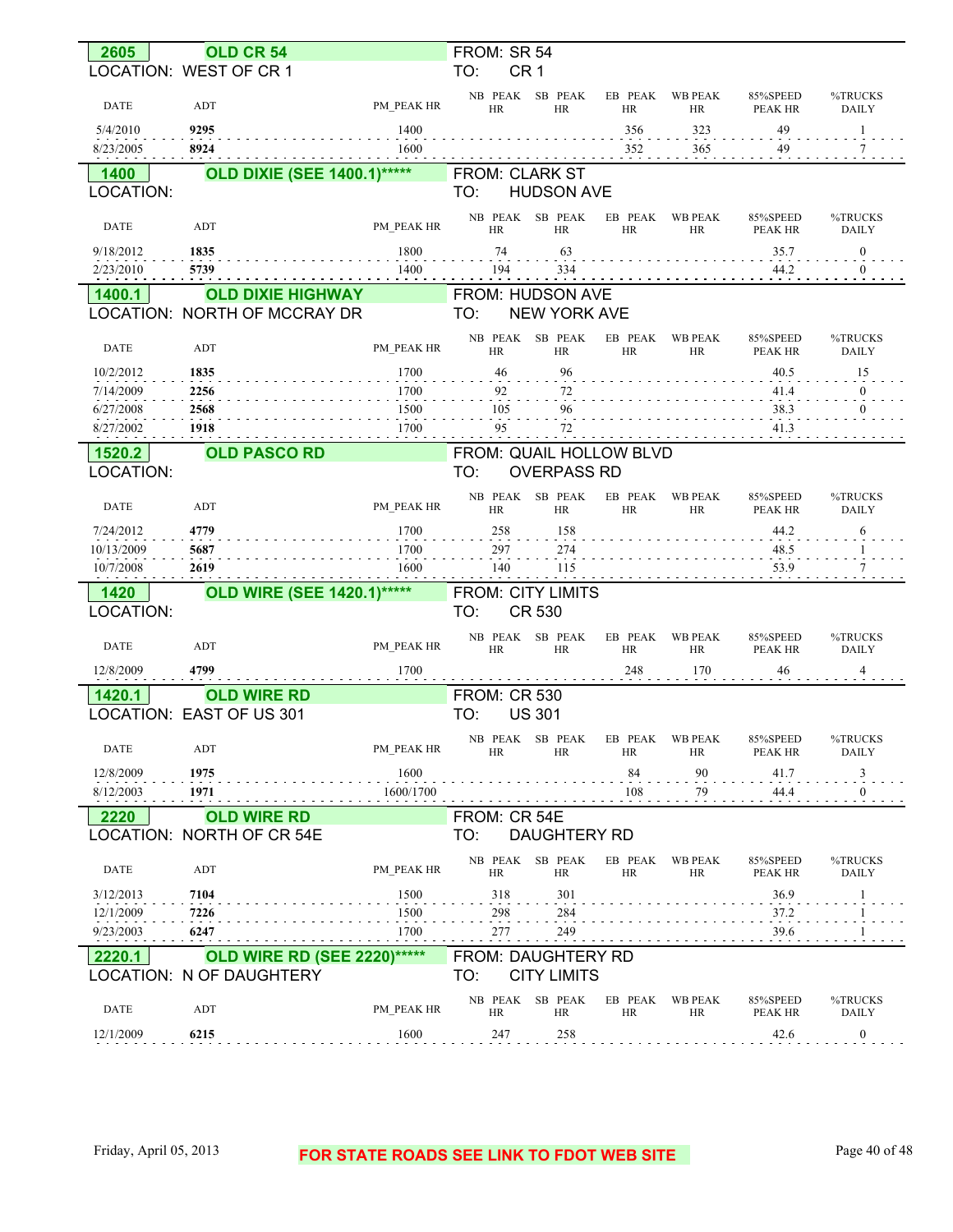**2605** **OLD CR 54** FROM: SR 54
LOCATION: WEST OF CR 1 TO: CR 1

| DATE | ADT | PM_PEAK HR | NB PEAK HR | SB PEAK HR | EB PEAK HR | WB PEAK HR | 85%SPEED PEAK HR | %TRUCKS DAILY |
|---|---|---|---|---|---|---|---|---|
| 5/4/2010 | **9295** | 1400 | | | 356 | 323 | 49 | 1 |
| 8/23/2005 | **8924** | 1600 | | | 352 | 365 | 49 | 7 |

**1400** **OLD DIXIE (SEE 1400.1)*\*\*\*\*** FROM: CLARK ST
LOCATION: TO: HUDSON AVE

| DATE | ADT | PM_PEAK HR | NB PEAK HR | SB PEAK HR | EB PEAK HR | WB PEAK HR | 85%SPEED PEAK HR | %TRUCKS DAILY |
|---|---|---|---|---|---|---|---|---|
| 9/18/2012 | **1835** | 1800 | 74 | 63 | | | 35.7 | 0 |
| 2/23/2010 | **5739** | 1400 | 194 | 334 | | | 44.2 | 0 |

**1400.1** **OLD DIXIE HIGHWAY** FROM: HUDSON AVE
LOCATION: NORTH OF MCCRAY DR TO: NEW YORK AVE

| DATE | ADT | PM_PEAK HR | NB PEAK HR | SB PEAK HR | EB PEAK HR | WB PEAK HR | 85%SPEED PEAK HR | %TRUCKS DAILY |
|---|---|---|---|---|---|---|---|---|
| 10/2/2012 | **1835** | 1700 | 46 | 96 | | | 40.5 | 15 |
| 7/14/2009 | **2256** | 1700 | 92 | 72 | | | 41.4 | 0 |
| 6/27/2008 | **2568** | 1500 | 105 | 96 | | | 38.3 | 0 |
| 8/27/2002 | **1918** | 1700 | 95 | 72 | | | 41.3 | |

**1520.2** **OLD PASCO RD** FROM: QUAIL HOLLOW BLVD
LOCATION: TO: OVERPASS RD

| DATE | ADT | PM_PEAK HR | NB PEAK HR | SB PEAK HR | EB PEAK HR | WB PEAK HR | 85%SPEED PEAK HR | %TRUCKS DAILY |
|---|---|---|---|---|---|---|---|---|
| 7/24/2012 | **4779** | 1700 | 258 | 158 | | | 44.2 | 6 |
| 10/13/2009 | **5687** | 1700 | 297 | 274 | | | 48.5 | 1 |
| 10/7/2008 | **2619** | 1600 | 140 | 115 | | | 53.9 | 7 |

**1420** **OLD WIRE (SEE 1420.1)*\*\*\*\*** FROM: CITY LIMITS
LOCATION: TO: CR 530

| DATE | ADT | PM_PEAK HR | NB PEAK HR | SB PEAK HR | EB PEAK HR | WB PEAK HR | 85%SPEED PEAK HR | %TRUCKS DAILY |
|---|---|---|---|---|---|---|---|---|
| 12/8/2009 | **4799** | 1700 | | | 248 | 170 | 46 | 4 |

**1420.1** **OLD WIRE RD** FROM: CR 530
LOCATION: EAST OF US 301 TO: US 301

| DATE | ADT | PM_PEAK HR | NB PEAK HR | SB PEAK HR | EB PEAK HR | WB PEAK HR | 85%SPEED PEAK HR | %TRUCKS DAILY |
|---|---|---|---|---|---|---|---|---|
| 12/8/2009 | **1975** | 1600 | | | 84 | 90 | 41.7 | 3 |
| 8/12/2003 | **1971** | 1600/1700 | | | 108 | 79 | 44.4 | 0 |

**2220** **OLD WIRE RD** FROM: CR 54E
LOCATION: NORTH OF CR 54E TO: DAUGHTERY RD

| DATE | ADT | PM_PEAK HR | NB PEAK HR | SB PEAK HR | EB PEAK HR | WB PEAK HR | 85%SPEED PEAK HR | %TRUCKS DAILY |
|---|---|---|---|---|---|---|---|---|
| 3/12/2013 | **7104** | 1500 | 318 | 301 | | | 36.9 | 1 |
| 12/1/2009 | **7226** | 1500 | 298 | 284 | | | 37.2 | 1 |
| 9/23/2003 | **6247** | 1700 | 277 | 249 | | | 39.6 | 1 |

**2220.1** **OLD WIRE RD (SEE 2220)*\*\*\*\*** FROM: DAUGHTERY RD
LOCATION: N OF DAUGHTERY TO: CITY LIMITS

| DATE | ADT | PM_PEAK HR | NB PEAK HR | SB PEAK HR | EB PEAK HR | WB PEAK HR | 85%SPEED PEAK HR | %TRUCKS DAILY |
|---|---|---|---|---|---|---|---|---|
| 12/1/2009 | **6215** | 1600 | 247 | 258 | | | 42.6 | 0 |

Friday, April 05, 2013

**FOR STATE ROADS SEE LINK TO FDOT WEB SITE**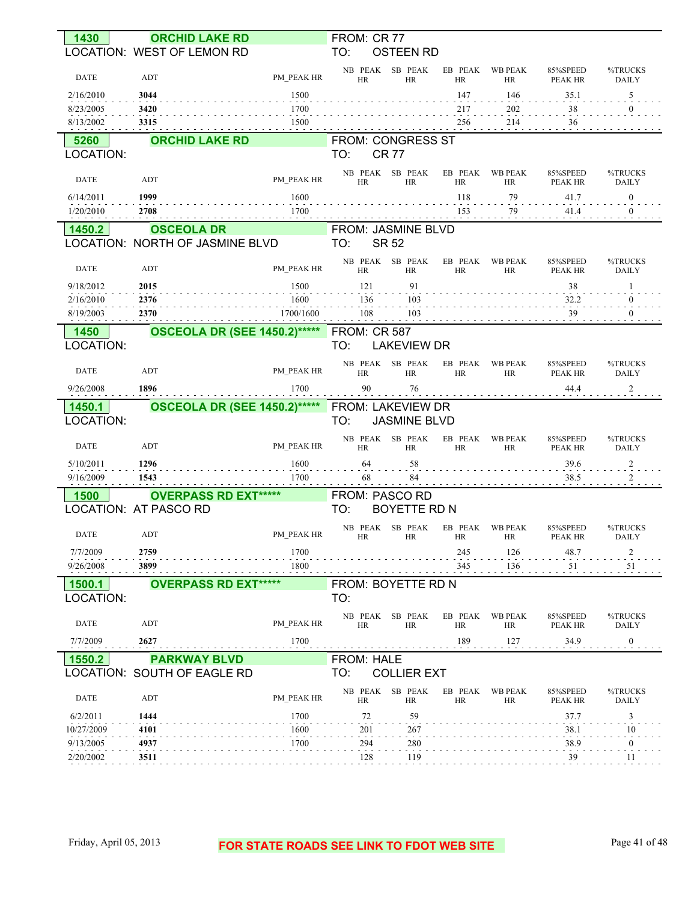**1430** **ORCHID LAKE RD**
LOCATION: WEST OF LEMON RD
FROM: CR 77
TO: OSTEEN RD

| DATE | ADT | PM_PEAK HR | NB PEAK HR | SB PEAK HR | EB PEAK HR | WB PEAK HR | 85%SPEED PEAK HR | %TRUCKS DAILY |
|---|---|---|---|---|---|---|---|---|
| 2/16/2010 | **3044** | 1500 | | | 147 | 146 | 35.1 | 5 |
| 8/23/2005 | **3420** | 1700 | | | 217 | 202 | 38 | 0 |
| 8/13/2002 | **3315** | 1500 | | | 256 | 214 | 36 | |

**5260** **ORCHID LAKE RD**
LOCATION:
FROM: CONGRESS ST
TO: CR 77

| DATE | ADT | PM_PEAK HR | NB PEAK HR | SB PEAK HR | EB PEAK HR | WB PEAK HR | 85%SPEED PEAK HR | %TRUCKS DAILY |
|---|---|---|---|---|---|---|---|---|
| 6/14/2011 | **1999** | 1600 | | | 118 | 79 | 41.7 | 0 |
| 1/20/2010 | **2708** | 1700 | | | 153 | 79 | 41.4 | 0 |

**1450.2** **OSCEOLA DR**
LOCATION: NORTH OF JASMINE BLVD
FROM: JASMINE BLVD
TO: SR 52

| DATE | ADT | PM_PEAK HR | NB PEAK HR | SB PEAK HR | EB PEAK HR | WB PEAK HR | 85%SPEED PEAK HR | %TRUCKS DAILY |
|---|---|---|---|---|---|---|---|---|
| 9/18/2012 | **2015** | 1500 | 121 | 91 | | | 38 | 1 |
| 2/16/2010 | **2376** | 1600 | 136 | 103 | | | 32.2 | 0 |
| 8/19/2003 | **2370** | 1700/1600 | 108 | 103 | | | 39 | 0 |

**1450** **OSCEOLA DR (SEE 1450.2)*****
LOCATION:
FROM: CR 587
TO: LAKEVIEW DR

| DATE | ADT | PM_PEAK HR | NB PEAK HR | SB PEAK HR | EB PEAK HR | WB PEAK HR | 85%SPEED PEAK HR | %TRUCKS DAILY |
|---|---|---|---|---|---|---|---|---|
| 9/26/2008 | **1896** | 1700 | 90 | 76 | | | 44.4 | 2 |

**1450.1** **OSCEOLA DR (SEE 1450.2)*****
LOCATION:
FROM: LAKEVIEW DR
TO: JASMINE BLVD

| DATE | ADT | PM_PEAK HR | NB PEAK HR | SB PEAK HR | EB PEAK HR | WB PEAK HR | 85%SPEED PEAK HR | %TRUCKS DAILY |
|---|---|---|---|---|---|---|---|---|
| 5/10/2011 | **1296** | 1600 | 64 | 58 | | | 39.6 | 2 |
| 9/16/2009 | **1543** | 1700 | 68 | 84 | | | 38.5 | 2 |

**1500** **OVERPASS RD EXT*****
LOCATION: AT PASCO RD
FROM: PASCO RD
TO: BOYETTE RD N

| DATE | ADT | PM_PEAK HR | NB PEAK HR | SB PEAK HR | EB PEAK HR | WB PEAK HR | 85%SPEED PEAK HR | %TRUCKS DAILY |
|---|---|---|---|---|---|---|---|---|
| 7/7/2009 | **2759** | 1700 | | | 245 | 126 | 48.7 | 2 |
| 9/26/2008 | **3899** | 1800 | | | 345 | 136 | 51 | 51 |

**1500.1** **OVERPASS RD EXT*****
LOCATION:
FROM: BOYETTE RD N
TO:

| DATE | ADT | PM_PEAK HR | NB PEAK HR | SB PEAK HR | EB PEAK HR | WB PEAK HR | 85%SPEED PEAK HR | %TRUCKS DAILY |
|---|---|---|---|---|---|---|---|---|
| 7/7/2009 | **2627** | 1700 | | | 189 | 127 | 34.9 | 0 |

**1550.2** **PARKWAY BLVD**
LOCATION: SOUTH OF EAGLE RD
FROM: HALE
TO: COLLIER EXT

| DATE | ADT | PM_PEAK HR | NB PEAK HR | SB PEAK HR | EB PEAK HR | WB PEAK HR | 85%SPEED PEAK HR | %TRUCKS DAILY |
|---|---|---|---|---|---|---|---|---|
| 6/2/2011 | **1444** | 1700 | 72 | 59 | | | 37.7 | 3 |
| 10/27/2009 | **4101** | 1600 | 201 | 267 | | | 38.1 | 10 |
| 9/13/2005 | **4937** | 1700 | 294 | 280 | | | 38.9 | 0 |
| 2/20/2002 | **3511** | | 128 | 119 | | | 39 | 11 |

Friday, April 05, 2013

**FOR STATE ROADS SEE LINK TO FDOT WEB SITE**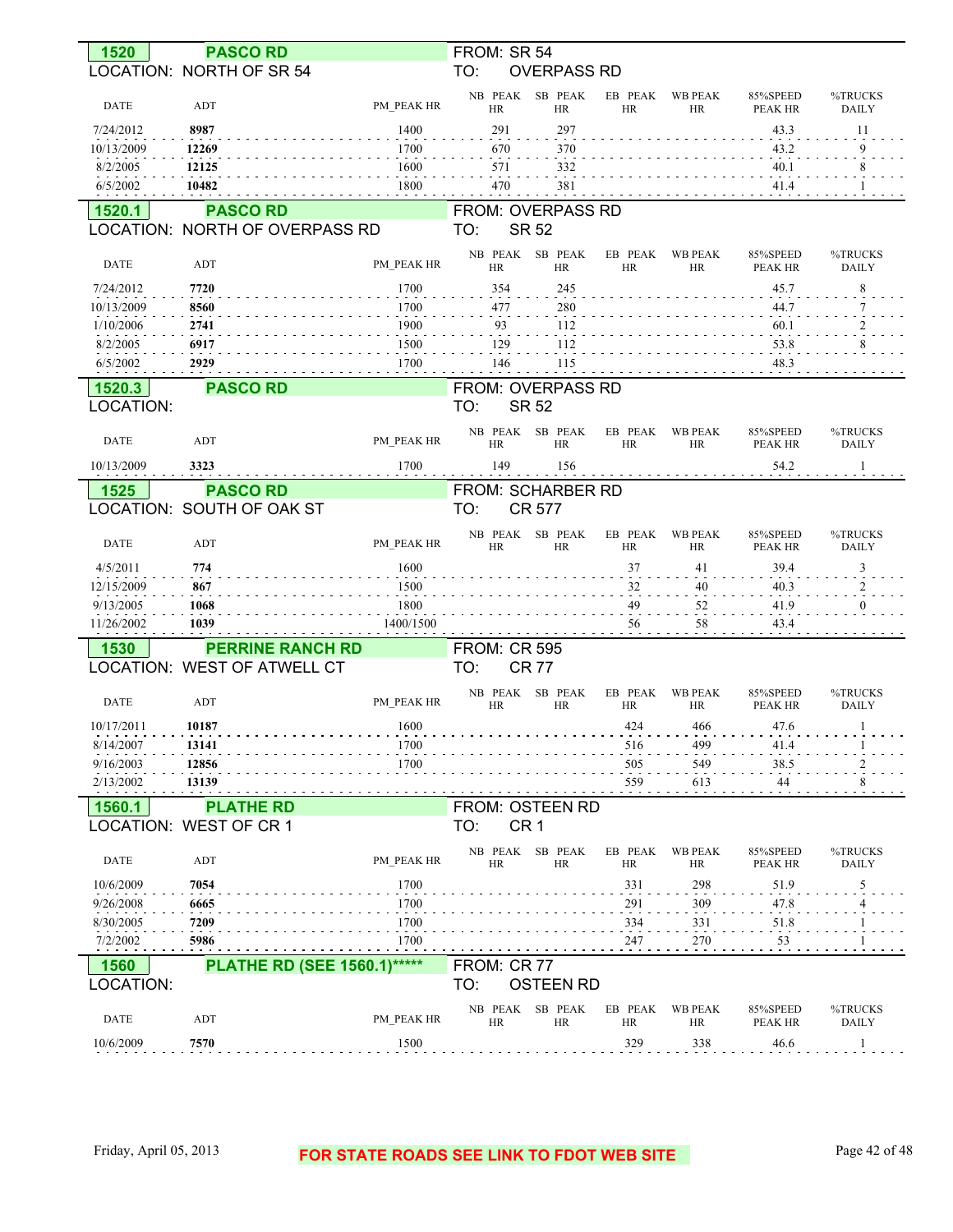## 1520 PASCO RD

LOCATION: NORTH OF SR 54

FROM: SR 54
TO: OVERPASS RD

| DATE | ADT | PM_PEAK HR | NB PEAK HR | SB PEAK HR | EB PEAK HR | WB PEAK HR | 85%SPEED PEAK HR | %TRUCKS DAILY |
|---|---|---|---|---|---|---|---|---|
| 7/24/2012 | **8987** | 1400 | 291 | 297 | | | 43.3 | 11 |
| 10/13/2009 | **12269** | 1700 | 670 | 370 | | | 43.2 | 9 |
| 8/2/2005 | **12125** | 1600 | 571 | 332 | | | 40.1 | 8 |
| 6/5/2002 | **10482** | 1800 | 470 | 381 | | | 41.4 | 1 |

## 1520.1 PASCO RD

LOCATION: NORTH OF OVERPASS RD

FROM: OVERPASS RD
TO: SR 52

| DATE | ADT | PM_PEAK HR | NB PEAK HR | SB PEAK HR | EB PEAK HR | WB PEAK HR | 85%SPEED PEAK HR | %TRUCKS DAILY |
|---|---|---|---|---|---|---|---|---|
| 7/24/2012 | **7720** | 1700 | 354 | 245 | | | 45.7 | 8 |
| 10/13/2009 | **8560** | 1700 | 477 | 280 | | | 44.7 | 7 |
| 1/10/2006 | **2741** | 1900 | 93 | 112 | | | 60.1 | 2 |
| 8/2/2005 | **6917** | 1500 | 129 | 112 | | | 53.8 | 8 |
| 6/5/2002 | **2929** | 1700 | 146 | 115 | | | 48.3 | |

## 1520.3 PASCO RD

LOCATION:

FROM: OVERPASS RD
TO: SR 52

| DATE | ADT | PM_PEAK HR | NB PEAK HR | SB PEAK HR | EB PEAK HR | WB PEAK HR | 85%SPEED PEAK HR | %TRUCKS DAILY |
|---|---|---|---|---|---|---|---|---|
| 10/13/2009 | **3323** | 1700 | 149 | 156 | | | 54.2 | 1 |

## 1525 PASCO RD

LOCATION: SOUTH OF OAK ST

FROM: SCHARBER RD
TO: CR 577

| DATE | ADT | PM_PEAK HR | NB PEAK HR | SB PEAK HR | EB PEAK HR | WB PEAK HR | 85%SPEED PEAK HR | %TRUCKS DAILY |
|---|---|---|---|---|---|---|---|---|
| 4/5/2011 | **774** | 1600 | | | 37 | 41 | 39.4 | 3 |
| 12/15/2009 | **867** | 1500 | | | 32 | 40 | 40.3 | 2 |
| 9/13/2005 | **1068** | 1800 | | | 49 | 52 | 41.9 | 0 |
| 11/26/2002 | **1039** | 1400/1500 | | | 56 | 58 | 43.4 | |

## 1530 PERRINE RANCH RD

LOCATION: WEST OF ATWELL CT

FROM: CR 595
TO: CR 77

| DATE | ADT | PM_PEAK HR | NB PEAK HR | SB PEAK HR | EB PEAK HR | WB PEAK HR | 85%SPEED PEAK HR | %TRUCKS DAILY |
|---|---|---|---|---|---|---|---|---|
| 10/17/2011 | **10187** | 1600 | | | 424 | 466 | 47.6 | 1 |
| 8/14/2007 | **13141** | 1700 | | | 516 | 499 | 41.4 | 1 |
| 9/16/2003 | **12856** | 1700 | | | 505 | 549 | 38.5 | 2 |
| 2/13/2002 | **13139** | | | | 559 | 613 | 44 | 8 |

## 1560.1 PLATHE RD

LOCATION: WEST OF CR 1

FROM: OSTEEN RD
TO: CR 1

| DATE | ADT | PM_PEAK HR | NB PEAK HR | SB PEAK HR | EB PEAK HR | WB PEAK HR | 85%SPEED PEAK HR | %TRUCKS DAILY |
|---|---|---|---|---|---|---|---|---|
| 10/6/2009 | **7054** | 1700 | | | 331 | 298 | 51.9 | 5 |
| 9/26/2008 | **6665** | 1700 | | | 291 | 309 | 47.8 | 4 |
| 8/30/2005 | **7209** | 1700 | | | 334 | 331 | 51.8 | 1 |
| 7/2/2002 | **5986** | 1700 | | | 247 | 270 | 53 | 1 |

## 1560 PLATHE RD (SEE 1560.1)*****

LOCATION:

FROM: CR 77
TO: OSTEEN RD

| DATE | ADT | PM_PEAK HR | NB PEAK HR | SB PEAK HR | EB PEAK HR | WB PEAK HR | 85%SPEED PEAK HR | %TRUCKS DAILY |
|---|---|---|---|---|---|---|---|---|
| 10/6/2009 | **7570** | 1500 | | | 329 | 338 | 46.6 | 1 |

Friday, April 05, 2013

**FOR STATE ROADS SEE LINK TO FDOT WEB SITE**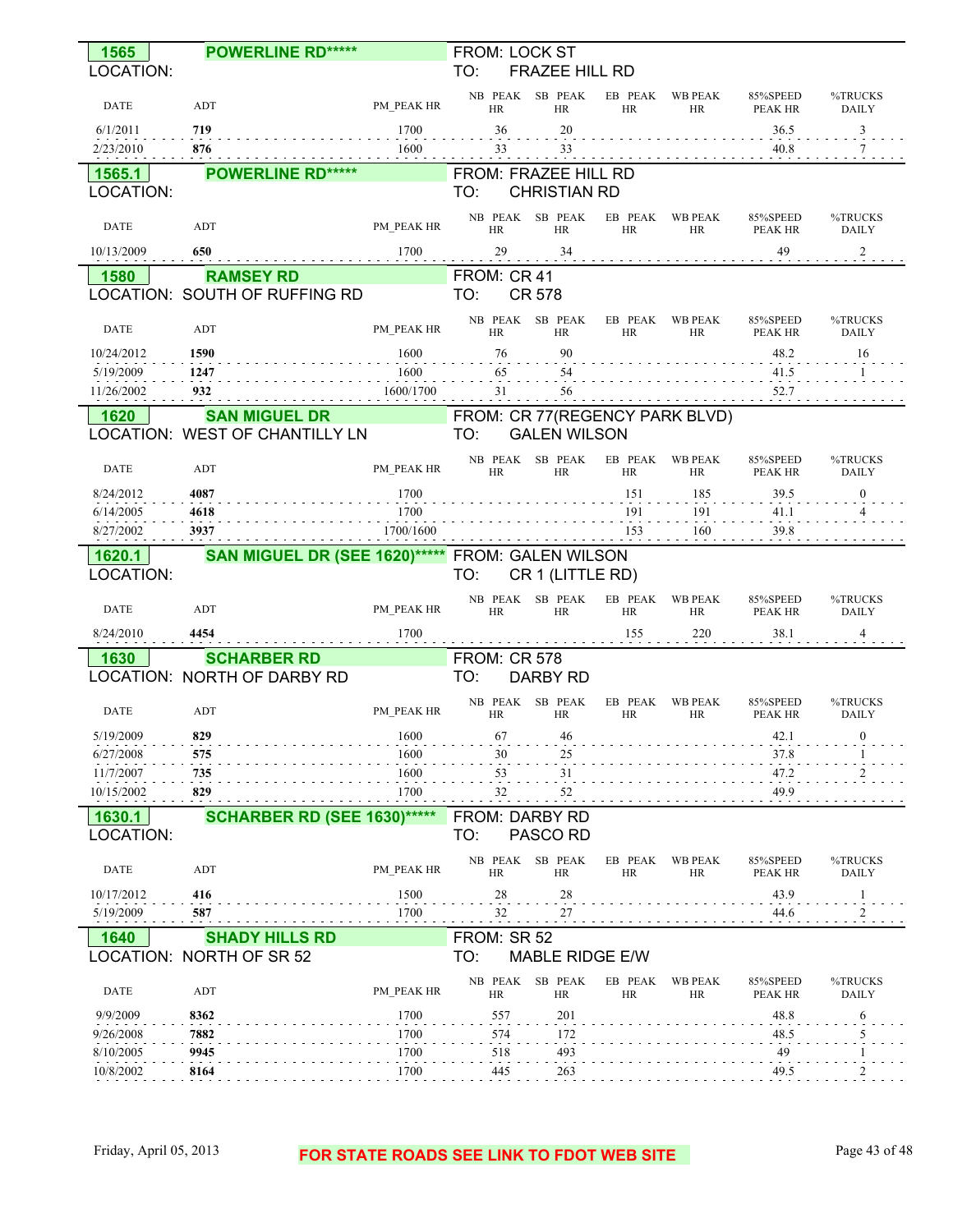**1565** **POWERLINE RD*****
LOCATION:
FROM: LOCK ST
TO: FRAZEE HILL RD

| DATE | ADT | PM_PEAK HR | NB PEAK HR | SB PEAK HR | EB PEAK HR | WB PEAK HR | 85%SPEED PEAK HR | %TRUCKS DAILY |
|---|---|---|---|---|---|---|---|---|
| 6/1/2011 | **719** | 1700 | 36 | 20 | | | 36.5 | 3 |
| 2/23/2010 | **876** | 1600 | 33 | 33 | | | 40.8 | 7 |

**1565.1** **POWERLINE RD*****
LOCATION:
FROM: FRAZEE HILL RD
TO: CHRISTIAN RD

| DATE | ADT | PM_PEAK HR | NB PEAK HR | SB PEAK HR | EB PEAK HR | WB PEAK HR | 85%SPEED PEAK HR | %TRUCKS DAILY |
|---|---|---|---|---|---|---|---|---|
| 10/13/2009 | **650** | 1700 | 29 | 34 | | | 49 | 2 |

**1580** **RAMSEY RD**
LOCATION: SOUTH OF RUFFING RD
FROM: CR 41
TO: CR 578

| DATE | ADT | PM_PEAK HR | NB PEAK HR | SB PEAK HR | EB PEAK HR | WB PEAK HR | 85%SPEED PEAK HR | %TRUCKS DAILY |
|---|---|---|---|---|---|---|---|---|
| 10/24/2012 | **1590** | 1600 | 76 | 90 | | | 48.2 | 16 |
| 5/19/2009 | **1247** | 1600 | 65 | 54 | | | 41.5 | 1 |
| 11/26/2002 | **932** | 1600/1700 | 31 | 56 | | | 52.7 | |

**1620** **SAN MIGUEL DR**
LOCATION: WEST OF CHANTILLY LN
FROM: CR 77(REGENCY PARK BLVD)
TO: GALEN WILSON

| DATE | ADT | PM_PEAK HR | NB PEAK HR | SB PEAK HR | EB PEAK HR | WB PEAK HR | 85%SPEED PEAK HR | %TRUCKS DAILY |
|---|---|---|---|---|---|---|---|---|
| 8/24/2012 | **4087** | 1700 | | | 151 | 185 | 39.5 | 0 |
| 6/14/2005 | **4618** | 1700 | | | 191 | 191 | 41.1 | 4 |
| 8/27/2002 | **3937** | 1700/1600 | | | 153 | 160 | 39.8 | |

**1620.1** **SAN MIGUEL DR (SEE 1620)*****
LOCATION:
FROM: GALEN WILSON
TO: CR 1 (LITTLE RD)

| DATE | ADT | PM_PEAK HR | NB PEAK HR | SB PEAK HR | EB PEAK HR | WB PEAK HR | 85%SPEED PEAK HR | %TRUCKS DAILY |
|---|---|---|---|---|---|---|---|---|
| 8/24/2010 | **4454** | 1700 | | | 155 | 220 | 38.1 | 4 |

**1630** **SCHARBER RD**
LOCATION: NORTH OF DARBY RD
FROM: CR 578
TO: DARBY RD

| DATE | ADT | PM_PEAK HR | NB PEAK HR | SB PEAK HR | EB PEAK HR | WB PEAK HR | 85%SPEED PEAK HR | %TRUCKS DAILY |
|---|---|---|---|---|---|---|---|---|
| 5/19/2009 | **829** | 1600 | 67 | 46 | | | 42.1 | 0 |
| 6/27/2008 | **575** | 1600 | 30 | 25 | | | 37.8 | 1 |
| 11/7/2007 | **735** | 1600 | 53 | 31 | | | 47.2 | 2 |
| 10/15/2002 | **829** | 1700 | 32 | 52 | | | 49.9 | |

**1630.1** **SCHARBER RD (SEE 1630)*****
LOCATION:
FROM: DARBY RD
TO: PASCO RD

| DATE | ADT | PM_PEAK HR | NB PEAK HR | SB PEAK HR | EB PEAK HR | WB PEAK HR | 85%SPEED PEAK HR | %TRUCKS DAILY |
|---|---|---|---|---|---|---|---|---|
| 10/17/2012 | **416** | 1500 | 28 | 28 | | | 43.9 | 1 |
| 5/19/2009 | **587** | 1700 | 32 | 27 | | | 44.6 | 2 |

**1640** **SHADY HILLS RD**
LOCATION: NORTH OF SR 52
FROM: SR 52
TO: MABLE RIDGE E/W

| DATE | ADT | PM_PEAK HR | NB PEAK HR | SB PEAK HR | EB PEAK HR | WB PEAK HR | 85%SPEED PEAK HR | %TRUCKS DAILY |
|---|---|---|---|---|---|---|---|---|
| 9/9/2009 | **8362** | 1700 | 557 | 201 | | | 48.8 | 6 |
| 9/26/2008 | **7882** | 1700 | 574 | 172 | | | 48.5 | 5 |
| 8/10/2005 | **9945** | 1700 | 518 | 493 | | | 49 | 1 |
| 10/8/2002 | **8164** | 1700 | 445 | 263 | | | 49.5 | 2 |

**FOR STATE ROADS SEE LINK TO FDOT WEB SITE**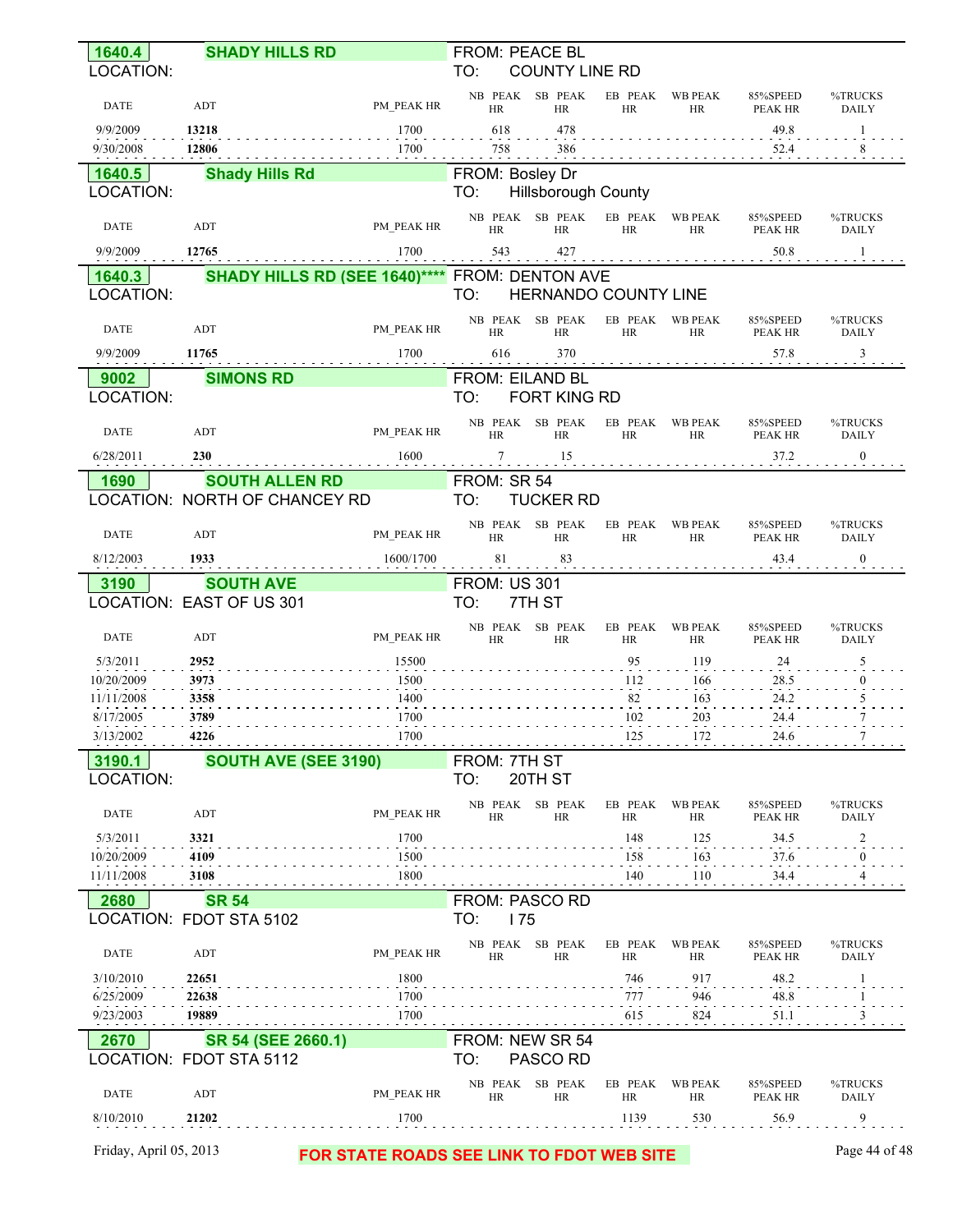## 1640.4 — SHADY HILLS RD

LOCATION:

FROM: PEACE BL
TO: COUNTY LINE RD

| DATE | ADT | PM_PEAK HR | NB PEAK HR | SB PEAK HR | EB PEAK HR | WB PEAK HR | 85%SPEED PEAK HR | %TRUCKS DAILY |
|---|---|---|---|---|---|---|---|---|
| 9/9/2009 | **13218** | 1700 | 618 | 478 | | | 49.8 | 1 |
| 9/30/2008 | **12806** | 1700 | 758 | 386 | | | 52.4 | 8 |

## 1640.5 — Shady Hills Rd

LOCATION:

FROM: Bosley Dr
TO: Hillsborough County

| DATE | ADT | PM_PEAK HR | NB PEAK HR | SB PEAK HR | EB PEAK HR | WB PEAK HR | 85%SPEED PEAK HR | %TRUCKS DAILY |
|---|---|---|---|---|---|---|---|---|
| 9/9/2009 | **12765** | 1700 | 543 | 427 | | | 50.8 | 1 |

## 1640.3 — SHADY HILLS RD (SEE 1640)****

LOCATION:

FROM: DENTON AVE
TO: HERNANDO COUNTY LINE

| DATE | ADT | PM_PEAK HR | NB PEAK HR | SB PEAK HR | EB PEAK HR | WB PEAK HR | 85%SPEED PEAK HR | %TRUCKS DAILY |
|---|---|---|---|---|---|---|---|---|
| 9/9/2009 | **11765** | 1700 | 616 | 370 | | | 57.8 | 3 |

## 9002 — SIMONS RD

LOCATION:

FROM: EILAND BL
TO: FORT KING RD

| DATE | ADT | PM_PEAK HR | NB PEAK HR | SB PEAK HR | EB PEAK HR | WB PEAK HR | 85%SPEED PEAK HR | %TRUCKS DAILY |
|---|---|---|---|---|---|---|---|---|
| 6/28/2011 | **230** | 1600 | 7 | 15 | | | 37.2 | 0 |

## 1690 — SOUTH ALLEN RD

LOCATION: NORTH OF CHANCEY RD

FROM: SR 54
TO: TUCKER RD

| DATE | ADT | PM_PEAK HR | NB PEAK HR | SB PEAK HR | EB PEAK HR | WB PEAK HR | 85%SPEED PEAK HR | %TRUCKS DAILY |
|---|---|---|---|---|---|---|---|---|
| 8/12/2003 | **1933** | 1600/1700 | 81 | 83 | | | 43.4 | 0 |

## 3190 — SOUTH AVE

LOCATION: EAST OF US 301

FROM: US 301
TO: 7TH ST

| DATE | ADT | PM_PEAK HR | NB PEAK HR | SB PEAK HR | EB PEAK HR | WB PEAK HR | 85%SPEED PEAK HR | %TRUCKS DAILY |
|---|---|---|---|---|---|---|---|---|
| 5/3/2011 | **2952** | 15500 | | | 95 | 119 | 24 | 5 |
| 10/20/2009 | **3973** | 1500 | | | 112 | 166 | 28.5 | 0 |
| 11/11/2008 | **3358** | 1400 | | | 82 | 163 | 24.2 | 5 |
| 8/17/2005 | **3789** | 1700 | | | 102 | 203 | 24.4 | 7 |
| 3/13/2002 | **4226** | 1700 | | | 125 | 172 | 24.6 | 7 |

## 3190.1 — SOUTH AVE (SEE 3190)

LOCATION:

FROM: 7TH ST
TO: 20TH ST

| DATE | ADT | PM_PEAK HR | NB PEAK HR | SB PEAK HR | EB PEAK HR | WB PEAK HR | 85%SPEED PEAK HR | %TRUCKS DAILY |
|---|---|---|---|---|---|---|---|---|
| 5/3/2011 | **3321** | 1700 | | | 148 | 125 | 34.5 | 2 |
| 10/20/2009 | **4109** | 1500 | | | 158 | 163 | 37.6 | 0 |
| 11/11/2008 | **3108** | 1800 | | | 140 | 110 | 34.4 | 4 |

## 2680 — SR 54

LOCATION: FDOT STA 5102

FROM: PASCO RD
TO: I 75

| DATE | ADT | PM_PEAK HR | NB PEAK HR | SB PEAK HR | EB PEAK HR | WB PEAK HR | 85%SPEED PEAK HR | %TRUCKS DAILY |
|---|---|---|---|---|---|---|---|---|
| 3/10/2010 | **22651** | 1800 | | | 746 | 917 | 48.2 | 1 |
| 6/25/2009 | **22638** | 1700 | | | 777 | 946 | 48.8 | 1 |
| 9/23/2003 | **19889** | 1700 | | | 615 | 824 | 51.1 | 3 |

## 2670 — SR 54 (SEE 2660.1)

LOCATION: FDOT STA 5112

FROM: NEW SR 54
TO: PASCO RD

| DATE | ADT | PM_PEAK HR | NB PEAK HR | SB PEAK HR | EB PEAK HR | WB PEAK HR | 85%SPEED PEAK HR | %TRUCKS DAILY |
|---|---|---|---|---|---|---|---|---|
| 8/10/2010 | **21202** | 1700 | | | 1139 | 530 | 56.9 | 9 |

**FOR STATE ROADS SEE LINK TO FDOT WEB SITE**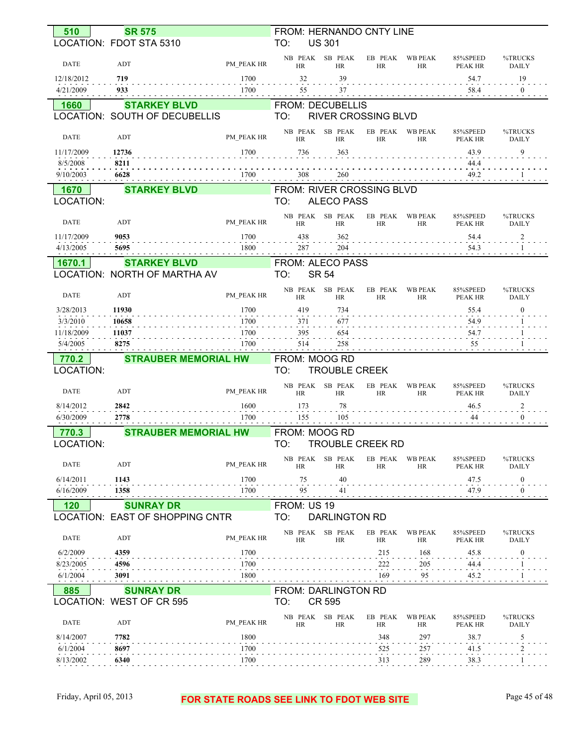## 510 SR 575

LOCATION: FDOT STA 5310

FROM: HERNANDO CNTY LINE
TO: US 301

| DATE | ADT | PM_PEAK HR | NB PEAK HR | SB PEAK HR | EB PEAK HR | WB PEAK HR | 85%SPEED PEAK HR | %TRUCKS DAILY |
|---|---|---|---|---|---|---|---|---|
| 12/18/2012 | 719 | 1700 | 32 | 39 | | | 54.7 | 19 |
| 4/21/2009 | 933 | 1700 | 55 | 37 | | | 58.4 | 0 |

## 1660 STARKEY BLVD

LOCATION: SOUTH OF DECUBELLIS

FROM: DECUBELLIS
TO: RIVER CROSSING BLVD

| DATE | ADT | PM_PEAK HR | NB PEAK HR | SB PEAK HR | EB PEAK HR | WB PEAK HR | 85%SPEED PEAK HR | %TRUCKS DAILY |
|---|---|---|---|---|---|---|---|---|
| 11/17/2009 | 12736 | 1700 | 736 | 363 | | | 43.9 | 9 |
| 8/5/2008 | 8211 | | | | | | 44.4 | |
| 9/10/2003 | 6628 | 1700 | 308 | 260 | | | 49.2 | 1 |

## 1670 STARKEY BLVD

LOCATION:

FROM: RIVER CROSSING BLVD
TO: ALECO PASS

| DATE | ADT | PM_PEAK HR | NB PEAK HR | SB PEAK HR | EB PEAK HR | WB PEAK HR | 85%SPEED PEAK HR | %TRUCKS DAILY |
|---|---|---|---|---|---|---|---|---|
| 11/17/2009 | 9053 | 1700 | 438 | 362 | | | 54.4 | 2 |
| 4/13/2005 | 5695 | 1800 | 287 | 204 | | | 54.3 | 1 |

## 1670.1 STARKEY BLVD

LOCATION: NORTH OF MARTHA AV

FROM: ALECO PASS
TO: SR 54

| DATE | ADT | PM_PEAK HR | NB PEAK HR | SB PEAK HR | EB PEAK HR | WB PEAK HR | 85%SPEED PEAK HR | %TRUCKS DAILY |
|---|---|---|---|---|---|---|---|---|
| 3/28/2013 | 11930 | 1700 | 419 | 734 | | | 55.4 | 0 |
| 3/3/2010 | 10658 | 1700 | 371 | 677 | | | 54.9 | 1 |
| 11/18/2009 | 11037 | 1700 | 395 | 654 | | | 54.7 | 1 |
| 5/4/2005 | 8275 | 1700 | 514 | 258 | | | 55 | 1 |

## 770.2 STRAUBER MEMORIAL HW

LOCATION:

FROM: MOOG RD
TO: TROUBLE CREEK

| DATE | ADT | PM_PEAK HR | NB PEAK HR | SB PEAK HR | EB PEAK HR | WB PEAK HR | 85%SPEED PEAK HR | %TRUCKS DAILY |
|---|---|---|---|---|---|---|---|---|
| 8/14/2012 | 2842 | 1600 | 173 | 78 | | | 46.5 | 2 |
| 6/30/2009 | 2778 | 1700 | 155 | 105 | | | 44 | 0 |

## 770.3 STRAUBER MEMORIAL HW

LOCATION:

FROM: MOOG RD
TO: TROUBLE CREEK RD

| DATE | ADT | PM_PEAK HR | NB PEAK HR | SB PEAK HR | EB PEAK HR | WB PEAK HR | 85%SPEED PEAK HR | %TRUCKS DAILY |
|---|---|---|---|---|---|---|---|---|
| 6/14/2011 | 1143 | 1700 | 75 | 40 | | | 47.5 | 0 |
| 6/16/2009 | 1358 | 1700 | 95 | 41 | | | 47.9 | 0 |

## 120 SUNRAY DR

LOCATION: EAST OF SHOPPING CNTR

FROM: US 19
TO: DARLINGTON RD

| DATE | ADT | PM_PEAK HR | NB PEAK HR | SB PEAK HR | EB PEAK HR | WB PEAK HR | 85%SPEED PEAK HR | %TRUCKS DAILY |
|---|---|---|---|---|---|---|---|---|
| 6/2/2009 | 4359 | 1700 | | | 215 | 168 | 45.8 | 0 |
| 8/23/2005 | 4596 | 1700 | | | 222 | 205 | 44.4 | 1 |
| 6/1/2004 | 3091 | 1800 | | | 169 | 95 | 45.2 | 1 |

## 885 SUNRAY DR

LOCATION: WEST OF CR 595

FROM: DARLINGTON RD
TO: CR 595

| DATE | ADT | PM_PEAK HR | NB PEAK HR | SB PEAK HR | EB PEAK HR | WB PEAK HR | 85%SPEED PEAK HR | %TRUCKS DAILY |
|---|---|---|---|---|---|---|---|---|
| 8/14/2007 | 7782 | 1800 | | | 348 | 297 | 38.7 | 5 |
| 6/1/2004 | 8697 | 1700 | | | 525 | 257 | 41.5 | 2 |
| 8/13/2002 | 6340 | 1700 | | | 313 | 289 | 38.3 | 1 |

Friday, April 05, 2013

FOR STATE ROADS SEE LINK TO FDOT WEB SITE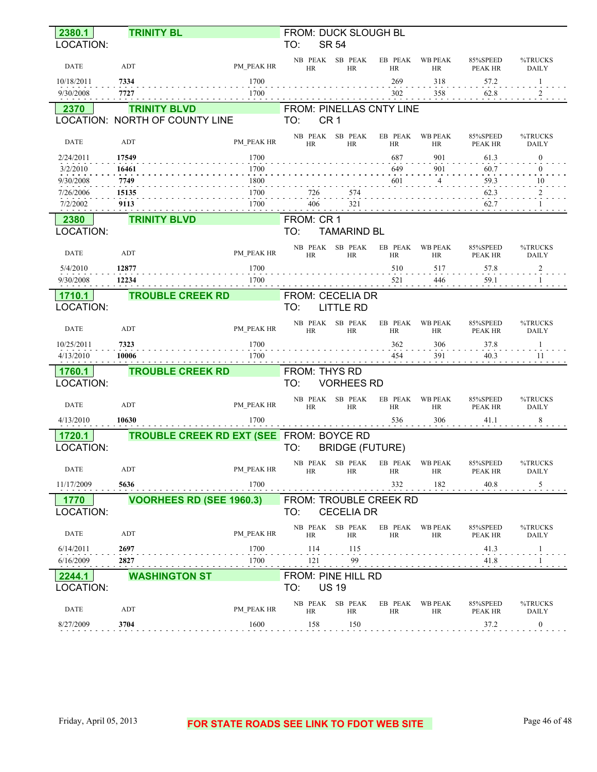**2380.1** **TRINITY BL**

LOCATION:

FROM: DUCK SLOUGH BL
TO: SR 54

| DATE | ADT | PM_PEAK HR | NB PEAK HR | SB PEAK HR | EB PEAK HR | WB PEAK HR | 85%SPEED PEAK HR | %TRUCKS DAILY |
|---|---|---|---|---|---|---|---|---|
| 10/18/2011 | **7334** | 1700 | | | 269 | 318 | 57.2 | 1 |
| 9/30/2008 | **7727** | 1700 | | | 302 | 358 | 62.8 | 2 |

**2370** **TRINITY BLVD**

LOCATION: NORTH OF COUNTY LINE

FROM: PINELLAS CNTY LINE
TO: CR 1

| DATE | ADT | PM_PEAK HR | NB PEAK HR | SB PEAK HR | EB PEAK HR | WB PEAK HR | 85%SPEED PEAK HR | %TRUCKS DAILY |
|---|---|---|---|---|---|---|---|---|
| 2/24/2011 | **17549** | 1700 | | | 687 | 901 | 61.3 | 0 |
| 3/2/2010 | **16461** | 1700 | | | 649 | 901 | 60.7 | 0 |
| 9/30/2008 | **7749** | 1800 | | | 601 | 4 | 59.3 | 10 |
| 7/26/2006 | **15135** | 1700 | 726 | 574 | | | 62.3 | 2 |
| 7/2/2002 | **9113** | 1700 | 406 | 321 | | | 62.7 | 1 |

**2380** **TRINITY BLVD**

LOCATION:

FROM: CR 1
TO: TAMARIND BL

| DATE | ADT | PM_PEAK HR | NB PEAK HR | SB PEAK HR | EB PEAK HR | WB PEAK HR | 85%SPEED PEAK HR | %TRUCKS DAILY |
|---|---|---|---|---|---|---|---|---|
| 5/4/2010 | **12877** | 1700 | | | 510 | 517 | 57.8 | 2 |
| 9/30/2008 | **12234** | 1700 | | | 521 | 446 | 59.1 | 1 |

**1710.1** **TROUBLE CREEK RD**

LOCATION:

FROM: CECELIA DR
TO: LITTLE RD

| DATE | ADT | PM_PEAK HR | NB PEAK HR | SB PEAK HR | EB PEAK HR | WB PEAK HR | 85%SPEED PEAK HR | %TRUCKS DAILY |
|---|---|---|---|---|---|---|---|---|
| 10/25/2011 | **7323** | 1700 | | | 362 | 306 | 37.8 | 1 |
| 4/13/2010 | **10006** | 1700 | | | 454 | 391 | 40.3 | 11 |

**1760.1** **TROUBLE CREEK RD**

LOCATION:

FROM: THYS RD
TO: VORHEES RD

| DATE | ADT | PM_PEAK HR | NB PEAK HR | SB PEAK HR | EB PEAK HR | WB PEAK HR | 85%SPEED PEAK HR | %TRUCKS DAILY |
|---|---|---|---|---|---|---|---|---|
| 4/13/2010 | **10630** | 1700 | | | 536 | 306 | 41.1 | 8 |

**1720.1** **TROUBLE CREEK RD EXT (SEE**

LOCATION:

FROM: BOYCE RD
TO: BRIDGE (FUTURE)

| DATE | ADT | PM_PEAK HR | NB PEAK HR | SB PEAK HR | EB PEAK HR | WB PEAK HR | 85%SPEED PEAK HR | %TRUCKS DAILY |
|---|---|---|---|---|---|---|---|---|
| 11/17/2009 | **5636** | 1700 | | | 332 | 182 | 40.8 | 5 |

**1770** **VOORHEES RD (SEE 1960.3)**

LOCATION:

FROM: TROUBLE CREEK RD
TO: CECELIA DR

| DATE | ADT | PM_PEAK HR | NB PEAK HR | SB PEAK HR | EB PEAK HR | WB PEAK HR | 85%SPEED PEAK HR | %TRUCKS DAILY |
|---|---|---|---|---|---|---|---|---|
| 6/14/2011 | **2697** | 1700 | 114 | 115 | | | 41.3 | 1 |
| 6/16/2009 | **2827** | 1700 | 121 | 99 | | | 41.8 | 1 |

**2244.1** **WASHINGTON ST**

LOCATION:

FROM: PINE HILL RD
TO: US 19

| DATE | ADT | PM_PEAK HR | NB PEAK HR | SB PEAK HR | EB PEAK HR | WB PEAK HR | 85%SPEED PEAK HR | %TRUCKS DAILY |
|---|---|---|---|---|---|---|---|---|
| 8/27/2009 | **3704** | 1600 | 158 | 150 | | | 37.2 | 0 |

FOR STATE ROADS SEE LINK TO FDOT WEB SITE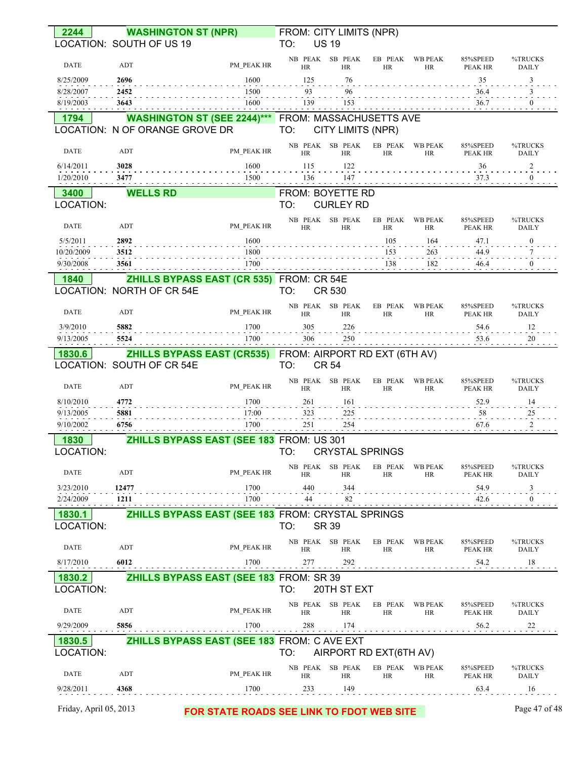**2244** **WASHINGTON ST (NPR)** FROM: CITY LIMITS (NPR)
LOCATION: SOUTH OF US 19 TO: US 19

| DATE | ADT | PM_PEAK HR | NB PEAK HR | SB PEAK HR | EB PEAK HR | WB PEAK HR | 85%SPEED PEAK HR | %TRUCKS DAILY |
|---|---|---|---|---|---|---|---|---|
| 8/25/2009 | 2696 | 1600 | 125 | 76 | | | 35 | 3 |
| 8/28/2007 | 2452 | 1500 | 93 | 96 | | | 36.4 | 3 |
| 8/19/2003 | 3643 | 1600 | 139 | 153 | | | 36.7 | 0 |

**1794** **WASHINGTON ST (SEE 2244)*** ** FROM: MASSACHUSETTS AVE
LOCATION: N OF ORANGE GROVE DR TO: CITY LIMITS (NPR)

| DATE | ADT | PM_PEAK HR | NB PEAK HR | SB PEAK HR | EB PEAK HR | WB PEAK HR | 85%SPEED PEAK HR | %TRUCKS DAILY |
|---|---|---|---|---|---|---|---|---|
| 6/14/2011 | 3028 | 1600 | 115 | 122 | | | 36 | 2 |
| 1/20/2010 | 3477 | 1500 | 136 | 147 | | | 37.3 | 0 |

**3400** **WELLS RD** FROM: BOYETTE RD
LOCATION: TO: CURLEY RD

| DATE | ADT | PM_PEAK HR | NB PEAK HR | SB PEAK HR | EB PEAK HR | WB PEAK HR | 85%SPEED PEAK HR | %TRUCKS DAILY |
|---|---|---|---|---|---|---|---|---|
| 5/5/2011 | 2892 | 1600 | | | 105 | 164 | 47.1 | 0 |
| 10/20/2009 | 3512 | 1800 | | | 153 | 263 | 44.9 | 7 |
| 9/30/2008 | 3561 | 1700 | | | 138 | 182 | 46.4 | 0 |

**1840** **ZHILLS BYPASS EAST (CR 535)** FROM: CR 54E
LOCATION: NORTH OF CR 54E TO: CR 530

| DATE | ADT | PM_PEAK HR | NB PEAK HR | SB PEAK HR | EB PEAK HR | WB PEAK HR | 85%SPEED PEAK HR | %TRUCKS DAILY |
|---|---|---|---|---|---|---|---|---|
| 3/9/2010 | 5882 | 1700 | 305 | 226 | | | 54.6 | 12 |
| 9/13/2005 | 5524 | 1700 | 306 | 250 | | | 53.6 | 20 |

**1830.6** **ZHILLS BYPASS EAST (CR535)** FROM: AIRPORT RD EXT (6TH AV)
LOCATION: SOUTH OF CR 54E TO: CR 54

| DATE | ADT | PM_PEAK HR | NB PEAK HR | SB PEAK HR | EB PEAK HR | WB PEAK HR | 85%SPEED PEAK HR | %TRUCKS DAILY |
|---|---|---|---|---|---|---|---|---|
| 8/10/2010 | 4772 | 1700 | 261 | 161 | | | 52.9 | 14 |
| 9/13/2005 | 5881 | 17:00 | 323 | 225 | | | 58 | 25 |
| 9/10/2002 | 6756 | 1700 | 251 | 254 | | | 67.6 | 2 |

**1830** **ZHILLS BYPASS EAST (SEE 183** FROM: US 301
LOCATION: TO: CRYSTAL SPRINGS

| DATE | ADT | PM_PEAK HR | NB PEAK HR | SB PEAK HR | EB PEAK HR | WB PEAK HR | 85%SPEED PEAK HR | %TRUCKS DAILY |
|---|---|---|---|---|---|---|---|---|
| 3/23/2010 | 12477 | 1700 | 440 | 344 | | | 54.9 | 3 |
| 2/24/2009 | 1211 | 1700 | 44 | 82 | | | 42.6 | 0 |

**1830.1** **ZHILLS BYPASS EAST (SEE 183** FROM: CRYSTAL SPRINGS
LOCATION: TO: SR 39

| DATE | ADT | PM_PEAK HR | NB PEAK HR | SB PEAK HR | EB PEAK HR | WB PEAK HR | 85%SPEED PEAK HR | %TRUCKS DAILY |
|---|---|---|---|---|---|---|---|---|
| 8/17/2010 | 6012 | 1700 | 277 | 292 | | | 54.2 | 18 |

**1830.2** **ZHILLS BYPASS EAST (SEE 183** FROM: SR 39
LOCATION: TO: 20TH ST EXT

| DATE | ADT | PM_PEAK HR | NB PEAK HR | SB PEAK HR | EB PEAK HR | WB PEAK HR | 85%SPEED PEAK HR | %TRUCKS DAILY |
|---|---|---|---|---|---|---|---|---|
| 9/29/2009 | 5856 | 1700 | 288 | 174 | | | 56.2 | 22 |

**1830.5** **ZHILLS BYPASS EAST (SEE 183** FROM: C AVE EXT
LOCATION: TO: AIRPORT RD EXT(6TH AV)

| DATE | ADT | PM_PEAK HR | NB PEAK HR | SB PEAK HR | EB PEAK HR | WB PEAK HR | 85%SPEED PEAK HR | %TRUCKS DAILY |
|---|---|---|---|---|---|---|---|---|
| 9/28/2011 | 4368 | 1700 | 233 | 149 | | | 63.4 | 16 |

Friday, April 05, 2013

**FOR STATE ROADS SEE LINK TO FDOT WEB SITE**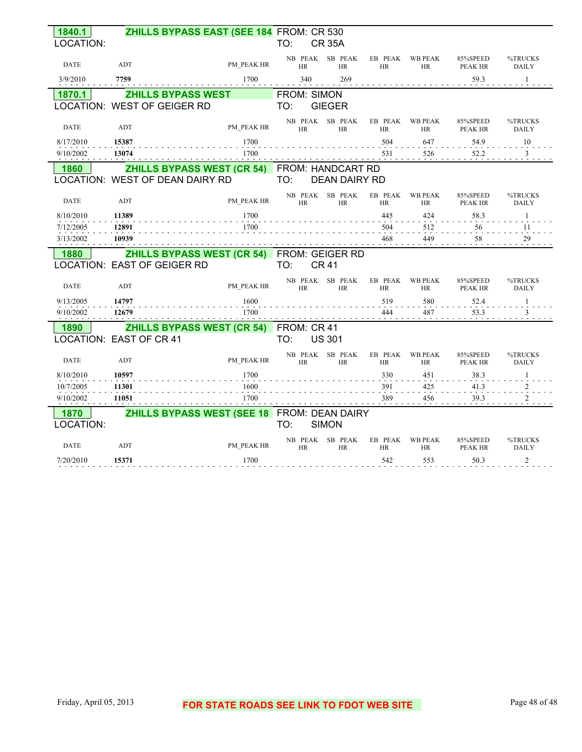**1840.1** **ZHILLS BYPASS EAST (SEE 184** FROM: CR 530
LOCATION: TO: CR 35A

| DATE | ADT | PM_PEAK HR | NB PEAK HR | SB PEAK HR | EB PEAK HR | WB PEAK HR | 85%SPEED PEAK HR | %TRUCKS DAILY |
|---|---|---|---|---|---|---|---|---|
| 3/9/2010 | **7759** | 1700 | 340 | 269 | | | 59.3 | 1 |

**1870.1** **ZHILLS BYPASS WEST** FROM: SIMON
LOCATION: WEST OF GEIGER RD TO: GIEGER

| DATE | ADT | PM_PEAK HR | NB PEAK HR | SB PEAK HR | EB PEAK HR | WB PEAK HR | 85%SPEED PEAK HR | %TRUCKS DAILY |
|---|---|---|---|---|---|---|---|---|
| 8/17/2010 | **15387** | 1700 | | | 504 | 647 | 54.9 | 10 |
| 9/10/2002 | **13074** | 1700 | | | 531 | 526 | 52.2 | 3 |

**1860** **ZHILLS BYPASS WEST (CR 54)** FROM: HANDCART RD
LOCATION: WEST OF DEAN DAIRY RD TO: DEAN DAIRY RD

| DATE | ADT | PM_PEAK HR | NB PEAK HR | SB PEAK HR | EB PEAK HR | WB PEAK HR | 85%SPEED PEAK HR | %TRUCKS DAILY |
|---|---|---|---|---|---|---|---|---|
| 8/10/2010 | **11389** | 1700 | | | 445 | 424 | 58.3 | 1 |
| 7/12/2005 | **12891** | 1700 | | | 504 | 512 | 56 | 11 |
| 3/13/2002 | **10939** | | | | 468 | 449 | 58 | 29 |

**1880** **ZHILLS BYPASS WEST (CR 54)** FROM: GEIGER RD
LOCATION: EAST OF GEIGER RD TO: CR 41

| DATE | ADT | PM_PEAK HR | NB PEAK HR | SB PEAK HR | EB PEAK HR | WB PEAK HR | 85%SPEED PEAK HR | %TRUCKS DAILY |
|---|---|---|---|---|---|---|---|---|
| 9/13/2005 | **14797** | 1600 | | | 519 | 580 | 52.4 | 1 |
| 9/10/2002 | **12679** | 1700 | | | 444 | 487 | 53.3 | 3 |

**1890** **ZHILLS BYPASS WEST (CR 54)** FROM: CR 41
LOCATION: EAST OF CR 41 TO: US 301

| DATE | ADT | PM_PEAK HR | NB PEAK HR | SB PEAK HR | EB PEAK HR | WB PEAK HR | 85%SPEED PEAK HR | %TRUCKS DAILY |
|---|---|---|---|---|---|---|---|---|
| 8/10/2010 | **10597** | 1700 | | | 330 | 451 | 38.3 | 1 |
| 10/7/2005 | **11301** | 1600 | | | 391 | 425 | 41.3 | 2 |
| 9/10/2002 | **11051** | 1700 | | | 389 | 456 | 39.3 | 2 |

**1870** **ZHILLS BYPASS WEST (SEE 18** FROM: DEAN DAIRY
LOCATION: TO: SIMON

| DATE | ADT | PM_PEAK HR | NB PEAK HR | SB PEAK HR | EB PEAK HR | WB PEAK HR | 85%SPEED PEAK HR | %TRUCKS DAILY |
|---|---|---|---|---|---|---|---|---|
| 7/20/2010 | **15371** | 1700 | | | 542 | 553 | 50.3 | 2 |

Friday, April 05, 2013

**FOR STATE ROADS SEE LINK TO FDOT WEB SITE**